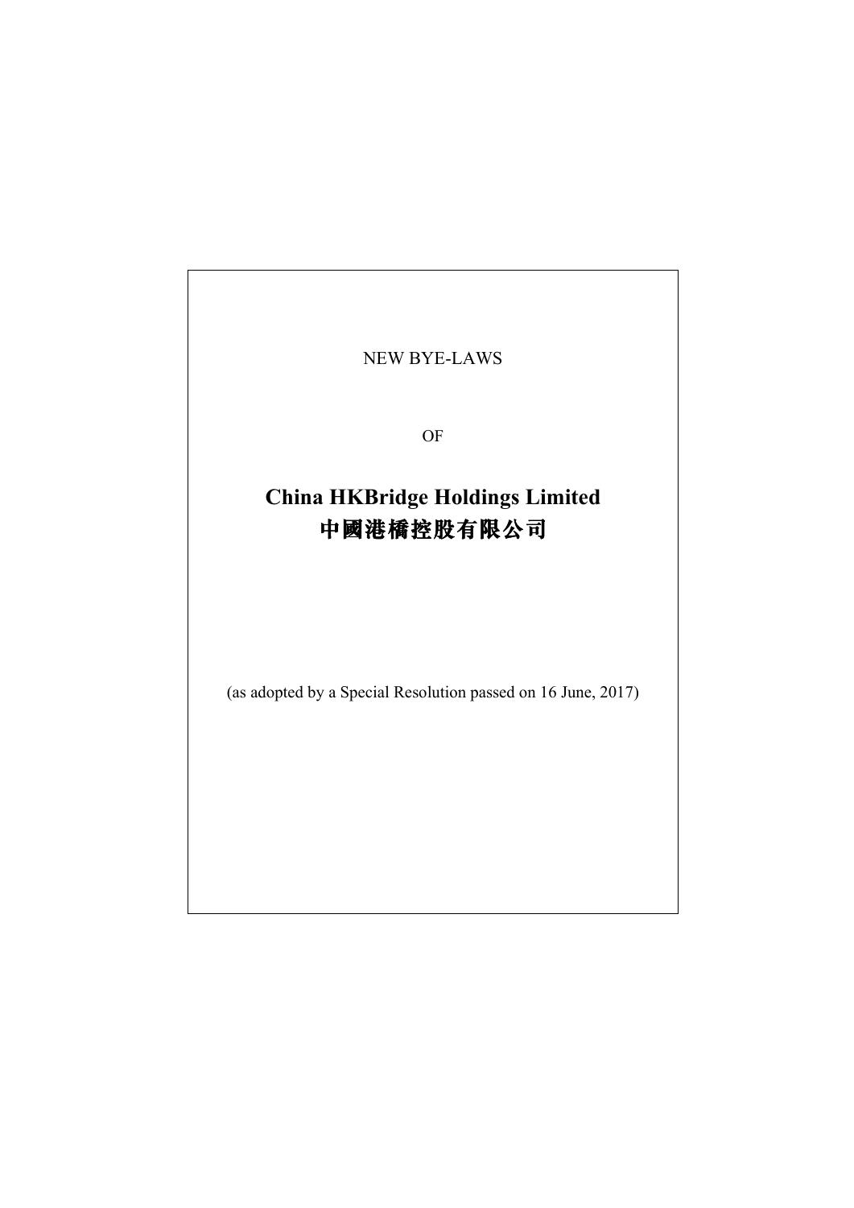NEW BYE-LAWS

OF

# China HKBridge Holdings Limited
# 中國港橋控股有限公司

(as adopted by a Special Resolution passed on 16 June, 2017)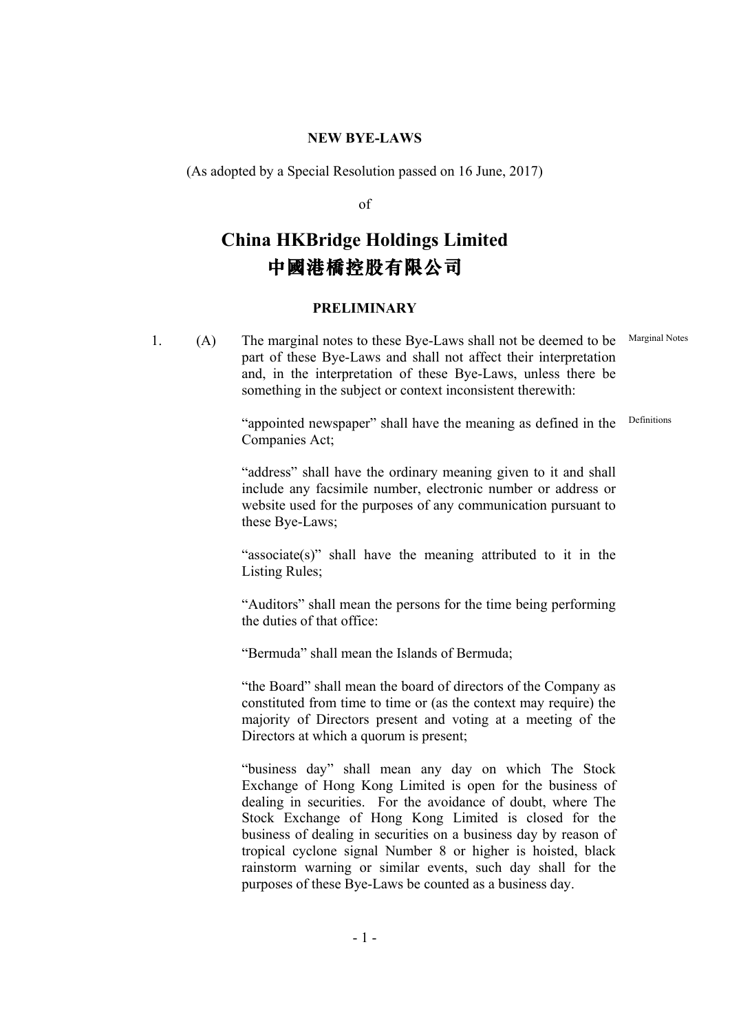**NEW BYE-LAWS**

(As adopted by a Special Resolution passed on 16 June, 2017)

of

# China HKBridge Holdings Limited
# 中國港橋控股有限公司

## PRELIMINARY

1. (A) The marginal notes to these Bye-Laws shall not be deemed to be part of these Bye-Laws and shall not affect their interpretation and, in the interpretation of these Bye-Laws, unless there be something in the subject or context inconsistent therewith: *Marginal Notes*

"appointed newspaper" shall have the meaning as defined in the Companies Act; *Definitions*

"address" shall have the ordinary meaning given to it and shall include any facsimile number, electronic number or address or website used for the purposes of any communication pursuant to these Bye-Laws;

"associate(s)" shall have the meaning attributed to it in the Listing Rules;

"Auditors" shall mean the persons for the time being performing the duties of that office:

"Bermuda" shall mean the Islands of Bermuda;

"the Board" shall mean the board of directors of the Company as constituted from time to time or (as the context may require) the majority of Directors present and voting at a meeting of the Directors at which a quorum is present;

"business day" shall mean any day on which The Stock Exchange of Hong Kong Limited is open for the business of dealing in securities. For the avoidance of doubt, where The Stock Exchange of Hong Kong Limited is closed for the business of dealing in securities on a business day by reason of tropical cyclone signal Number 8 or higher is hoisted, black rainstorm warning or similar events, such day shall for the purposes of these Bye-Laws be counted as a business day.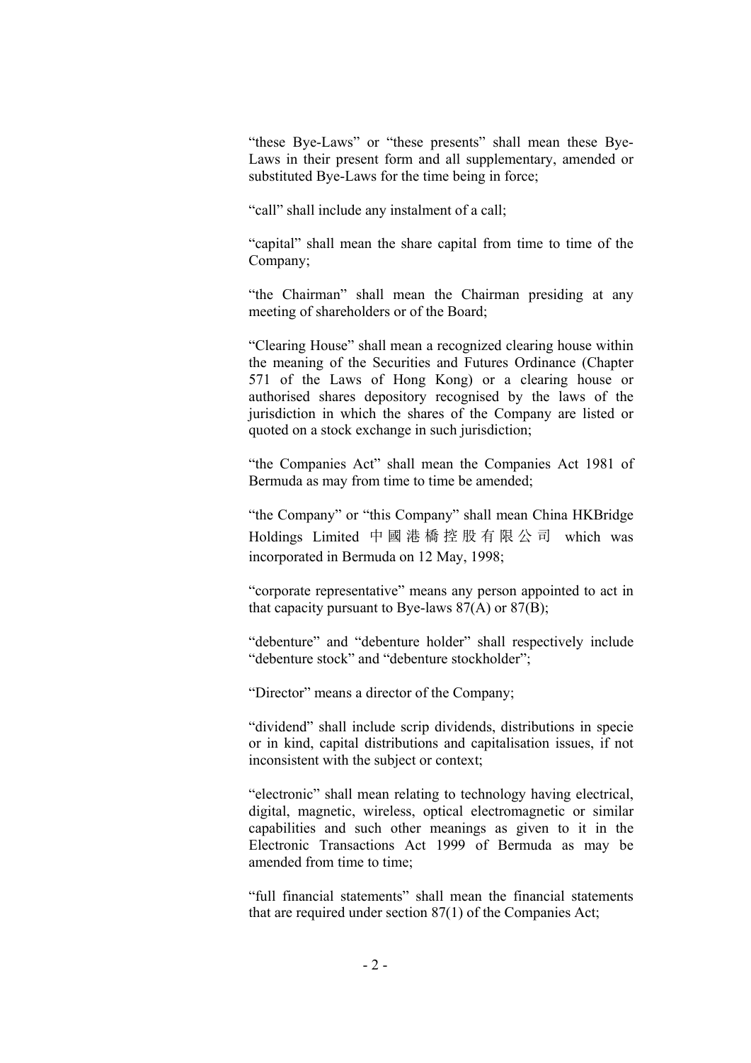"these Bye-Laws" or "these presents" shall mean these Bye-Laws in their present form and all supplementary, amended or substituted Bye-Laws for the time being in force;

"call" shall include any instalment of a call;

"capital" shall mean the share capital from time to time of the Company;

"the Chairman" shall mean the Chairman presiding at any meeting of shareholders or of the Board;

"Clearing House" shall mean a recognized clearing house within the meaning of the Securities and Futures Ordinance (Chapter 571 of the Laws of Hong Kong) or a clearing house or authorised shares depository recognised by the laws of the jurisdiction in which the shares of the Company are listed or quoted on a stock exchange in such jurisdiction;

"the Companies Act" shall mean the Companies Act 1981 of Bermuda as may from time to time be amended;

"the Company" or "this Company" shall mean China HKBridge Holdings Limited 中國港橋控股有限公司 which was incorporated in Bermuda on 12 May, 1998;

"corporate representative" means any person appointed to act in that capacity pursuant to Bye-laws 87(A) or 87(B);

"debenture" and "debenture holder" shall respectively include "debenture stock" and "debenture stockholder";

"Director" means a director of the Company;

"dividend" shall include scrip dividends, distributions in specie or in kind, capital distributions and capitalisation issues, if not inconsistent with the subject or context;

"electronic" shall mean relating to technology having electrical, digital, magnetic, wireless, optical electromagnetic or similar capabilities and such other meanings as given to it in the Electronic Transactions Act 1999 of Bermuda as may be amended from time to time;

"full financial statements" shall mean the financial statements that are required under section 87(1) of the Companies Act;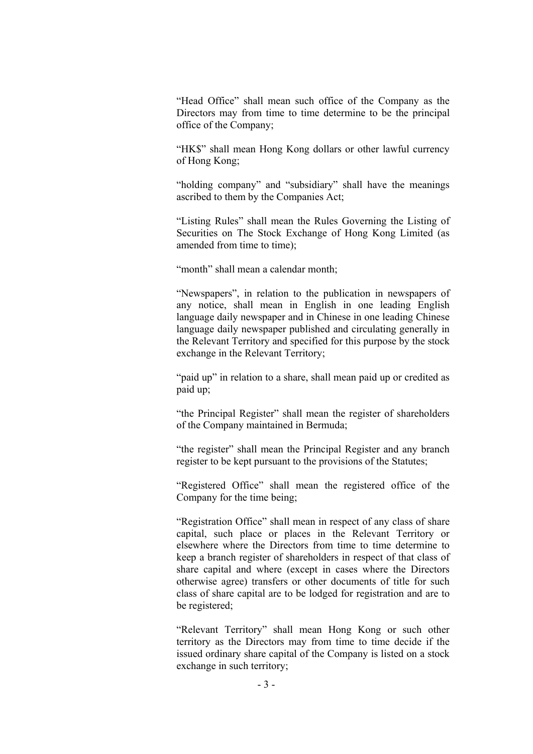"Head Office" shall mean such office of the Company as the Directors may from time to time determine to be the principal office of the Company;

"HK$" shall mean Hong Kong dollars or other lawful currency of Hong Kong;

"holding company" and "subsidiary" shall have the meanings ascribed to them by the Companies Act;

"Listing Rules" shall mean the Rules Governing the Listing of Securities on The Stock Exchange of Hong Kong Limited (as amended from time to time);

"month" shall mean a calendar month;

"Newspapers", in relation to the publication in newspapers of any notice, shall mean in English in one leading English language daily newspaper and in Chinese in one leading Chinese language daily newspaper published and circulating generally in the Relevant Territory and specified for this purpose by the stock exchange in the Relevant Territory;

"paid up" in relation to a share, shall mean paid up or credited as paid up;

"the Principal Register" shall mean the register of shareholders of the Company maintained in Bermuda;

"the register" shall mean the Principal Register and any branch register to be kept pursuant to the provisions of the Statutes;

"Registered Office" shall mean the registered office of the Company for the time being;

"Registration Office" shall mean in respect of any class of share capital, such place or places in the Relevant Territory or elsewhere where the Directors from time to time determine to keep a branch register of shareholders in respect of that class of share capital and where (except in cases where the Directors otherwise agree) transfers or other documents of title for such class of share capital are to be lodged for registration and are to be registered;

"Relevant Territory" shall mean Hong Kong or such other territory as the Directors may from time to time decide if the issued ordinary share capital of the Company is listed on a stock exchange in such territory;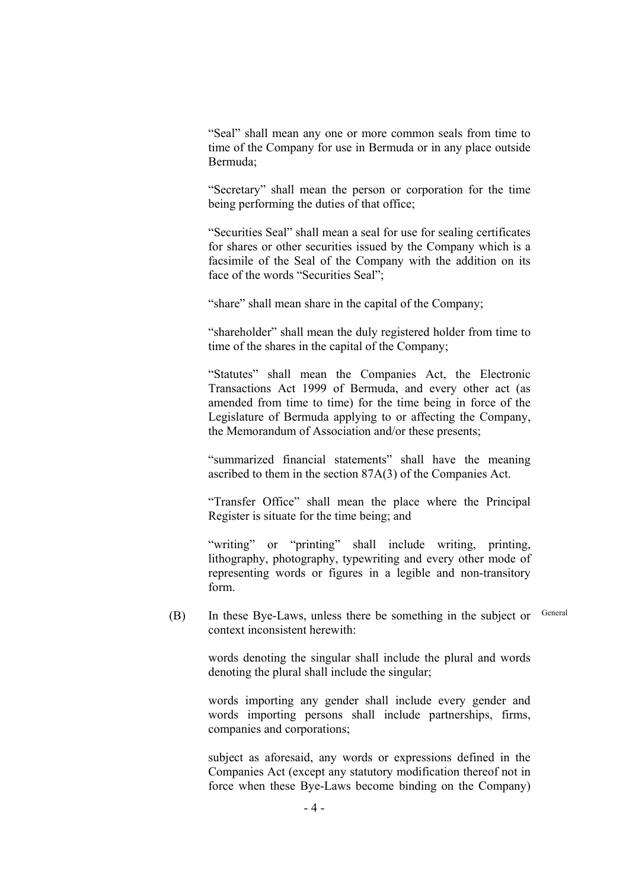"Seal" shall mean any one or more common seals from time to time of the Company for use in Bermuda or in any place outside Bermuda;

"Secretary" shall mean the person or corporation for the time being performing the duties of that office;

"Securities Seal" shall mean a seal for use for sealing certificates for shares or other securities issued by the Company which is a facsimile of the Seal of the Company with the addition on its face of the words "Securities Seal";

"share" shall mean share in the capital of the Company;

"shareholder" shall mean the duly registered holder from time to time of the shares in the capital of the Company;

"Statutes" shall mean the Companies Act, the Electronic Transactions Act 1999 of Bermuda, and every other act (as amended from time to time) for the time being in force of the Legislature of Bermuda applying to or affecting the Company, the Memorandum of Association and/or these presents;

"summarized financial statements" shall have the meaning ascribed to them in the section 87A(3) of the Companies Act.

"Transfer Office" shall mean the place where the Principal Register is situate for the time being; and

"writing" or "printing" shall include writing, printing, lithography, photography, typewriting and every other mode of representing words or figures in a legible and non-transitory form.

(B) In these Bye-Laws, unless there be something in the subject or context inconsistent herewith: General

words denoting the singular shall include the plural and words denoting the plural shall include the singular;

words importing any gender shall include every gender and words importing persons shall include partnerships, firms, companies and corporations;

subject as aforesaid, any words or expressions defined in the Companies Act (except any statutory modification thereof not in force when these Bye-Laws become binding on the Company)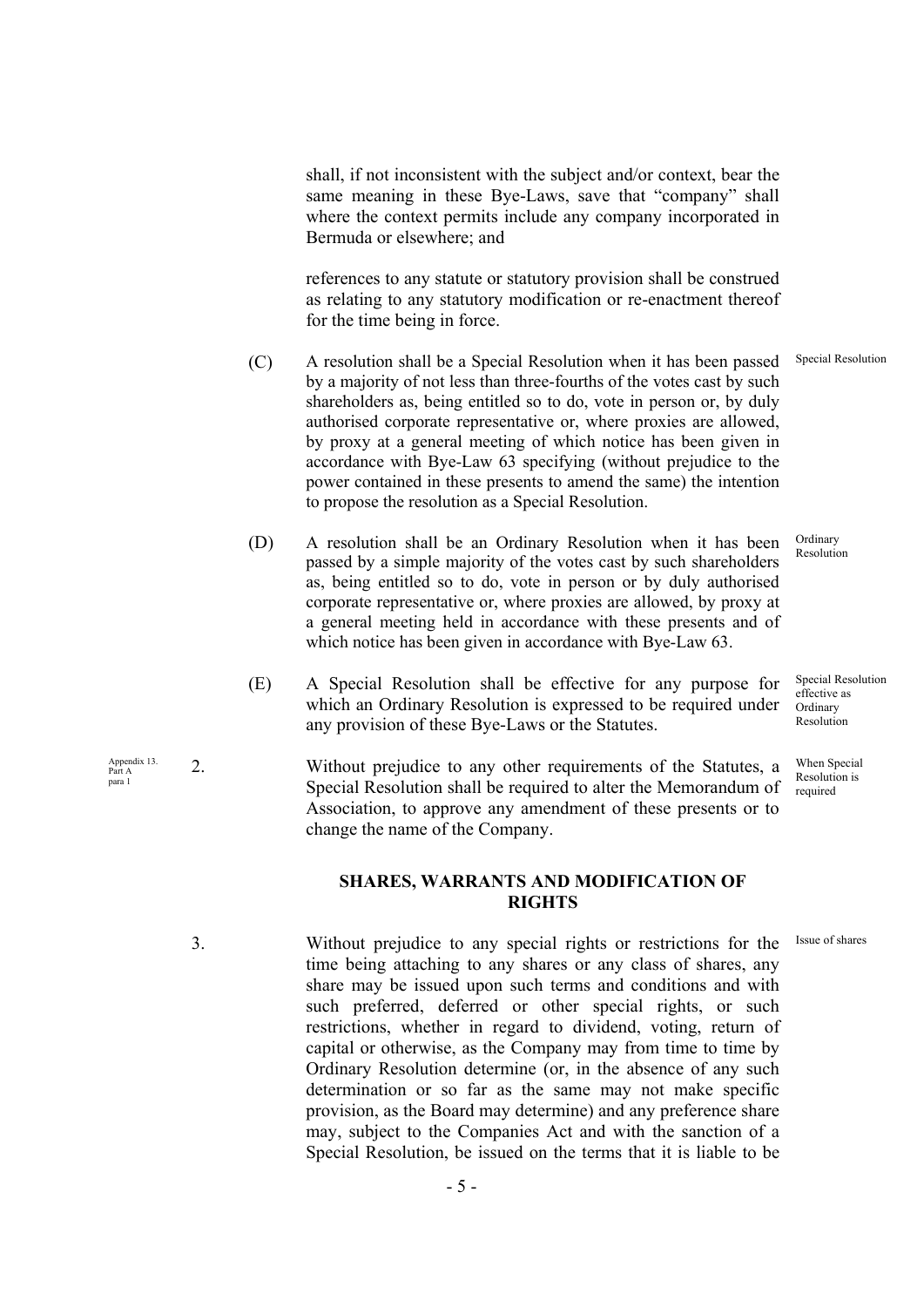shall, if not inconsistent with the subject and/or context, bear the same meaning in these Bye-Laws, save that "company" shall where the context permits include any company incorporated in Bermuda or elsewhere; and

references to any statute or statutory provision shall be construed as relating to any statutory modification or re-enactment thereof for the time being in force.

(C) A resolution shall be a Special Resolution when it has been passed by a majority of not less than three-fourths of the votes cast by such shareholders as, being entitled so to do, vote in person or, by duly authorised corporate representative or, where proxies are allowed, by proxy at a general meeting of which notice has been given in accordance with Bye-Law 63 specifying (without prejudice to the power contained in these presents to amend the same) the intention to propose the resolution as a Special Resolution. *Special Resolution*

(D) A resolution shall be an Ordinary Resolution when it has been passed by a simple majority of the votes cast by such shareholders as, being entitled so to do, vote in person or by duly authorised corporate representative or, where proxies are allowed, by proxy at a general meeting held in accordance with these presents and of which notice has been given in accordance with Bye-Law 63. *Ordinary Resolution*

(E) A Special Resolution shall be effective for any purpose for which an Ordinary Resolution is expressed to be required under any provision of these Bye-Laws or the Statutes. *Special Resolution effective as Ordinary Resolution*

*Appendix 13. Part A para 1*

2. Without prejudice to any other requirements of the Statutes, a Special Resolution shall be required to alter the Memorandum of Association, to approve any amendment of these presents or to change the name of the Company. *When Special Resolution is required*

## SHARES, WARRANTS AND MODIFICATION OF RIGHTS

3. Without prejudice to any special rights or restrictions for the time being attaching to any shares or any class of shares, any share may be issued upon such terms and conditions and with such preferred, deferred or other special rights, or such restrictions, whether in regard to dividend, voting, return of capital or otherwise, as the Company may from time to time by Ordinary Resolution determine (or, in the absence of any such determination or so far as the same may not make specific provision, as the Board may determine) and any preference share may, subject to the Companies Act and with the sanction of a Special Resolution, be issued on the terms that it is liable to be *Issue of shares*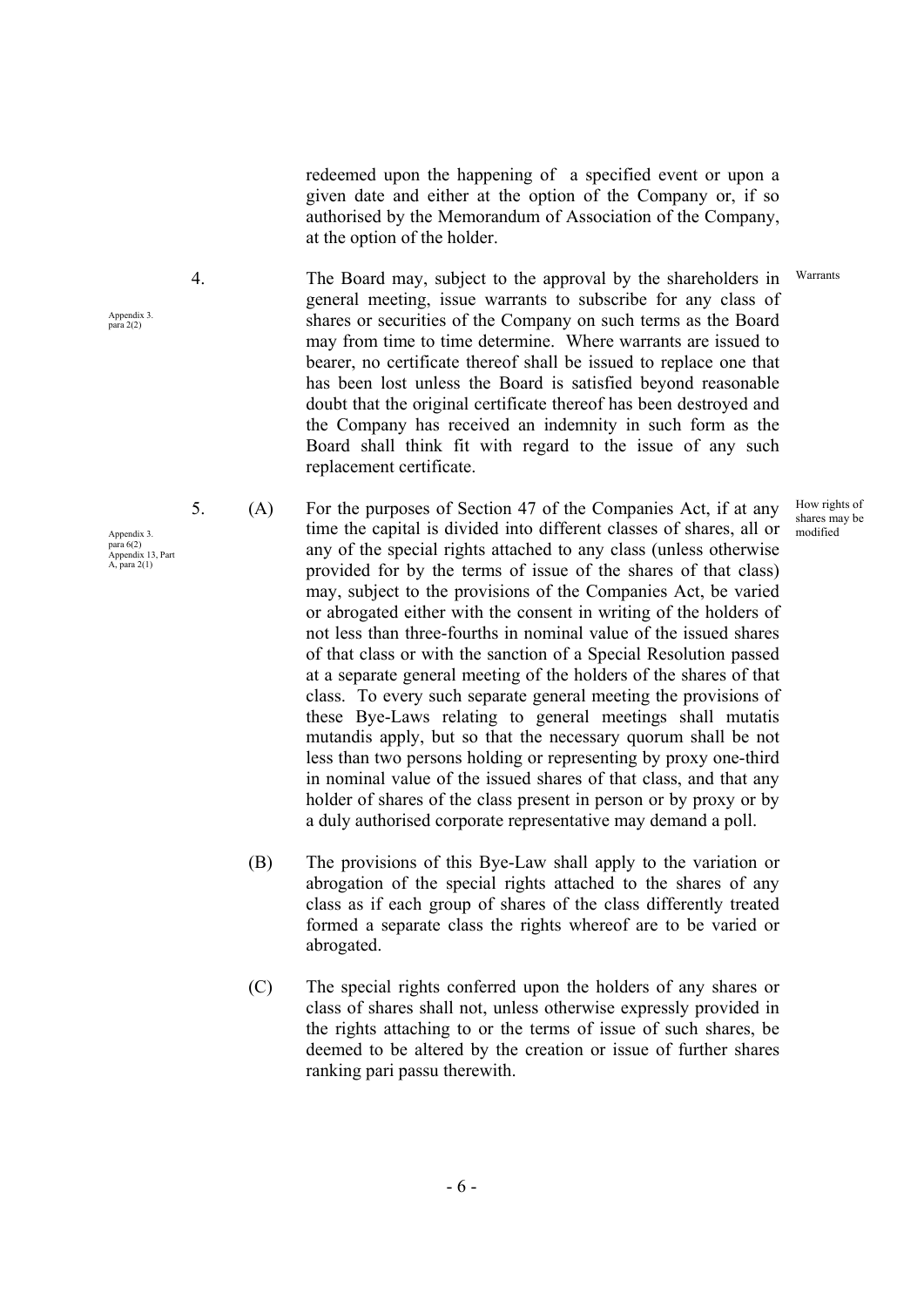redeemed upon the happening of a specified event or upon a given date and either at the option of the Company or, if so authorised by the Memorandum of Association of the Company, at the option of the holder.

Appendix 3. para 2(2)

Warrants

4. The Board may, subject to the approval by the shareholders in general meeting, issue warrants to subscribe for any class of shares or securities of the Company on such terms as the Board may from time to time determine. Where warrants are issued to bearer, no certificate thereof shall be issued to replace one that has been lost unless the Board is satisfied beyond reasonable doubt that the original certificate thereof has been destroyed and the Company has received an indemnity in such form as the Board shall think fit with regard to the issue of any such replacement certificate.

Appendix 3. para 6(2) Appendix 13, Part A, para 2(1)

How rights of shares may be modified

5. (A) For the purposes of Section 47 of the Companies Act, if at any time the capital is divided into different classes of shares, all or any of the special rights attached to any class (unless otherwise provided for by the terms of issue of the shares of that class) may, subject to the provisions of the Companies Act, be varied or abrogated either with the consent in writing of the holders of not less than three-fourths in nominal value of the issued shares of that class or with the sanction of a Special Resolution passed at a separate general meeting of the holders of the shares of that class. To every such separate general meeting the provisions of these Bye-Laws relating to general meetings shall mutatis mutandis apply, but so that the necessary quorum shall be not less than two persons holding or representing by proxy one-third in nominal value of the issued shares of that class, and that any holder of shares of the class present in person or by proxy or by a duly authorised corporate representative may demand a poll.

(B) The provisions of this Bye-Law shall apply to the variation or abrogation of the special rights attached to the shares of any class as if each group of shares of the class differently treated formed a separate class the rights whereof are to be varied or abrogated.

(C) The special rights conferred upon the holders of any shares or class of shares shall not, unless otherwise expressly provided in the rights attaching to or the terms of issue of such shares, be deemed to be altered by the creation or issue of further shares ranking pari passu therewith.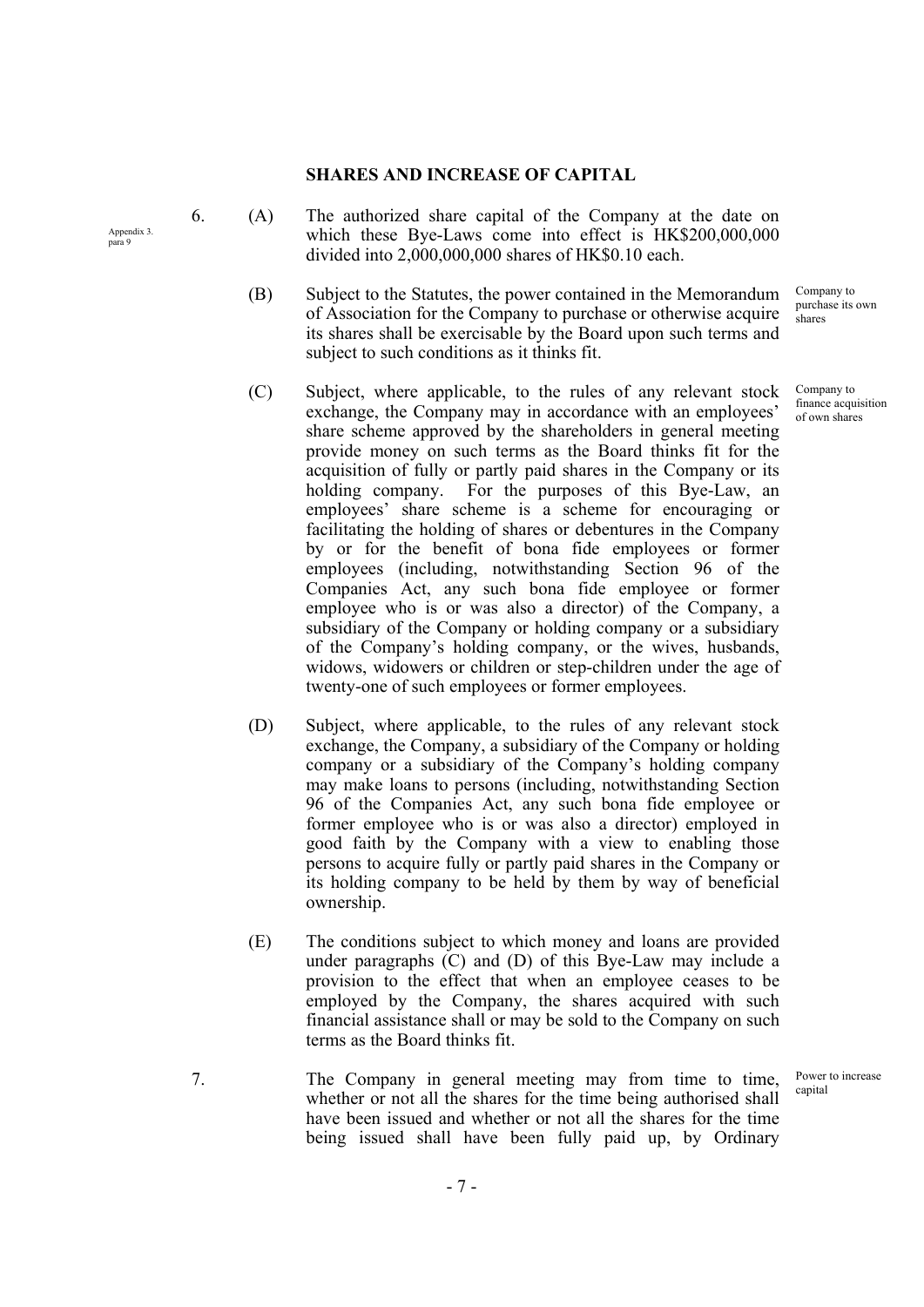## SHARES AND INCREASE OF CAPITAL

Appendix 3. para 9

6. (A) The authorized share capital of the Company at the date on which these Bye-Laws come into effect is HK$200,000,000 divided into 2,000,000,000 shares of HK$0.10 each.

Company to purchase its own shares

(B) Subject to the Statutes, the power contained in the Memorandum of Association for the Company to purchase or otherwise acquire its shares shall be exercisable by the Board upon such terms and subject to such conditions as it thinks fit.

Company to finance acquisition of own shares

(C) Subject, where applicable, to the rules of any relevant stock exchange, the Company may in accordance with an employees' share scheme approved by the shareholders in general meeting provide money on such terms as the Board thinks fit for the acquisition of fully or partly paid shares in the Company or its holding company. For the purposes of this Bye-Law, an employees' share scheme is a scheme for encouraging or facilitating the holding of shares or debentures in the Company by or for the benefit of bona fide employees or former employees (including, notwithstanding Section 96 of the Companies Act, any such bona fide employee or former employee who is or was also a director) of the Company, a subsidiary of the Company or holding company or a subsidiary of the Company's holding company, or the wives, husbands, widows, widowers or children or step-children under the age of twenty-one of such employees or former employees.

(D) Subject, where applicable, to the rules of any relevant stock exchange, the Company, a subsidiary of the Company or holding company or a subsidiary of the Company's holding company may make loans to persons (including, notwithstanding Section 96 of the Companies Act, any such bona fide employee or former employee who is or was also a director) employed in good faith by the Company with a view to enabling those persons to acquire fully or partly paid shares in the Company or its holding company to be held by them by way of beneficial ownership.

(E) The conditions subject to which money and loans are provided under paragraphs (C) and (D) of this Bye-Law may include a provision to the effect that when an employee ceases to be employed by the Company, the shares acquired with such financial assistance shall or may be sold to the Company on such terms as the Board thinks fit.

Power to increase capital

7. The Company in general meeting may from time to time, whether or not all the shares for the time being authorised shall have been issued and whether or not all the shares for the time being issued shall have been fully paid up, by Ordinary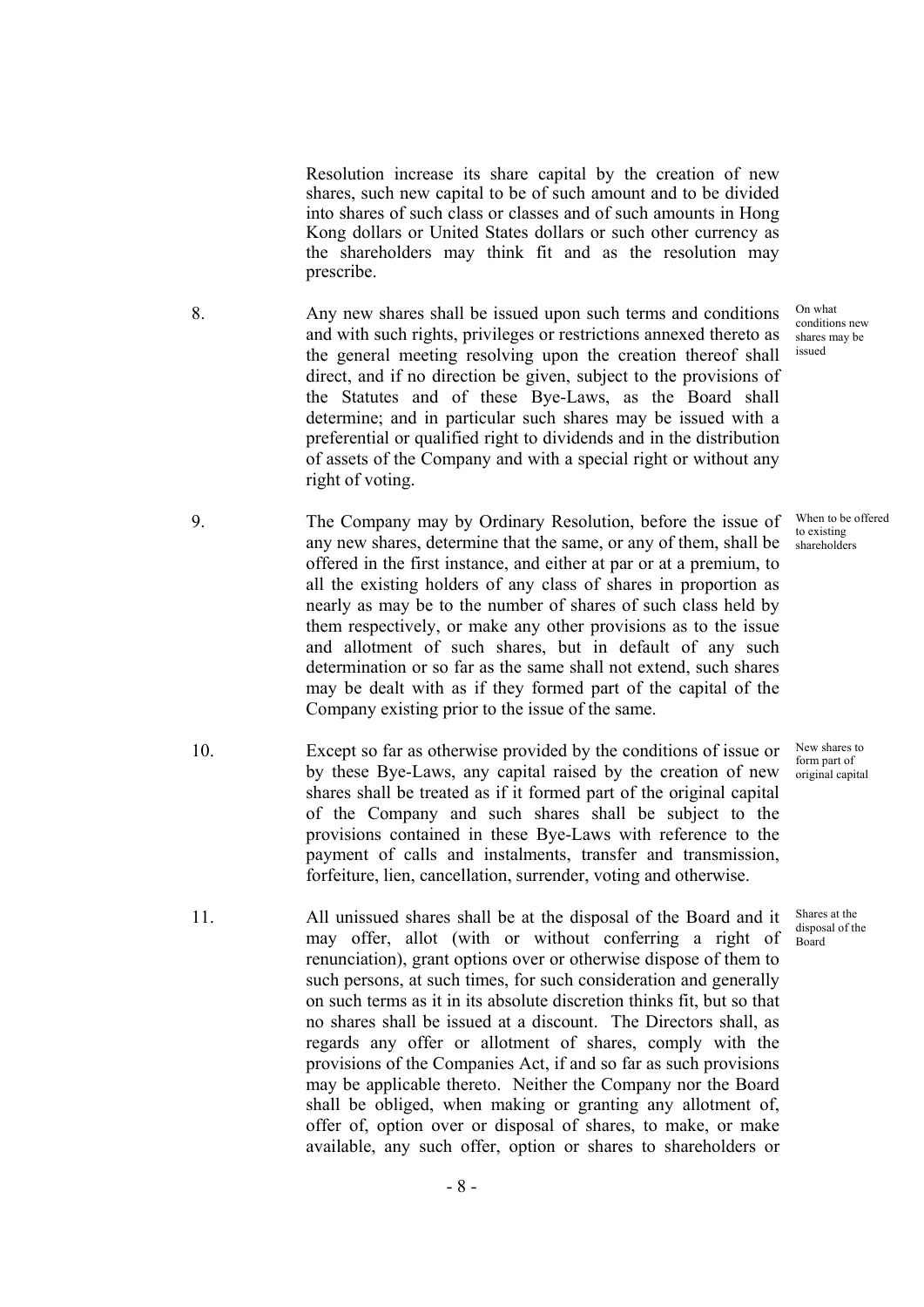Resolution increase its share capital by the creation of new shares, such new capital to be of such amount and to be divided into shares of such class or classes and of such amounts in Hong Kong dollars or United States dollars or such other currency as the shareholders may think fit and as the resolution may prescribe.

8. *On what conditions new shares may be issued*

Any new shares shall be issued upon such terms and conditions and with such rights, privileges or restrictions annexed thereto as the general meeting resolving upon the creation thereof shall direct, and if no direction be given, subject to the provisions of the Statutes and of these Bye-Laws, as the Board shall determine; and in particular such shares may be issued with a preferential or qualified right to dividends and in the distribution of assets of the Company and with a special right or without any right of voting.

9. *When to be offered to existing shareholders*

The Company may by Ordinary Resolution, before the issue of any new shares, determine that the same, or any of them, shall be offered in the first instance, and either at par or at a premium, to all the existing holders of any class of shares in proportion as nearly as may be to the number of shares of such class held by them respectively, or make any other provisions as to the issue and allotment of such shares, but in default of any such determination or so far as the same shall not extend, such shares may be dealt with as if they formed part of the capital of the Company existing prior to the issue of the same.

10. *New shares to form part of original capital*

Except so far as otherwise provided by the conditions of issue or by these Bye-Laws, any capital raised by the creation of new shares shall be treated as if it formed part of the original capital of the Company and such shares shall be subject to the provisions contained in these Bye-Laws with reference to the payment of calls and instalments, transfer and transmission, forfeiture, lien, cancellation, surrender, voting and otherwise.

11. *Shares at the disposal of the Board*

All unissued shares shall be at the disposal of the Board and it may offer, allot (with or without conferring a right of renunciation), grant options over or otherwise dispose of them to such persons, at such times, for such consideration and generally on such terms as it in its absolute discretion thinks fit, but so that no shares shall be issued at a discount. The Directors shall, as regards any offer or allotment of shares, comply with the provisions of the Companies Act, if and so far as such provisions may be applicable thereto. Neither the Company nor the Board shall be obliged, when making or granting any allotment of, offer of, option over or disposal of shares, to make, or make available, any such offer, option or shares to shareholders or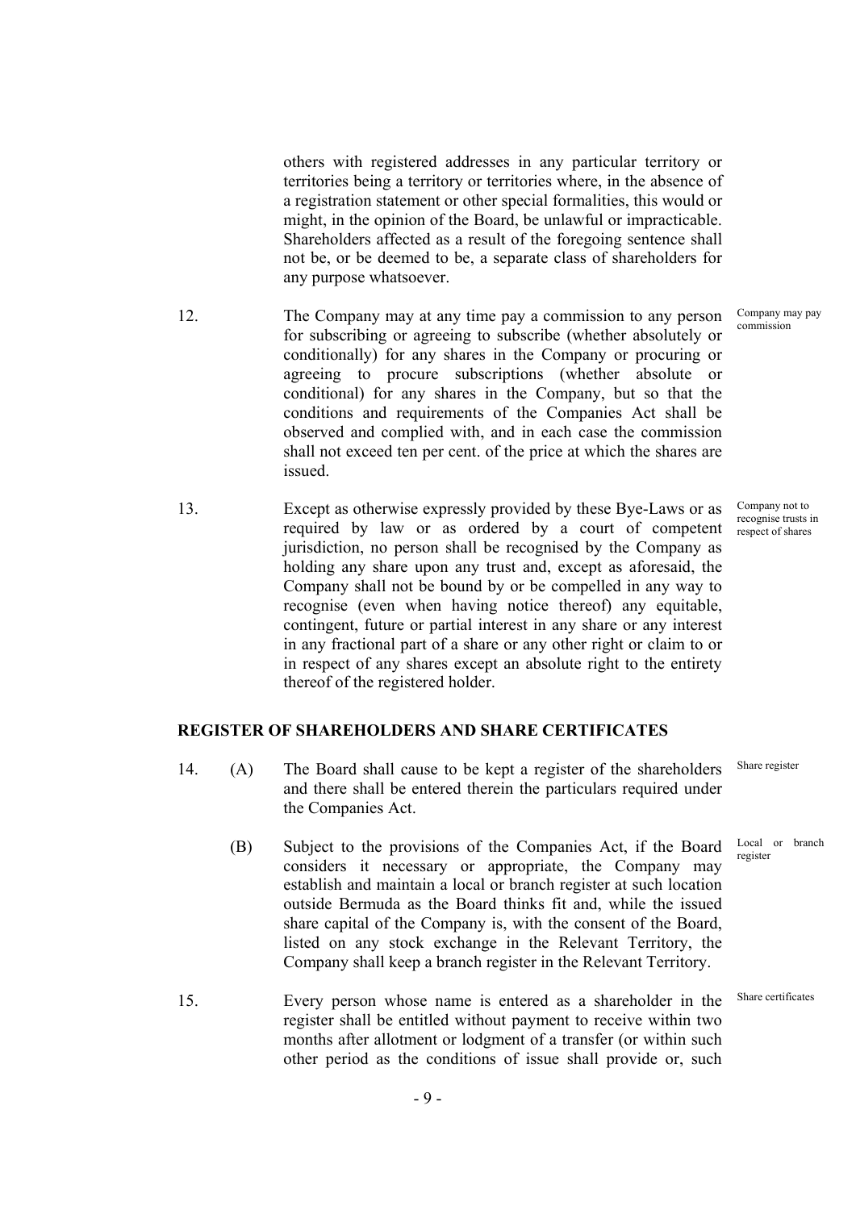others with registered addresses in any particular territory or territories being a territory or territories where, in the absence of a registration statement or other special formalities, this would or might, in the opinion of the Board, be unlawful or impracticable. Shareholders affected as a result of the foregoing sentence shall not be, or be deemed to be, a separate class of shareholders for any purpose whatsoever.

12. *Company may pay commission*

The Company may at any time pay a commission to any person for subscribing or agreeing to subscribe (whether absolutely or conditionally) for any shares in the Company or procuring or agreeing to procure subscriptions (whether absolute or conditional) for any shares in the Company, but so that the conditions and requirements of the Companies Act shall be observed and complied with, and in each case the commission shall not exceed ten per cent. of the price at which the shares are issued.

13. *Company not to recognise trusts in respect of shares*

Except as otherwise expressly provided by these Bye-Laws or as required by law or as ordered by a court of competent jurisdiction, no person shall be recognised by the Company as holding any share upon any trust and, except as aforesaid, the Company shall not be bound by or be compelled in any way to recognise (even when having notice thereof) any equitable, contingent, future or partial interest in any share or any interest in any fractional part of a share or any other right or claim to or in respect of any shares except an absolute right to the entirety thereof of the registered holder.

## REGISTER OF SHAREHOLDERS AND SHARE CERTIFICATES

14. (A) *Share register*

The Board shall cause to be kept a register of the shareholders and there shall be entered therein the particulars required under the Companies Act.

(B) *Local or branch register*

Subject to the provisions of the Companies Act, if the Board considers it necessary or appropriate, the Company may establish and maintain a local or branch register at such location outside Bermuda as the Board thinks fit and, while the issued share capital of the Company is, with the consent of the Board, listed on any stock exchange in the Relevant Territory, the Company shall keep a branch register in the Relevant Territory.

15. *Share certificates*

Every person whose name is entered as a shareholder in the register shall be entitled without payment to receive within two months after allotment or lodgment of a transfer (or within such other period as the conditions of issue shall provide or, such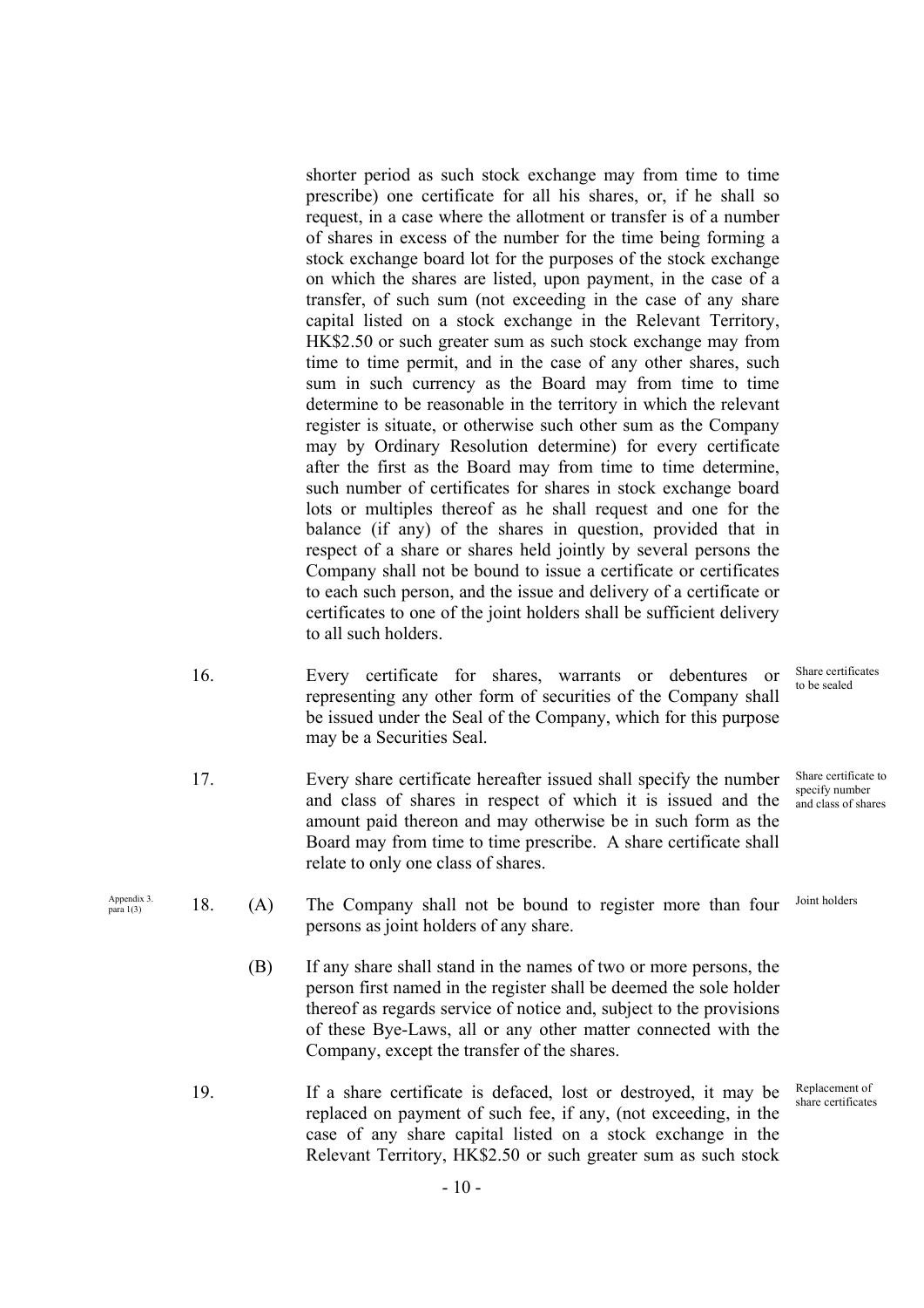shorter period as such stock exchange may from time to time prescribe) one certificate for all his shares, or, if he shall so request, in a case where the allotment or transfer is of a number of shares in excess of the number for the time being forming a stock exchange board lot for the purposes of the stock exchange on which the shares are listed, upon payment, in the case of a transfer, of such sum (not exceeding in the case of any share capital listed on a stock exchange in the Relevant Territory, HK$2.50 or such greater sum as such stock exchange may from time to time permit, and in the case of any other shares, such sum in such currency as the Board may from time to time determine to be reasonable in the territory in which the relevant register is situate, or otherwise such other sum as the Company may by Ordinary Resolution determine) for every certificate after the first as the Board may from time to time determine, such number of certificates for shares in stock exchange board lots or multiples thereof as he shall request and one for the balance (if any) of the shares in question, provided that in respect of a share or shares held jointly by several persons the Company shall not be bound to issue a certificate or certificates to each such person, and the issue and delivery of a certificate or certificates to one of the joint holders shall be sufficient delivery to all such holders.

*Share certificates to be sealed*

16. Every certificate for shares, warrants or debentures or representing any other form of securities of the Company shall be issued under the Seal of the Company, which for this purpose may be a Securities Seal.

*Share certificate to specify number and class of shares*

17. Every share certificate hereafter issued shall specify the number and class of shares in respect of which it is issued and the amount paid thereon and may otherwise be in such form as the Board may from time to time prescribe. A share certificate shall relate to only one class of shares.

*Appendix 3. para 1(3)*

*Joint holders*

18. (A) The Company shall not be bound to register more than four persons as joint holders of any share.

(B) If any share shall stand in the names of two or more persons, the person first named in the register shall be deemed the sole holder thereof as regards service of notice and, subject to the provisions of these Bye-Laws, all or any other matter connected with the Company, except the transfer of the shares.

*Replacement of share certificates*

19. If a share certificate is defaced, lost or destroyed, it may be replaced on payment of such fee, if any, (not exceeding, in the case of any share capital listed on a stock exchange in the Relevant Territory, HK$2.50 or such greater sum as such stock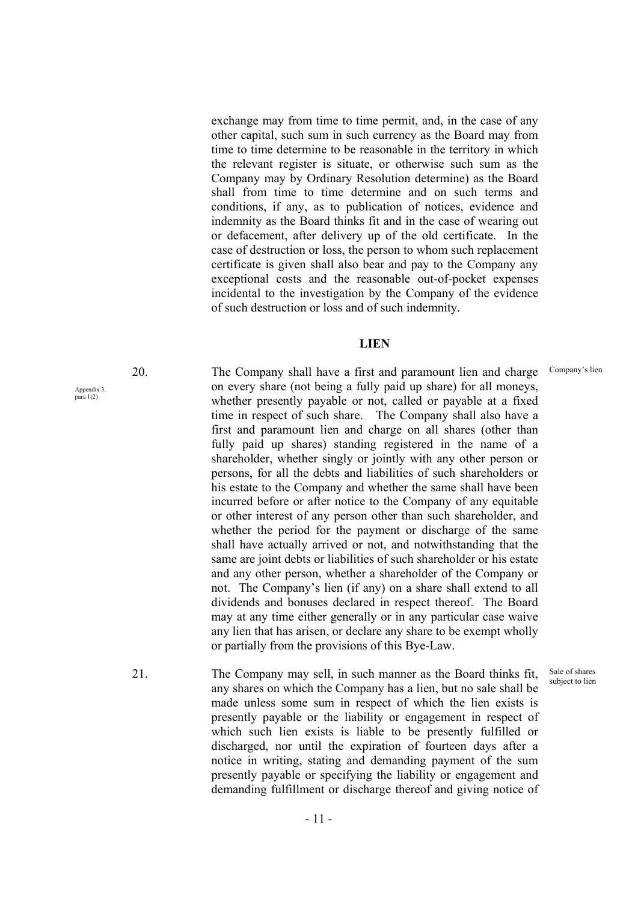exchange may from time to time permit, and, in the case of any other capital, such sum in such currency as the Board may from time to time determine to be reasonable in the territory in which the relevant register is situate, or otherwise such sum as the Company may by Ordinary Resolution determine) as the Board shall from time to time determine and on such terms and conditions, if any, as to publication of notices, evidence and indemnity as the Board thinks fit and in the case of wearing out or defacement, after delivery up of the old certificate. In the case of destruction or loss, the person to whom such replacement certificate is given shall also bear and pay to the Company any exceptional costs and the reasonable out-of-pocket expenses incidental to the investigation by the Company of the evidence of such destruction or loss and of such indemnity.

## LIEN

Appendix 3. para 1(2)

Company's lien

20. The Company shall have a first and paramount lien and charge on every share (not being a fully paid up share) for all moneys, whether presently payable or not, called or payable at a fixed time in respect of such share. The Company shall also have a first and paramount lien and charge on all shares (other than fully paid up shares) standing registered in the name of a shareholder, whether singly or jointly with any other person or persons, for all the debts and liabilities of such shareholders or his estate to the Company and whether the same shall have been incurred before or after notice to the Company of any equitable or other interest of any person other than such shareholder, and whether the period for the payment or discharge of the same shall have actually arrived or not, and notwithstanding that the same are joint debts or liabilities of such shareholder or his estate and any other person, whether a shareholder of the Company or not. The Company's lien (if any) on a share shall extend to all dividends and bonuses declared in respect thereof. The Board may at any time either generally or in any particular case waive any lien that has arisen, or declare any share to be exempt wholly or partially from the provisions of this Bye-Law.

Sale of shares subject to lien

21. The Company may sell, in such manner as the Board thinks fit, any shares on which the Company has a lien, but no sale shall be made unless some sum in respect of which the lien exists is presently payable or the liability or engagement in respect of which such lien exists is liable to be presently fulfilled or discharged, nor until the expiration of fourteen days after a notice in writing, stating and demanding payment of the sum presently payable or specifying the liability or engagement and demanding fulfillment or discharge thereof and giving notice of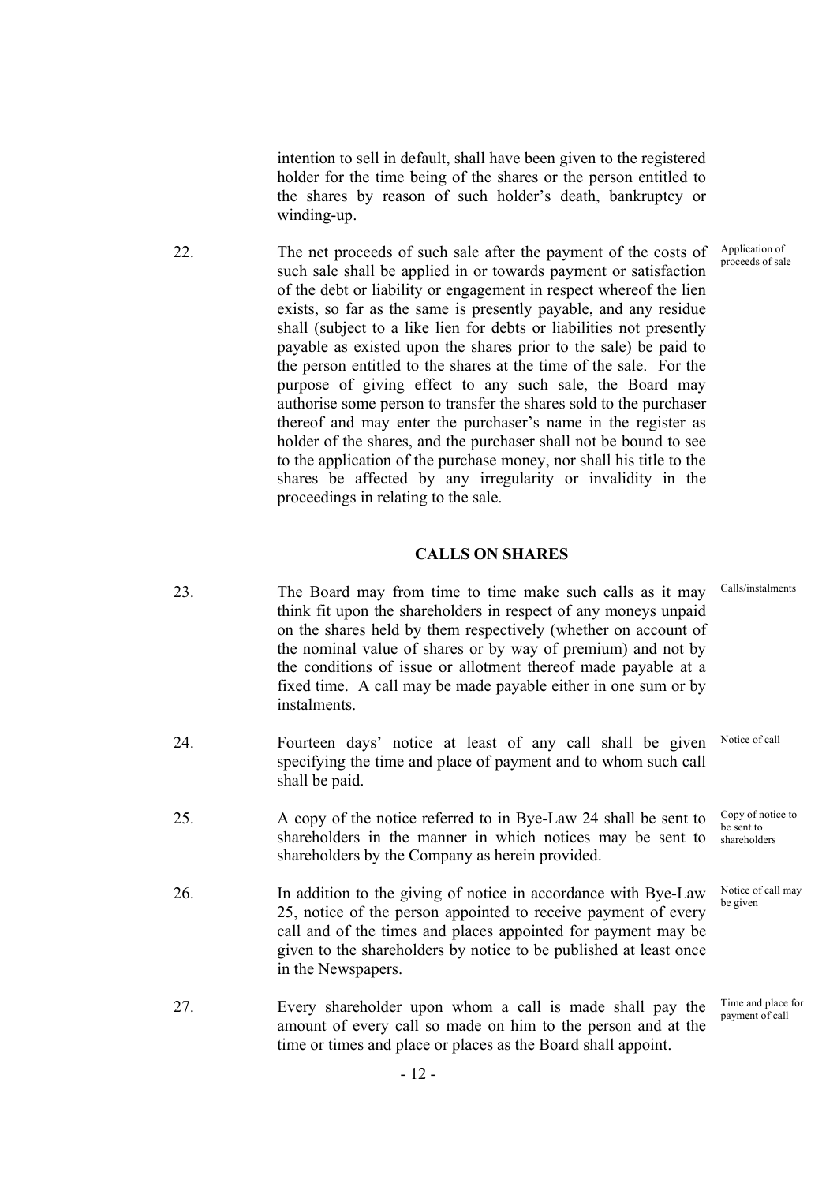intention to sell in default, shall have been given to the registered holder for the time being of the shares or the person entitled to the shares by reason of such holder's death, bankruptcy or winding-up.

22. The net proceeds of such sale after the payment of the costs of such sale shall be applied in or towards payment or satisfaction of the debt or liability or engagement in respect whereof the lien exists, so far as the same is presently payable, and any residue shall (subject to a like lien for debts or liabilities not presently payable as existed upon the shares prior to the sale) be paid to the person entitled to the shares at the time of the sale. For the purpose of giving effect to any such sale, the Board may authorise some person to transfer the shares sold to the purchaser thereof and may enter the purchaser's name in the register as holder of the shares, and the purchaser shall not be bound to see to the application of the purchase money, nor shall his title to the shares be affected by any irregularity or invalidity in the proceedings in relating to the sale. *Application of proceeds of sale*

## CALLS ON SHARES

23. The Board may from time to time make such calls as it may think fit upon the shareholders in respect of any moneys unpaid on the shares held by them respectively (whether on account of the nominal value of shares or by way of premium) and not by the conditions of issue or allotment thereof made payable at a fixed time. A call may be made payable either in one sum or by instalments. *Calls/instalments*

24. Fourteen days' notice at least of any call shall be given specifying the time and place of payment and to whom such call shall be paid. *Notice of call*

25. A copy of the notice referred to in Bye-Law 24 shall be sent to shareholders in the manner in which notices may be sent to shareholders by the Company as herein provided. *Copy of notice to be sent to shareholders*

26. In addition to the giving of notice in accordance with Bye-Law 25, notice of the person appointed to receive payment of every call and of the times and places appointed for payment may be given to the shareholders by notice to be published at least once in the Newspapers. *Notice of call may be given*

27. Every shareholder upon whom a call is made shall pay the amount of every call so made on him to the person and at the time or times and place or places as the Board shall appoint. *Time and place for payment of call*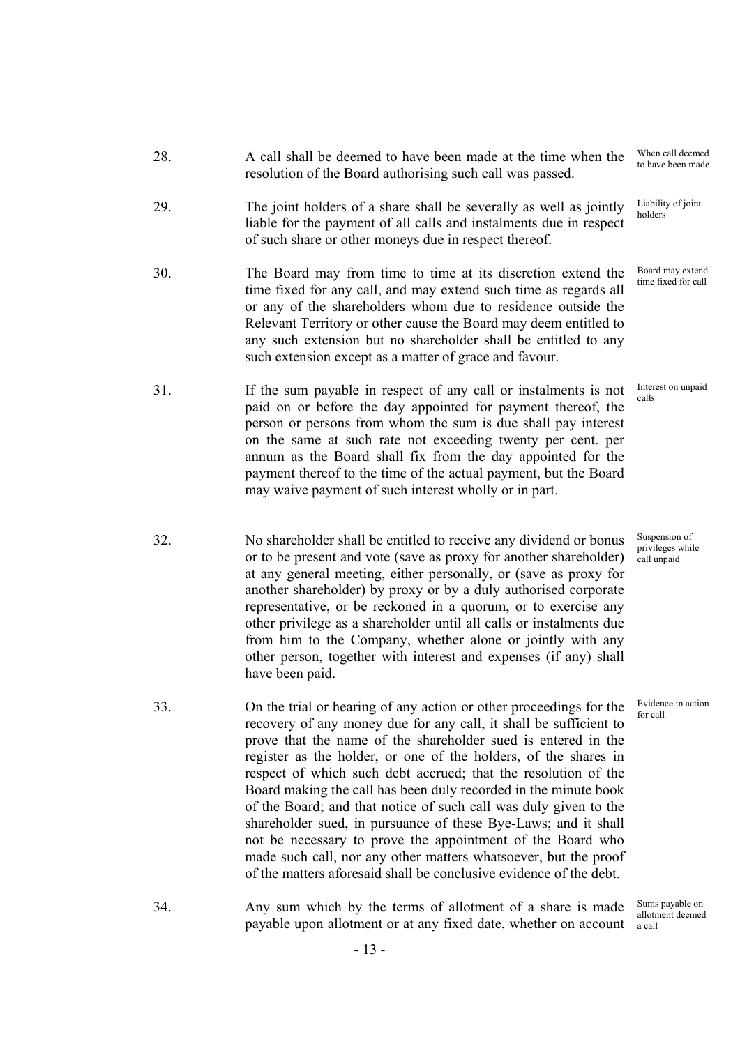28. A call shall be deemed to have been made at the time when the resolution of the Board authorising such call was passed. *When call deemed to have been made*

29. The joint holders of a share shall be severally as well as jointly liable for the payment of all calls and instalments due in respect of such share or other moneys due in respect thereof. *Liability of joint holders*

30. The Board may from time to time at its discretion extend the time fixed for any call, and may extend such time as regards all or any of the shareholders whom due to residence outside the Relevant Territory or other cause the Board may deem entitled to any such extension but no shareholder shall be entitled to any such extension except as a matter of grace and favour. *Board may extend time fixed for call*

31. If the sum payable in respect of any call or instalments is not paid on or before the day appointed for payment thereof, the person or persons from whom the sum is due shall pay interest on the same at such rate not exceeding twenty per cent. per annum as the Board shall fix from the day appointed for the payment thereof to the time of the actual payment, but the Board may waive payment of such interest wholly or in part. *Interest on unpaid calls*

32. No shareholder shall be entitled to receive any dividend or bonus or to be present and vote (save as proxy for another shareholder) at any general meeting, either personally, or (save as proxy for another shareholder) by proxy or by a duly authorised corporate representative, or be reckoned in a quorum, or to exercise any other privilege as a shareholder until all calls or instalments due from him to the Company, whether alone or jointly with any other person, together with interest and expenses (if any) shall have been paid. *Suspension of privileges while call unpaid*

33. On the trial or hearing of any action or other proceedings for the recovery of any money due for any call, it shall be sufficient to prove that the name of the shareholder sued is entered in the register as the holder, or one of the holders, of the shares in respect of which such debt accrued; that the resolution of the Board making the call has been duly recorded in the minute book of the Board; and that notice of such call was duly given to the shareholder sued, in pursuance of these Bye-Laws; and it shall not be necessary to prove the appointment of the Board who made such call, nor any other matters whatsoever, but the proof of the matters aforesaid shall be conclusive evidence of the debt. *Evidence in action for call*

34. Any sum which by the terms of allotment of a share is made payable upon allotment or at any fixed date, whether on account *Sums payable on allotment deemed a call*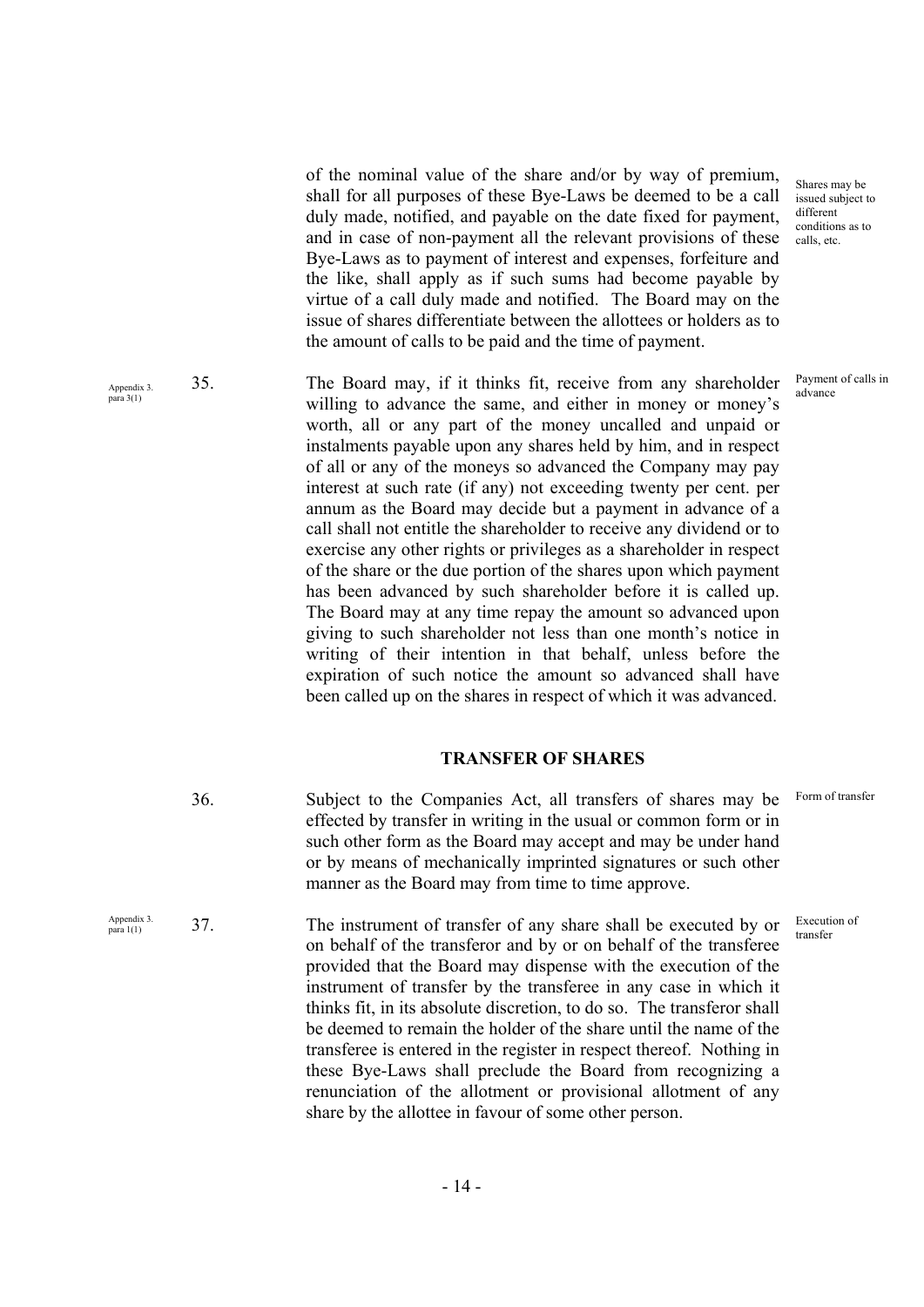of the nominal value of the share and/or by way of premium, shall for all purposes of these Bye-Laws be deemed to be a call duly made, notified, and payable on the date fixed for payment, and in case of non-payment all the relevant provisions of these Bye-Laws as to payment of interest and expenses, forfeiture and the like, shall apply as if such sums had become payable by virtue of a call duly made and notified. The Board may on the issue of shares differentiate between the allottees or holders as to the amount of calls to be paid and the time of payment.

Shares may be issued subject to different conditions as to calls, etc.

Appendix 3. para 3(1)

35. The Board may, if it thinks fit, receive from any shareholder willing to advance the same, and either in money or money's worth, all or any part of the money uncalled and unpaid or instalments payable upon any shares held by him, and in respect of all or any of the moneys so advanced the Company may pay interest at such rate (if any) not exceeding twenty per cent. per annum as the Board may decide but a payment in advance of a call shall not entitle the shareholder to receive any dividend or to exercise any other rights or privileges as a shareholder in respect of the share or the due portion of the shares upon which payment has been advanced by such shareholder before it is called up. The Board may at any time repay the amount so advanced upon giving to such shareholder not less than one month's notice in writing of their intention in that behalf, unless before the expiration of such notice the amount so advanced shall have been called up on the shares in respect of which it was advanced.

Payment of calls in advance

## TRANSFER OF SHARES

36. Subject to the Companies Act, all transfers of shares may be effected by transfer in writing in the usual or common form or in such other form as the Board may accept and may be under hand or by means of mechanically imprinted signatures or such other manner as the Board may from time to time approve.

Form of transfer

Appendix 3. para 1(1)

37. The instrument of transfer of any share shall be executed by or on behalf of the transferor and by or on behalf of the transferee provided that the Board may dispense with the execution of the instrument of transfer by the transferee in any case in which it thinks fit, in its absolute discretion, to do so. The transferor shall be deemed to remain the holder of the share until the name of the transferee is entered in the register in respect thereof. Nothing in these Bye-Laws shall preclude the Board from recognizing a renunciation of the allotment or provisional allotment of any share by the allottee in favour of some other person.

Execution of transfer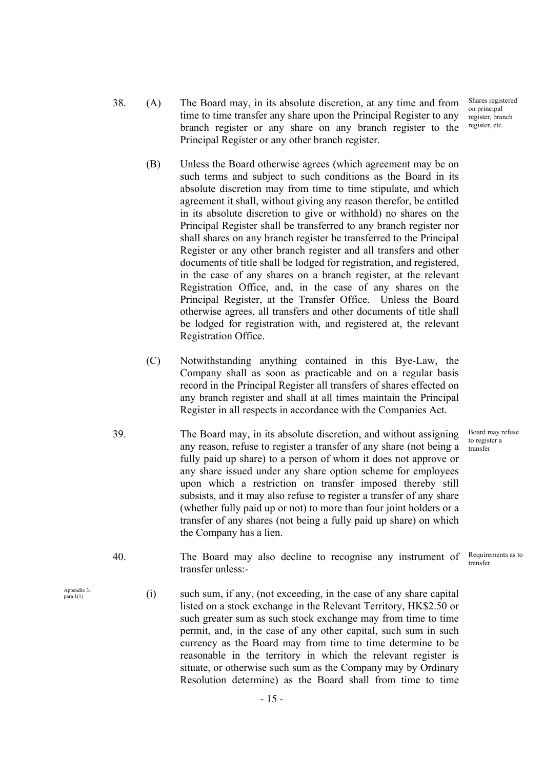38. (A) The Board may, in its absolute discretion, at any time and from time to time transfer any share upon the Principal Register to any branch register or any share on any branch register to the Principal Register or any other branch register.

Shares registered on principal register, branch register, etc.

(B) Unless the Board otherwise agrees (which agreement may be on such terms and subject to such conditions as the Board in its absolute discretion may from time to time stipulate, and which agreement it shall, without giving any reason therefor, be entitled in its absolute discretion to give or withhold) no shares on the Principal Register shall be transferred to any branch register nor shall shares on any branch register be transferred to the Principal Register or any other branch register and all transfers and other documents of title shall be lodged for registration, and registered, in the case of any shares on a branch register, at the relevant Registration Office, and, in the case of any shares on the Principal Register, at the Transfer Office. Unless the Board otherwise agrees, all transfers and other documents of title shall be lodged for registration with, and registered at, the relevant Registration Office.

(C) Notwithstanding anything contained in this Bye-Law, the Company shall as soon as practicable and on a regular basis record in the Principal Register all transfers of shares effected on any branch register and shall at all times maintain the Principal Register in all respects in accordance with the Companies Act.

39. The Board may, in its absolute discretion, and without assigning any reason, refuse to register a transfer of any share (not being a fully paid up share) to a person of whom it does not approve or any share issued under any share option scheme for employees upon which a restriction on transfer imposed thereby still subsists, and it may also refuse to register a transfer of any share (whether fully paid up or not) to more than four joint holders or a transfer of any shares (not being a fully paid up share) on which the Company has a lien.

Board may refuse to register a transfer

40. The Board may also decline to recognise any instrument of transfer unless:-

Requirements as to transfer

Appendix 3. para 1(1)

(i) such sum, if any, (not exceeding, in the case of any share capital listed on a stock exchange in the Relevant Territory, HK$2.50 or such greater sum as such stock exchange may from time to time permit, and, in the case of any other capital, such sum in such currency as the Board may from time to time determine to be reasonable in the territory in which the relevant register is situate, or otherwise such sum as the Company may by Ordinary Resolution determine) as the Board shall from time to time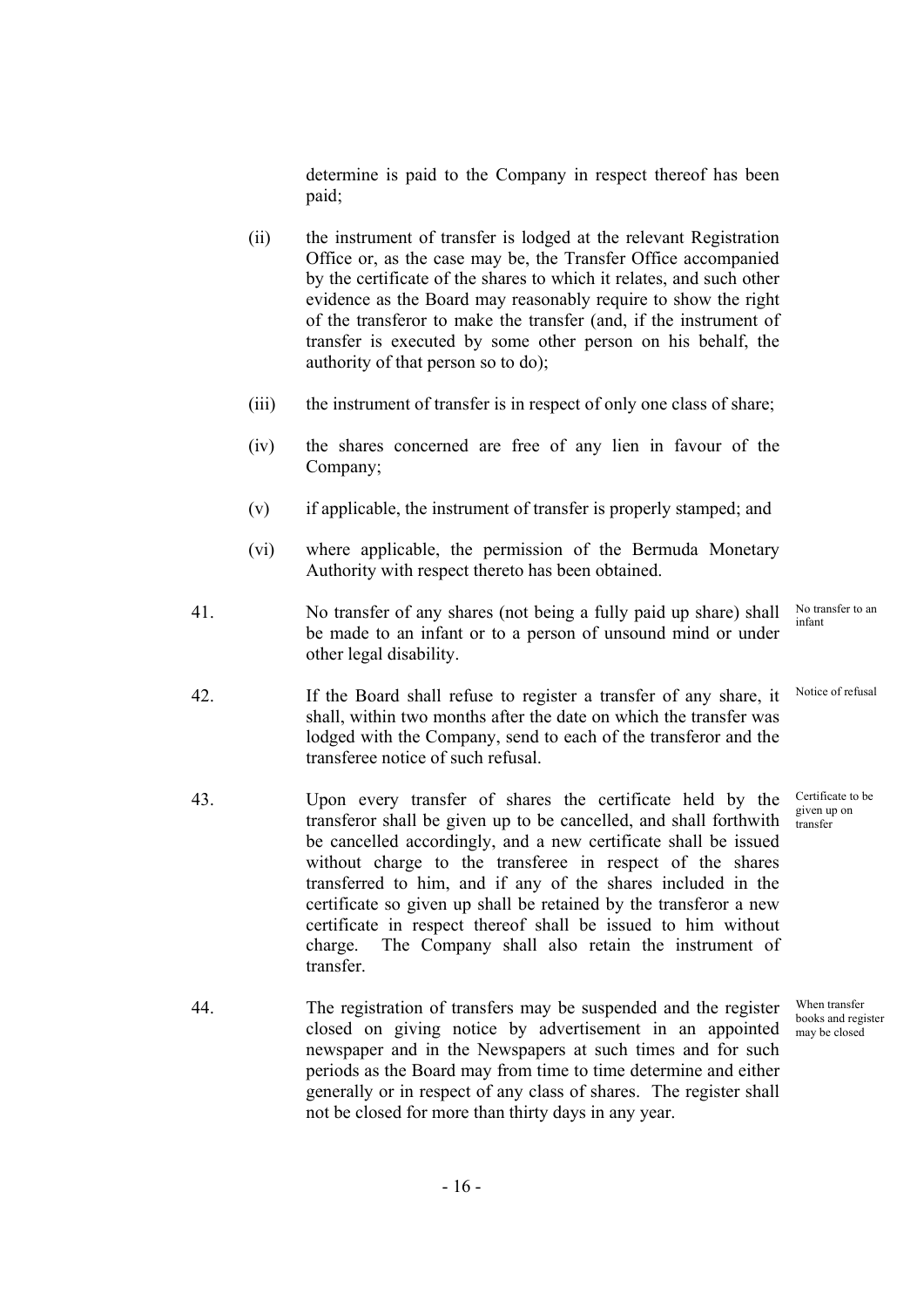determine is paid to the Company in respect thereof has been paid;

(ii) the instrument of transfer is lodged at the relevant Registration Office or, as the case may be, the Transfer Office accompanied by the certificate of the shares to which it relates, and such other evidence as the Board may reasonably require to show the right of the transferor to make the transfer (and, if the instrument of transfer is executed by some other person on his behalf, the authority of that person so to do);

(iii) the instrument of transfer is in respect of only one class of share;

(iv) the shares concerned are free of any lien in favour of the Company;

(v) if applicable, the instrument of transfer is properly stamped; and

(vi) where applicable, the permission of the Bermuda Monetary Authority with respect thereto has been obtained.

41. No transfer of any shares (not being a fully paid up share) shall be made to an infant or to a person of unsound mind or under other legal disability.

No transfer to an infant

42. If the Board shall refuse to register a transfer of any share, it shall, within two months after the date on which the transfer was lodged with the Company, send to each of the transferor and the transferee notice of such refusal.

Notice of refusal

43. Upon every transfer of shares the certificate held by the transferor shall be given up to be cancelled, and shall forthwith be cancelled accordingly, and a new certificate shall be issued without charge to the transferee in respect of the shares transferred to him, and if any of the shares included in the certificate so given up shall be retained by the transferor a new certificate in respect thereof shall be issued to him without charge. The Company shall also retain the instrument of transfer.

Certificate to be given up on transfer

44. The registration of transfers may be suspended and the register closed on giving notice by advertisement in an appointed newspaper and in the Newspapers at such times and for such periods as the Board may from time to time determine and either generally or in respect of any class of shares. The register shall not be closed for more than thirty days in any year.

When transfer books and register may be closed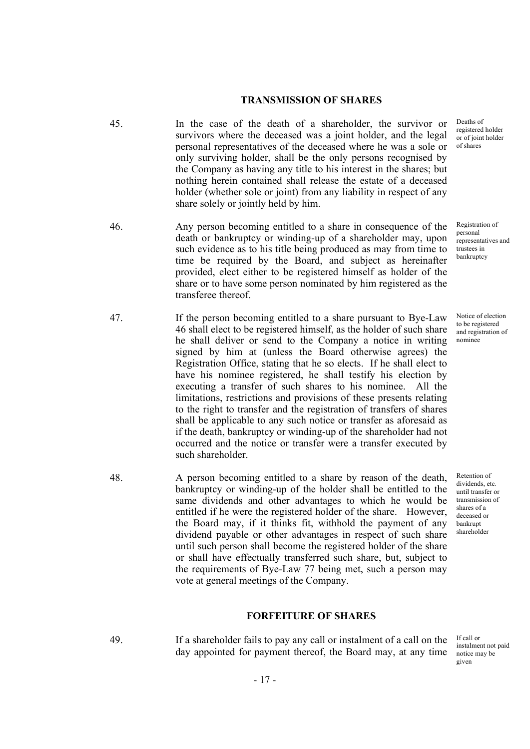## TRANSMISSION OF SHARES

45. In the case of the death of a shareholder, the survivor or survivors where the deceased was a joint holder, and the legal personal representatives of the deceased where he was a sole or only surviving holder, shall be the only persons recognised by the Company as having any title to his interest in the shares; but nothing herein contained shall release the estate of a deceased holder (whether sole or joint) from any liability in respect of any share solely or jointly held by him.

*Deaths of registered holder or of joint holder of shares*

46. Any person becoming entitled to a share in consequence of the death or bankruptcy or winding-up of a shareholder may, upon such evidence as to his title being produced as may from time to time be required by the Board, and subject as hereinafter provided, elect either to be registered himself as holder of the share or to have some person nominated by him registered as the transferee thereof.

*Registration of personal representatives and trustees in bankruptcy*

47. If the person becoming entitled to a share pursuant to Bye-Law 46 shall elect to be registered himself, as the holder of such share he shall deliver or send to the Company a notice in writing signed by him at (unless the Board otherwise agrees) the Registration Office, stating that he so elects. If he shall elect to have his nominee registered, he shall testify his election by executing a transfer of such shares to his nominee. All the limitations, restrictions and provisions of these presents relating to the right to transfer and the registration of transfers of shares shall be applicable to any such notice or transfer as aforesaid as if the death, bankruptcy or winding-up of the shareholder had not occurred and the notice or transfer were a transfer executed by such shareholder.

*Notice of election to be registered and registration of nominee*

48. A person becoming entitled to a share by reason of the death, bankruptcy or winding-up of the holder shall be entitled to the same dividends and other advantages to which he would be entitled if he were the registered holder of the share. However, the Board may, if it thinks fit, withhold the payment of any dividend payable or other advantages in respect of such share until such person shall become the registered holder of the share or shall have effectually transferred such share, but, subject to the requirements of Bye-Law 77 being met, such a person may vote at general meetings of the Company.

*Retention of dividends, etc. until transfer or transmission of shares of a deceased or bankrupt shareholder*

## FORFEITURE OF SHARES

49. If a shareholder fails to pay any call or instalment of a call on the day appointed for payment thereof, the Board may, at any time

*If call or instalment not paid notice may be given*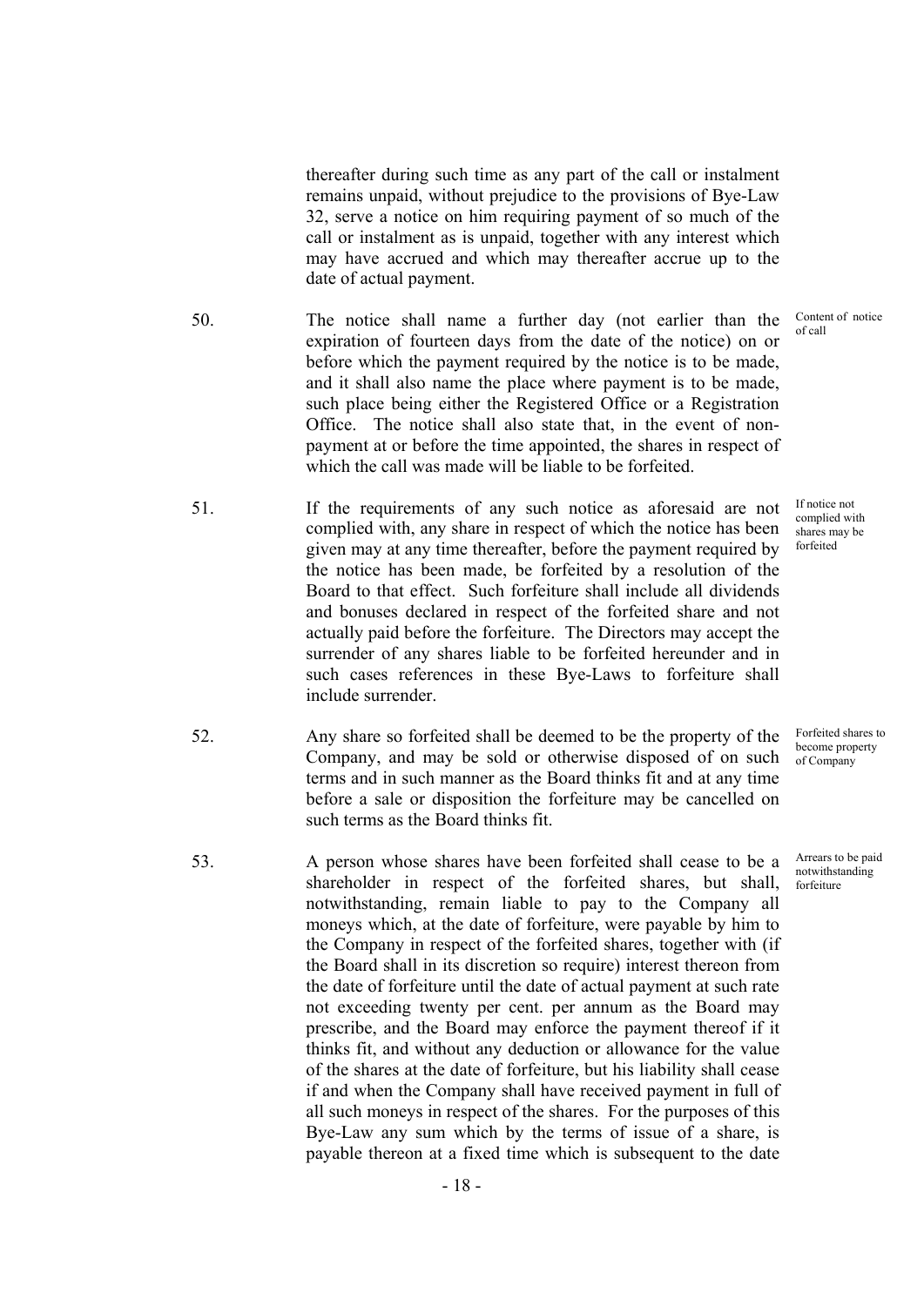thereafter during such time as any part of the call or instalment remains unpaid, without prejudice to the provisions of Bye-Law 32, serve a notice on him requiring payment of so much of the call or instalment as is unpaid, together with any interest which may have accrued and which may thereafter accrue up to the date of actual payment.

50. The notice shall name a further day (not earlier than the expiration of fourteen days from the date of the notice) on or before which the payment required by the notice is to be made, and it shall also name the place where payment is to be made, such place being either the Registered Office or a Registration Office. The notice shall also state that, in the event of non-payment at or before the time appointed, the shares in respect of which the call was made will be liable to be forfeited.

*Content of notice of call*

51. If the requirements of any such notice as aforesaid are not complied with, any share in respect of which the notice has been given may at any time thereafter, before the payment required by the notice has been made, be forfeited by a resolution of the Board to that effect. Such forfeiture shall include all dividends and bonuses declared in respect of the forfeited share and not actually paid before the forfeiture. The Directors may accept the surrender of any shares liable to be forfeited hereunder and in such cases references in these Bye-Laws to forfeiture shall include surrender.

*If notice not complied with shares may be forfeited*

52. Any share so forfeited shall be deemed to be the property of the Company, and may be sold or otherwise disposed of on such terms and in such manner as the Board thinks fit and at any time before a sale or disposition the forfeiture may be cancelled on such terms as the Board thinks fit.

*Forfeited shares to become property of Company*

53. A person whose shares have been forfeited shall cease to be a shareholder in respect of the forfeited shares, but shall, notwithstanding, remain liable to pay to the Company all moneys which, at the date of forfeiture, were payable by him to the Company in respect of the forfeited shares, together with (if the Board shall in its discretion so require) interest thereon from the date of forfeiture until the date of actual payment at such rate not exceeding twenty per cent. per annum as the Board may prescribe, and the Board may enforce the payment thereof if it thinks fit, and without any deduction or allowance for the value of the shares at the date of forfeiture, but his liability shall cease if and when the Company shall have received payment in full of all such moneys in respect of the shares. For the purposes of this Bye-Law any sum which by the terms of issue of a share, is payable thereon at a fixed time which is subsequent to the date

*Arrears to be paid notwithstanding forfeiture*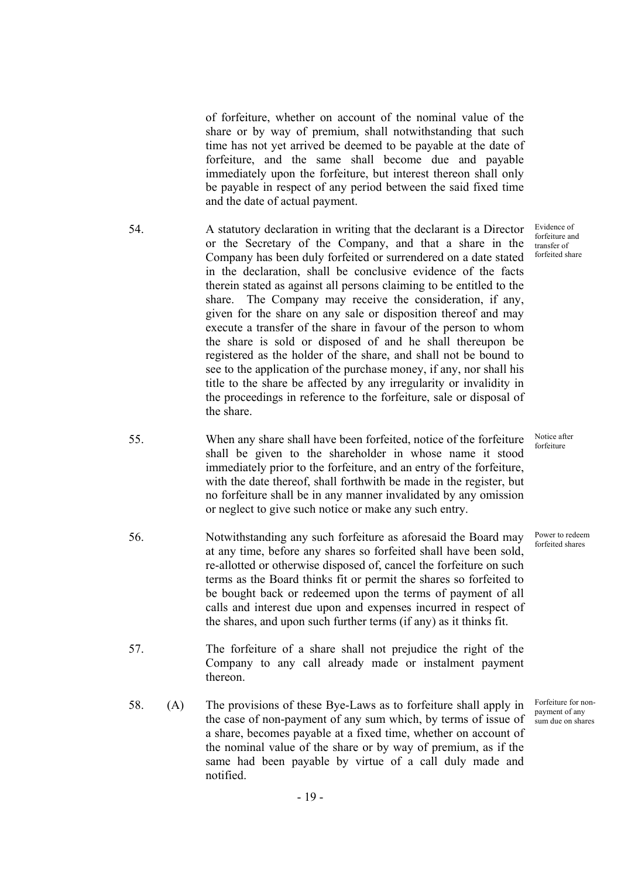of forfeiture, whether on account of the nominal value of the share or by way of premium, shall notwithstanding that such time has not yet arrived be deemed to be payable at the date of forfeiture, and the same shall become due and payable immediately upon the forfeiture, but interest thereon shall only be payable in respect of any period between the said fixed time and the date of actual payment.

54. A statutory declaration in writing that the declarant is a Director or the Secretary of the Company, and that a share in the Company has been duly forfeited or surrendered on a date stated in the declaration, shall be conclusive evidence of the facts therein stated as against all persons claiming to be entitled to the share. The Company may receive the consideration, if any, given for the share on any sale or disposition thereof and may execute a transfer of the share in favour of the person to whom the share is sold or disposed of and he shall thereupon be registered as the holder of the share, and shall not be bound to see to the application of the purchase money, if any, nor shall his title to the share be affected by any irregularity or invalidity in the proceedings in reference to the forfeiture, sale or disposal of the share.

*Evidence of forfeiture and transfer of forfeited share*

55. When any share shall have been forfeited, notice of the forfeiture shall be given to the shareholder in whose name it stood immediately prior to the forfeiture, and an entry of the forfeiture, with the date thereof, shall forthwith be made in the register, but no forfeiture shall be in any manner invalidated by any omission or neglect to give such notice or make any such entry.

*Notice after forfeiture*

56. Notwithstanding any such forfeiture as aforesaid the Board may at any time, before any shares so forfeited shall have been sold, re-allotted or otherwise disposed of, cancel the forfeiture on such terms as the Board thinks fit or permit the shares so forfeited to be bought back or redeemed upon the terms of payment of all calls and interest due upon and expenses incurred in respect of the shares, and upon such further terms (if any) as it thinks fit.

*Power to redeem forfeited shares*

57. The forfeiture of a share shall not prejudice the right of the Company to any call already made or instalment payment thereon.

58. (A) The provisions of these Bye-Laws as to forfeiture shall apply in the case of non-payment of any sum which, by terms of issue of a share, becomes payable at a fixed time, whether on account of the nominal value of the share or by way of premium, as if the same had been payable by virtue of a call duly made and notified.

*Forfeiture for non-payment of any sum due on shares*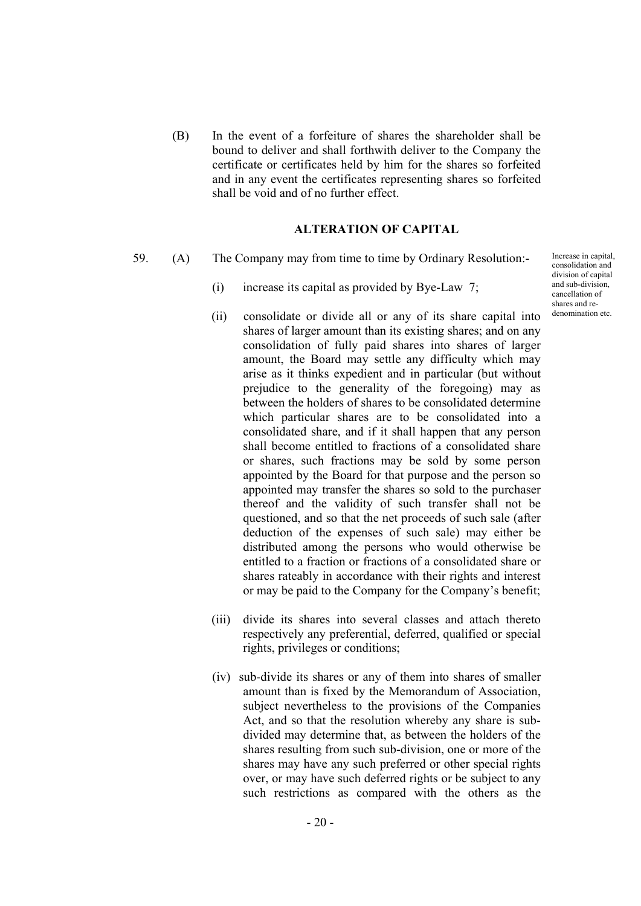(B) In the event of a forfeiture of shares the shareholder shall be bound to deliver and shall forthwith deliver to the Company the certificate or certificates held by him for the shares so forfeited and in any event the certificates representing shares so forfeited shall be void and of no further effect.

## ALTERATION OF CAPITAL

59. (A) The Company may from time to time by Ordinary Resolution:-

Increase in capital, consolidation and division of capital and sub-division, cancellation of shares and re-denomination etc.

(i) increase its capital as provided by Bye-Law 7;

(ii) consolidate or divide all or any of its share capital into shares of larger amount than its existing shares; and on any consolidation of fully paid shares into shares of larger amount, the Board may settle any difficulty which may arise as it thinks expedient and in particular (but without prejudice to the generality of the foregoing) may as between the holders of shares to be consolidated determine which particular shares are to be consolidated into a consolidated share, and if it shall happen that any person shall become entitled to fractions of a consolidated share or shares, such fractions may be sold by some person appointed by the Board for that purpose and the person so appointed may transfer the shares so sold to the purchaser thereof and the validity of such transfer shall not be questioned, and so that the net proceeds of such sale (after deduction of the expenses of such sale) may either be distributed among the persons who would otherwise be entitled to a fraction or fractions of a consolidated share or shares rateably in accordance with their rights and interest or may be paid to the Company for the Company's benefit;

(iii) divide its shares into several classes and attach thereto respectively any preferential, deferred, qualified or special rights, privileges or conditions;

(iv) sub-divide its shares or any of them into shares of smaller amount than is fixed by the Memorandum of Association, subject nevertheless to the provisions of the Companies Act, and so that the resolution whereby any share is sub-divided may determine that, as between the holders of the shares resulting from such sub-division, one or more of the shares may have any such preferred or other special rights over, or may have such deferred rights or be subject to any such restrictions as compared with the others as the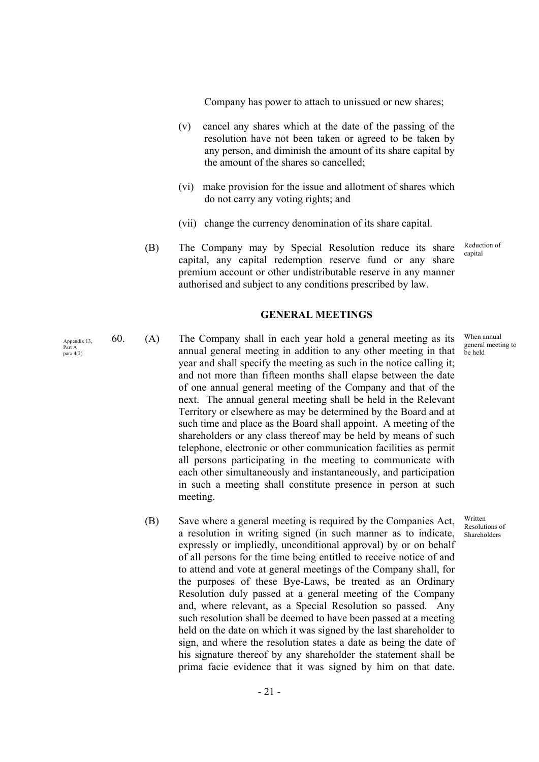Company has power to attach to unissued or new shares;

(v) cancel any shares which at the date of the passing of the resolution have not been taken or agreed to be taken by any person, and diminish the amount of its share capital by the amount of the shares so cancelled;

(vi) make provision for the issue and allotment of shares which do not carry any voting rights; and

(vii) change the currency denomination of its share capital.

(B) The Company may by Special Resolution reduce its share capital, any capital redemption reserve fund or any share premium account or other undistributable reserve in any manner authorised and subject to any conditions prescribed by law.

Reduction of capital

## GENERAL MEETINGS

Appendix 13, Part A para 4(2)

60. (A) The Company shall in each year hold a general meeting as its annual general meeting in addition to any other meeting in that year and shall specify the meeting as such in the notice calling it; and not more than fifteen months shall elapse between the date of one annual general meeting of the Company and that of the next. The annual general meeting shall be held in the Relevant Territory or elsewhere as may be determined by the Board and at such time and place as the Board shall appoint. A meeting of the shareholders or any class thereof may be held by means of such telephone, electronic or other communication facilities as permit all persons participating in the meeting to communicate with each other simultaneously and instantaneously, and participation in such a meeting shall constitute presence in person at such meeting.

When annual general meeting to be held

(B) Save where a general meeting is required by the Companies Act, a resolution in writing signed (in such manner as to indicate, expressly or impliedly, unconditional approval) by or on behalf of all persons for the time being entitled to receive notice of and to attend and vote at general meetings of the Company shall, for the purposes of these Bye-Laws, be treated as an Ordinary Resolution duly passed at a general meeting of the Company and, where relevant, as a Special Resolution so passed. Any such resolution shall be deemed to have been passed at a meeting held on the date on which it was signed by the last shareholder to sign, and where the resolution states a date as being the date of his signature thereof by any shareholder the statement shall be prima facie evidence that it was signed by him on that date.

Written Resolutions of Shareholders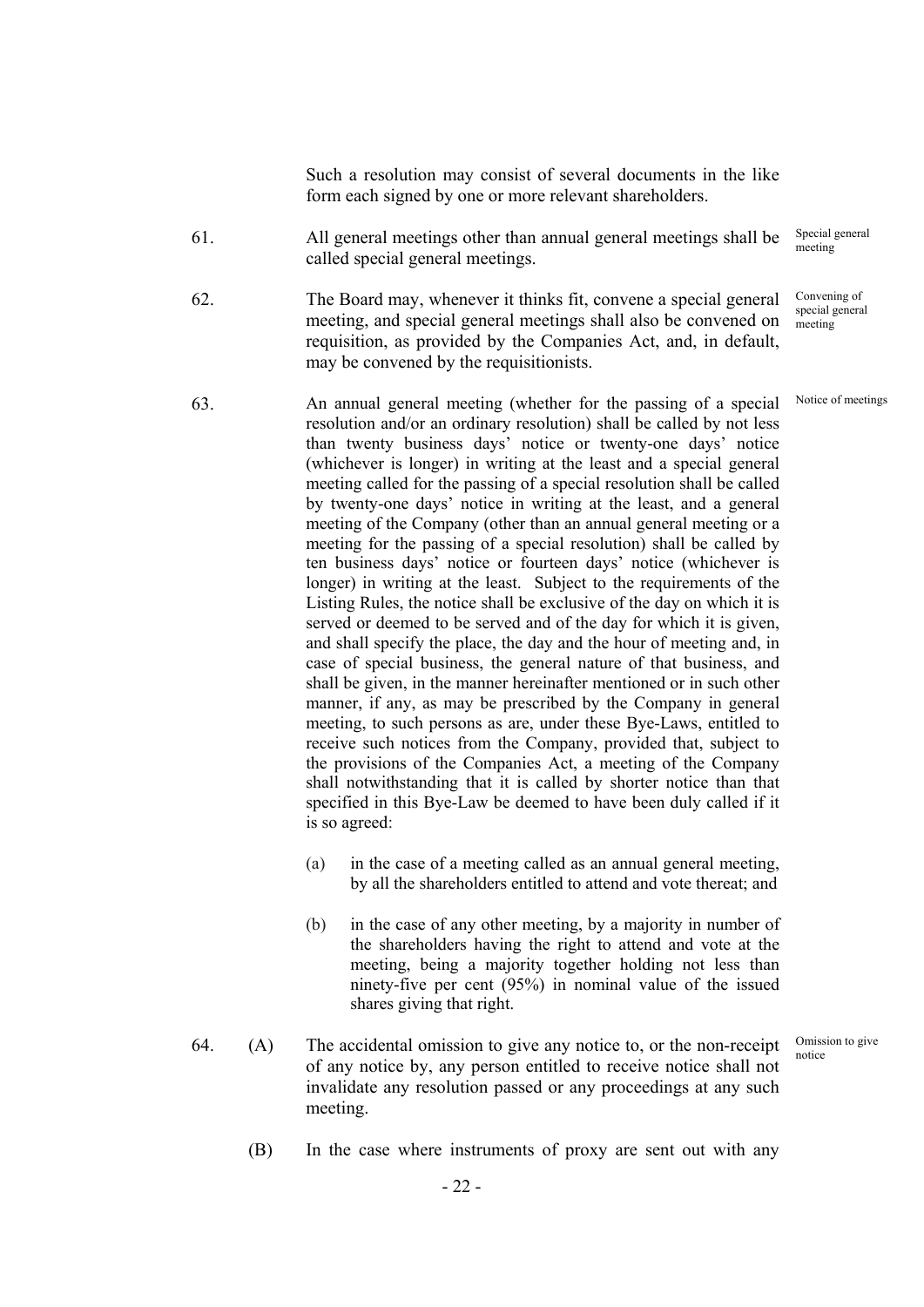Such a resolution may consist of several documents in the like form each signed by one or more relevant shareholders.

61. All general meetings other than annual general meetings shall be called special general meetings. *Special general meeting*

62. The Board may, whenever it thinks fit, convene a special general meeting, and special general meetings shall also be convened on requisition, as provided by the Companies Act, and, in default, may be convened by the requisitionists. *Convening of special general meeting*

63. An annual general meeting (whether for the passing of a special resolution and/or an ordinary resolution) shall be called by not less than twenty business days' notice or twenty-one days' notice (whichever is longer) in writing at the least and a special general meeting called for the passing of a special resolution shall be called by twenty-one days' notice in writing at the least, and a general meeting of the Company (other than an annual general meeting or a meeting for the passing of a special resolution) shall be called by ten business days' notice or fourteen days' notice (whichever is longer) in writing at the least. Subject to the requirements of the Listing Rules, the notice shall be exclusive of the day on which it is served or deemed to be served and of the day for which it is given, and shall specify the place, the day and the hour of meeting and, in case of special business, the general nature of that business, and shall be given, in the manner hereinafter mentioned or in such other manner, if any, as may be prescribed by the Company in general meeting, to such persons as are, under these Bye-Laws, entitled to receive such notices from the Company, provided that, subject to the provisions of the Companies Act, a meeting of the Company shall notwithstanding that it is called by shorter notice than that specified in this Bye-Law be deemed to have been duly called if it is so agreed: *Notice of meetings*

   (a) in the case of a meeting called as an annual general meeting, by all the shareholders entitled to attend and vote thereat; and

   (b) in the case of any other meeting, by a majority in number of the shareholders having the right to attend and vote at the meeting, being a majority together holding not less than ninety-five per cent (95%) in nominal value of the issued shares giving that right.

64. (A) The accidental omission to give any notice to, or the non-receipt of any notice by, any person entitled to receive notice shall not invalidate any resolution passed or any proceedings at any such meeting. *Omission to give notice*

   (B) In the case where instruments of proxy are sent out with any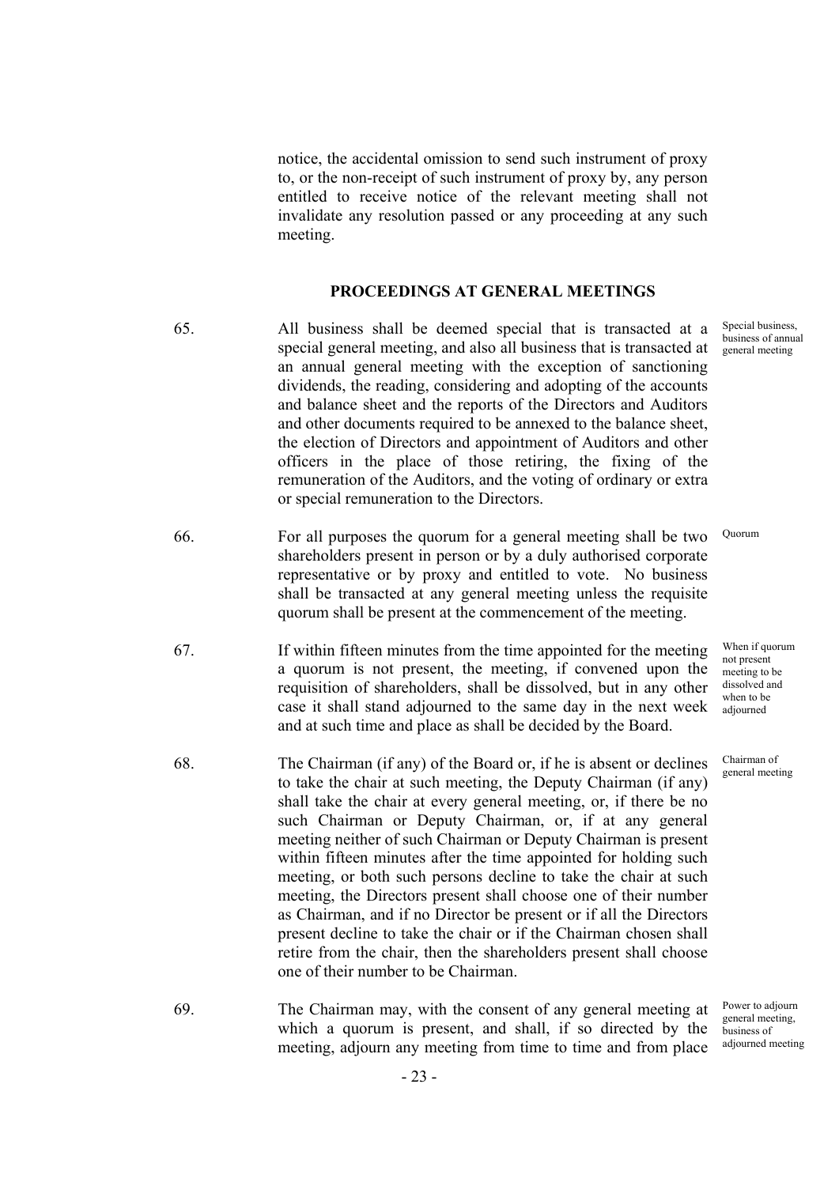notice, the accidental omission to send such instrument of proxy to, or the non-receipt of such instrument of proxy by, any person entitled to receive notice of the relevant meeting shall not invalidate any resolution passed or any proceeding at any such meeting.

## PROCEEDINGS AT GENERAL MEETINGS

65. All business shall be deemed special that is transacted at a special general meeting, and also all business that is transacted at an annual general meeting with the exception of sanctioning dividends, the reading, considering and adopting of the accounts and balance sheet and the reports of the Directors and Auditors and other documents required to be annexed to the balance sheet, the election of Directors and appointment of Auditors and other officers in the place of those retiring, the fixing of the remuneration of the Auditors, and the voting of ordinary or extra or special remuneration to the Directors.

*Special business, business of annual general meeting*

66. For all purposes the quorum for a general meeting shall be two shareholders present in person or by a duly authorised corporate representative or by proxy and entitled to vote. No business shall be transacted at any general meeting unless the requisite quorum shall be present at the commencement of the meeting.

*Quorum*

67. If within fifteen minutes from the time appointed for the meeting a quorum is not present, the meeting, if convened upon the requisition of shareholders, shall be dissolved, but in any other case it shall stand adjourned to the same day in the next week and at such time and place as shall be decided by the Board.

*When if quorum not present meeting to be dissolved and when to be adjourned*

68. The Chairman (if any) of the Board or, if he is absent or declines to take the chair at such meeting, the Deputy Chairman (if any) shall take the chair at every general meeting, or, if there be no such Chairman or Deputy Chairman, or, if at any general meeting neither of such Chairman or Deputy Chairman is present within fifteen minutes after the time appointed for holding such meeting, or both such persons decline to take the chair at such meeting, the Directors present shall choose one of their number as Chairman, and if no Director be present or if all the Directors present decline to take the chair or if the Chairman chosen shall retire from the chair, then the shareholders present shall choose one of their number to be Chairman.

*Chairman of general meeting*

69. The Chairman may, with the consent of any general meeting at which a quorum is present, and shall, if so directed by the meeting, adjourn any meeting from time to time and from place

*Power to adjourn general meeting, business of adjourned meeting*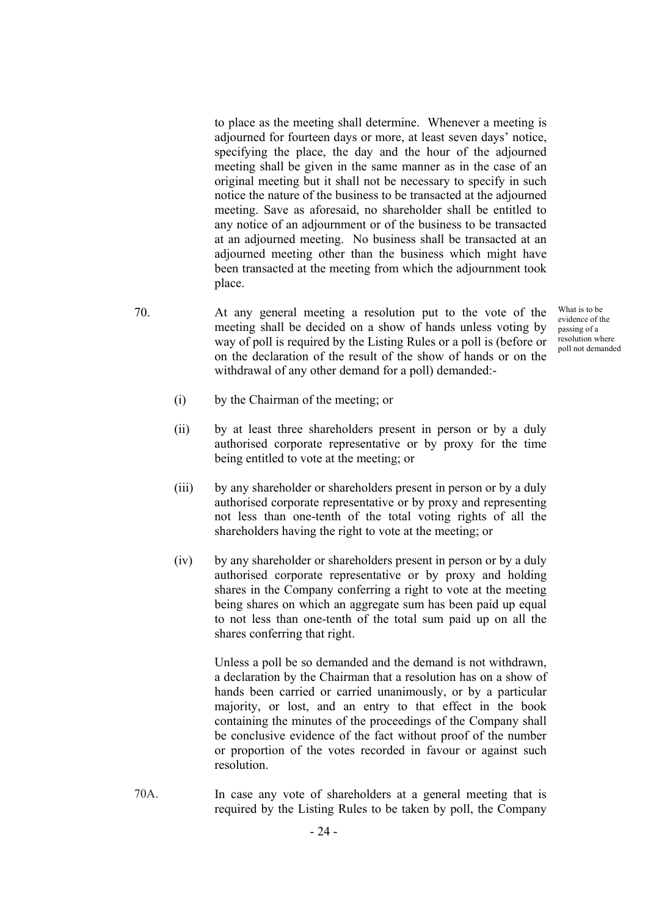to place as the meeting shall determine. Whenever a meeting is adjourned for fourteen days or more, at least seven days' notice, specifying the place, the day and the hour of the adjourned meeting shall be given in the same manner as in the case of an original meeting but it shall not be necessary to specify in such notice the nature of the business to be transacted at the adjourned meeting. Save as aforesaid, no shareholder shall be entitled to any notice of an adjournment or of the business to be transacted at an adjourned meeting. No business shall be transacted at an adjourned meeting other than the business which might have been transacted at the meeting from which the adjournment took place.

70. At any general meeting a resolution put to the vote of the meeting shall be decided on a show of hands unless voting by way of poll is required by the Listing Rules or a poll is (before or on the declaration of the result of the show of hands or on the withdrawal of any other demand for a poll) demanded:-

*What is to be evidence of the passing of a resolution where poll not demanded*

(i) by the Chairman of the meeting; or

(ii) by at least three shareholders present in person or by a duly authorised corporate representative or by proxy for the time being entitled to vote at the meeting; or

(iii) by any shareholder or shareholders present in person or by a duly authorised corporate representative or by proxy and representing not less than one-tenth of the total voting rights of all the shareholders having the right to vote at the meeting; or

(iv) by any shareholder or shareholders present in person or by a duly authorised corporate representative or by proxy and holding shares in the Company conferring a right to vote at the meeting being shares on which an aggregate sum has been paid up equal to not less than one-tenth of the total sum paid up on all the shares conferring that right.

Unless a poll be so demanded and the demand is not withdrawn, a declaration by the Chairman that a resolution has on a show of hands been carried or carried unanimously, or by a particular majority, or lost, and an entry to that effect in the book containing the minutes of the proceedings of the Company shall be conclusive evidence of the fact without proof of the number or proportion of the votes recorded in favour or against such resolution.

70A. In case any vote of shareholders at a general meeting that is required by the Listing Rules to be taken by poll, the Company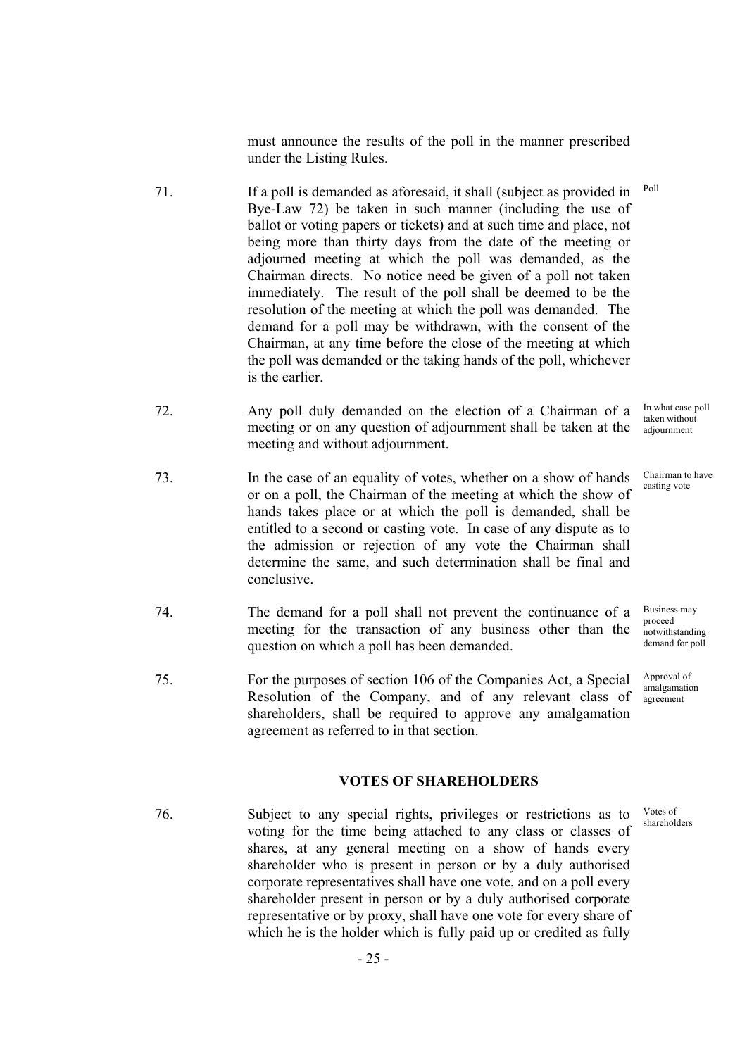must announce the results of the poll in the manner prescribed under the Listing Rules.

71. If a poll is demanded as aforesaid, it shall (subject as provided in Bye-Law 72) be taken in such manner (including the use of ballot or voting papers or tickets) and at such time and place, not being more than thirty days from the date of the meeting or adjourned meeting at which the poll was demanded, as the Chairman directs. No notice need be given of a poll not taken immediately. The result of the poll shall be deemed to be the resolution of the meeting at which the poll was demanded. The demand for a poll may be withdrawn, with the consent of the Chairman, at any time before the close of the meeting at which the poll was demanded or the taking hands of the poll, whichever is the earlier. *Poll*

72. Any poll duly demanded on the election of a Chairman of a meeting or on any question of adjournment shall be taken at the meeting and without adjournment. *In what case poll taken without adjournment*

73. In the case of an equality of votes, whether on a show of hands or on a poll, the Chairman of the meeting at which the show of hands takes place or at which the poll is demanded, shall be entitled to a second or casting vote. In case of any dispute as to the admission or rejection of any vote the Chairman shall determine the same, and such determination shall be final and conclusive. *Chairman to have casting vote*

74. The demand for a poll shall not prevent the continuance of a meeting for the transaction of any business other than the question on which a poll has been demanded. *Business may proceed notwithstanding demand for poll*

75. For the purposes of section 106 of the Companies Act, a Special Resolution of the Company, and of any relevant class of shareholders, shall be required to approve any amalgamation agreement as referred to in that section. *Approval of amalgamation agreement*

## VOTES OF SHAREHOLDERS

76. Subject to any special rights, privileges or restrictions as to voting for the time being attached to any class or classes of shares, at any general meeting on a show of hands every shareholder who is present in person or by a duly authorised corporate representatives shall have one vote, and on a poll every shareholder present in person or by a duly authorised corporate representative or by proxy, shall have one vote for every share of which he is the holder which is fully paid up or credited as fully *Votes of shareholders*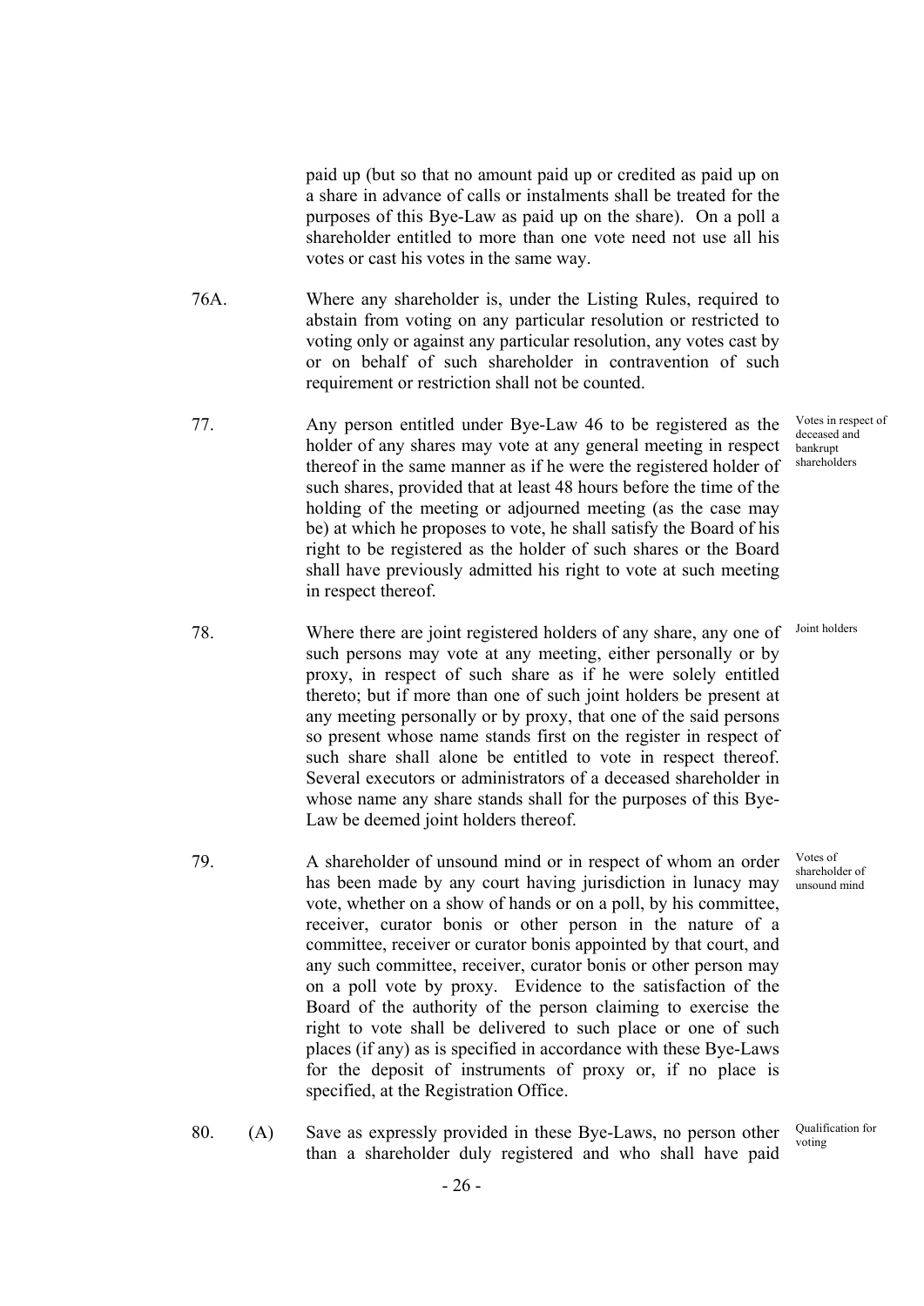paid up (but so that no amount paid up or credited as paid up on a share in advance of calls or instalments shall be treated for the purposes of this Bye-Law as paid up on the share). On a poll a shareholder entitled to more than one vote need not use all his votes or cast his votes in the same way.

76A. Where any shareholder is, under the Listing Rules, required to abstain from voting on any particular resolution or restricted to voting only or against any particular resolution, any votes cast by or on behalf of such shareholder in contravention of such requirement or restriction shall not be counted.

*Votes in respect of deceased and bankrupt shareholders*

77. Any person entitled under Bye-Law 46 to be registered as the holder of any shares may vote at any general meeting in respect thereof in the same manner as if he were the registered holder of such shares, provided that at least 48 hours before the time of the holding of the meeting or adjourned meeting (as the case may be) at which he proposes to vote, he shall satisfy the Board of his right to be registered as the holder of such shares or the Board shall have previously admitted his right to vote at such meeting in respect thereof.

*Joint holders*

78. Where there are joint registered holders of any share, any one of such persons may vote at any meeting, either personally or by proxy, in respect of such share as if he were solely entitled thereto; but if more than one of such joint holders be present at any meeting personally or by proxy, that one of the said persons so present whose name stands first on the register in respect of such share shall alone be entitled to vote in respect thereof. Several executors or administrators of a deceased shareholder in whose name any share stands shall for the purposes of this Bye-Law be deemed joint holders thereof.

*Votes of shareholder of unsound mind*

79. A shareholder of unsound mind or in respect of whom an order has been made by any court having jurisdiction in lunacy may vote, whether on a show of hands or on a poll, by his committee, receiver, curator bonis or other person in the nature of a committee, receiver or curator bonis appointed by that court, and any such committee, receiver, curator bonis or other person may on a poll vote by proxy. Evidence to the satisfaction of the Board of the authority of the person claiming to exercise the right to vote shall be delivered to such place or one of such places (if any) as is specified in accordance with these Bye-Laws for the deposit of instruments of proxy or, if no place is specified, at the Registration Office.

*Qualification for voting*

80. (A) Save as expressly provided in these Bye-Laws, no person other than a shareholder duly registered and who shall have paid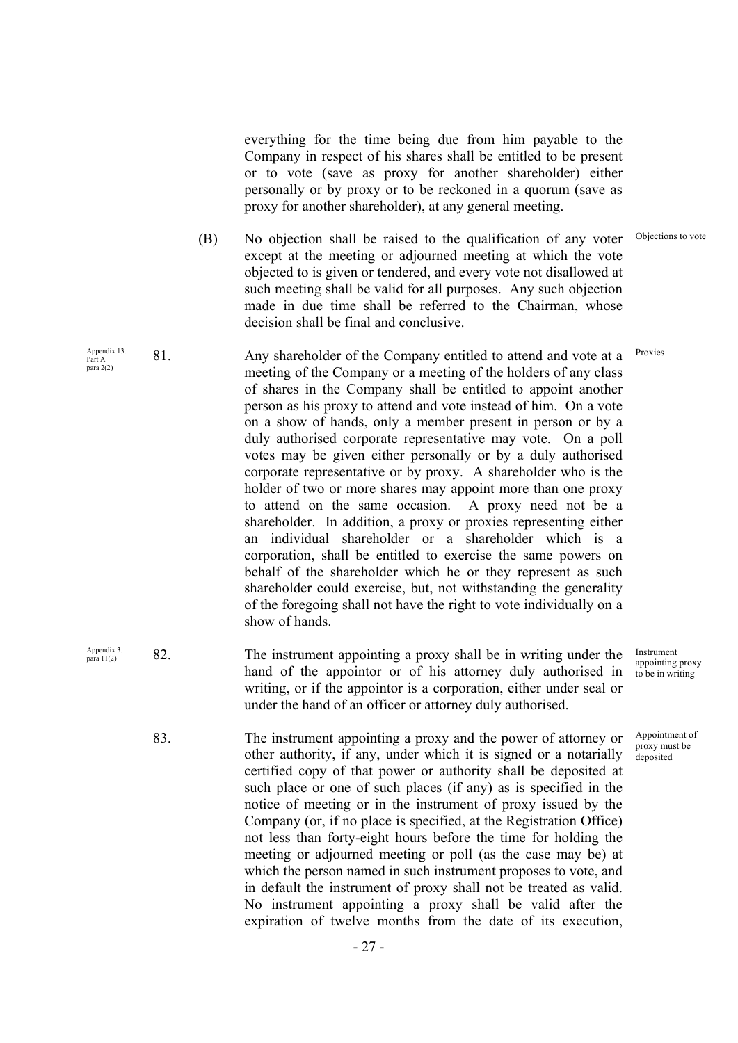everything for the time being due from him payable to the Company in respect of his shares shall be entitled to be present or to vote (save as proxy for another shareholder) either personally or by proxy or to be reckoned in a quorum (save as proxy for another shareholder), at any general meeting.

(B) No objection shall be raised to the qualification of any voter except at the meeting or adjourned meeting at which the vote objected to is given or tendered, and every vote not disallowed at such meeting shall be valid for all purposes. Any such objection made in due time shall be referred to the Chairman, whose decision shall be final and conclusive.

Objections to vote

Appendix 13. Part A para 2(2)

81. Any shareholder of the Company entitled to attend and vote at a meeting of the Company or a meeting of the holders of any class of shares in the Company shall be entitled to appoint another person as his proxy to attend and vote instead of him. On a vote on a show of hands, only a member present in person or by a duly authorised corporate representative may vote. On a poll votes may be given either personally or by a duly authorised corporate representative or by proxy. A shareholder who is the holder of two or more shares may appoint more than one proxy to attend on the same occasion. A proxy need not be a shareholder. In addition, a proxy or proxies representing either an individual shareholder or a shareholder which is a corporation, shall be entitled to exercise the same powers on behalf of the shareholder which he or they represent as such shareholder could exercise, but, not withstanding the generality of the foregoing shall not have the right to vote individually on a show of hands.

Proxies

Appendix 3. para 11(2)

82. The instrument appointing a proxy shall be in writing under the hand of the appointor or of his attorney duly authorised in writing, or if the appointor is a corporation, either under seal or under the hand of an officer or attorney duly authorised.

Instrument appointing proxy to be in writing

83. The instrument appointing a proxy and the power of attorney or other authority, if any, under which it is signed or a notarially certified copy of that power or authority shall be deposited at such place or one of such places (if any) as is specified in the notice of meeting or in the instrument of proxy issued by the Company (or, if no place is specified, at the Registration Office) not less than forty-eight hours before the time for holding the meeting or adjourned meeting or poll (as the case may be) at which the person named in such instrument proposes to vote, and in default the instrument of proxy shall not be treated as valid. No instrument appointing a proxy shall be valid after the expiration of twelve months from the date of its execution,

Appointment of proxy must be deposited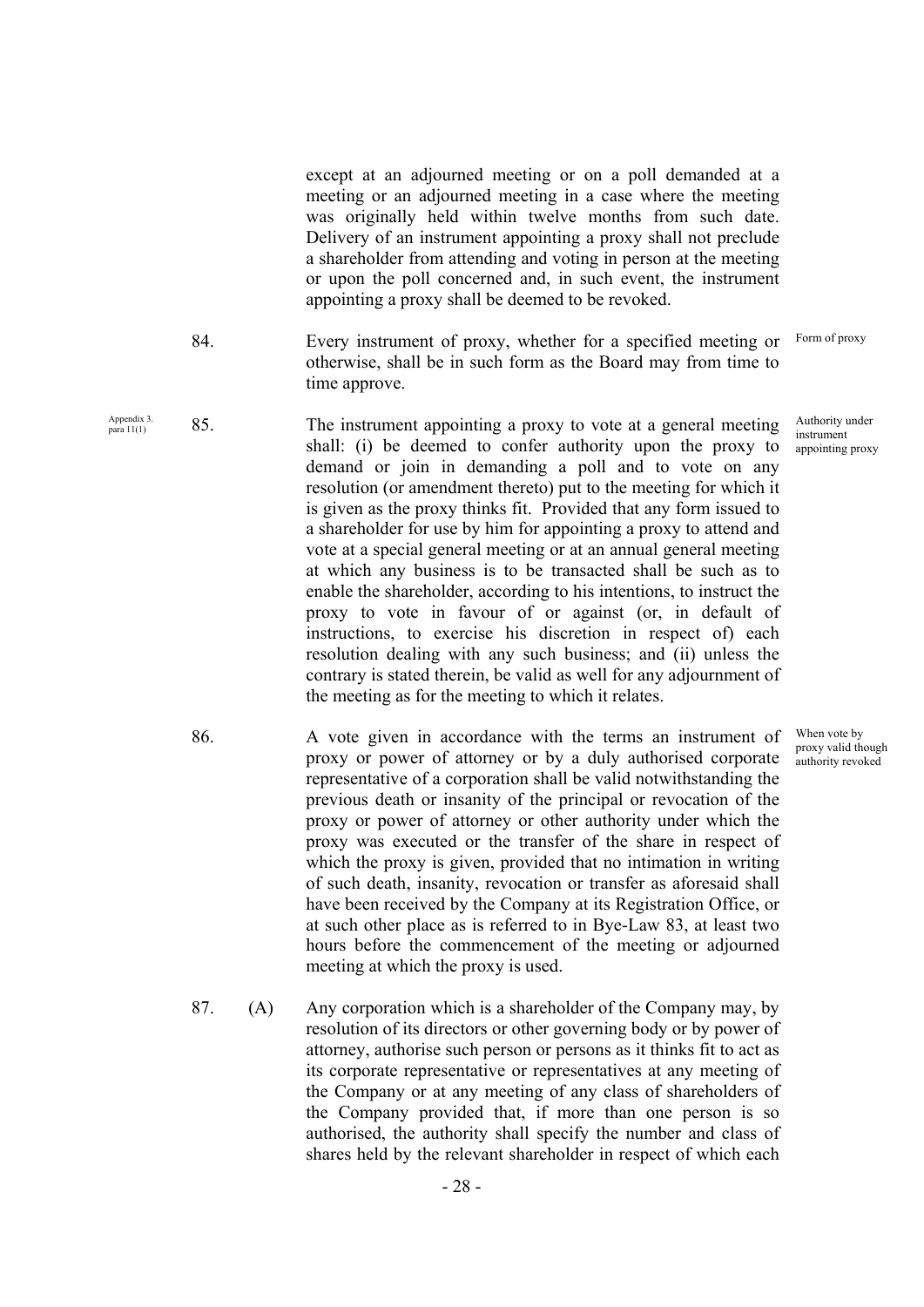except at an adjourned meeting or on a poll demanded at a meeting or an adjourned meeting in a case where the meeting was originally held within twelve months from such date. Delivery of an instrument appointing a proxy shall not preclude a shareholder from attending and voting in person at the meeting or upon the poll concerned and, in such event, the instrument appointing a proxy shall be deemed to be revoked.

84. Every instrument of proxy, whether for a specified meeting or otherwise, shall be in such form as the Board may from time to time approve.

Form of proxy

Appendix 3. para 11(1)

85. The instrument appointing a proxy to vote at a general meeting shall: (i) be deemed to confer authority upon the proxy to demand or join in demanding a poll and to vote on any resolution (or amendment thereto) put to the meeting for which it is given as the proxy thinks fit. Provided that any form issued to a shareholder for use by him for appointing a proxy to attend and vote at a special general meeting or at an annual general meeting at which any business is to be transacted shall be such as to enable the shareholder, according to his intentions, to instruct the proxy to vote in favour of or against (or, in default of instructions, to exercise his discretion in respect of) each resolution dealing with any such business; and (ii) unless the contrary is stated therein, be valid as well for any adjournment of the meeting as for the meeting to which it relates.

Authority under instrument appointing proxy

86. A vote given in accordance with the terms an instrument of proxy or power of attorney or by a duly authorised corporate representative of a corporation shall be valid notwithstanding the previous death or insanity of the principal or revocation of the proxy or power of attorney or other authority under which the proxy was executed or the transfer of the share in respect of which the proxy is given, provided that no intimation in writing of such death, insanity, revocation or transfer as aforesaid shall have been received by the Company at its Registration Office, or at such other place as is referred to in Bye-Law 83, at least two hours before the commencement of the meeting or adjourned meeting at which the proxy is used.

When vote by proxy valid though authority revoked

87. (A) Any corporation which is a shareholder of the Company may, by resolution of its directors or other governing body or by power of attorney, authorise such person or persons as it thinks fit to act as its corporate representative or representatives at any meeting of the Company or at any meeting of any class of shareholders of the Company provided that, if more than one person is so authorised, the authority shall specify the number and class of shares held by the relevant shareholder in respect of which each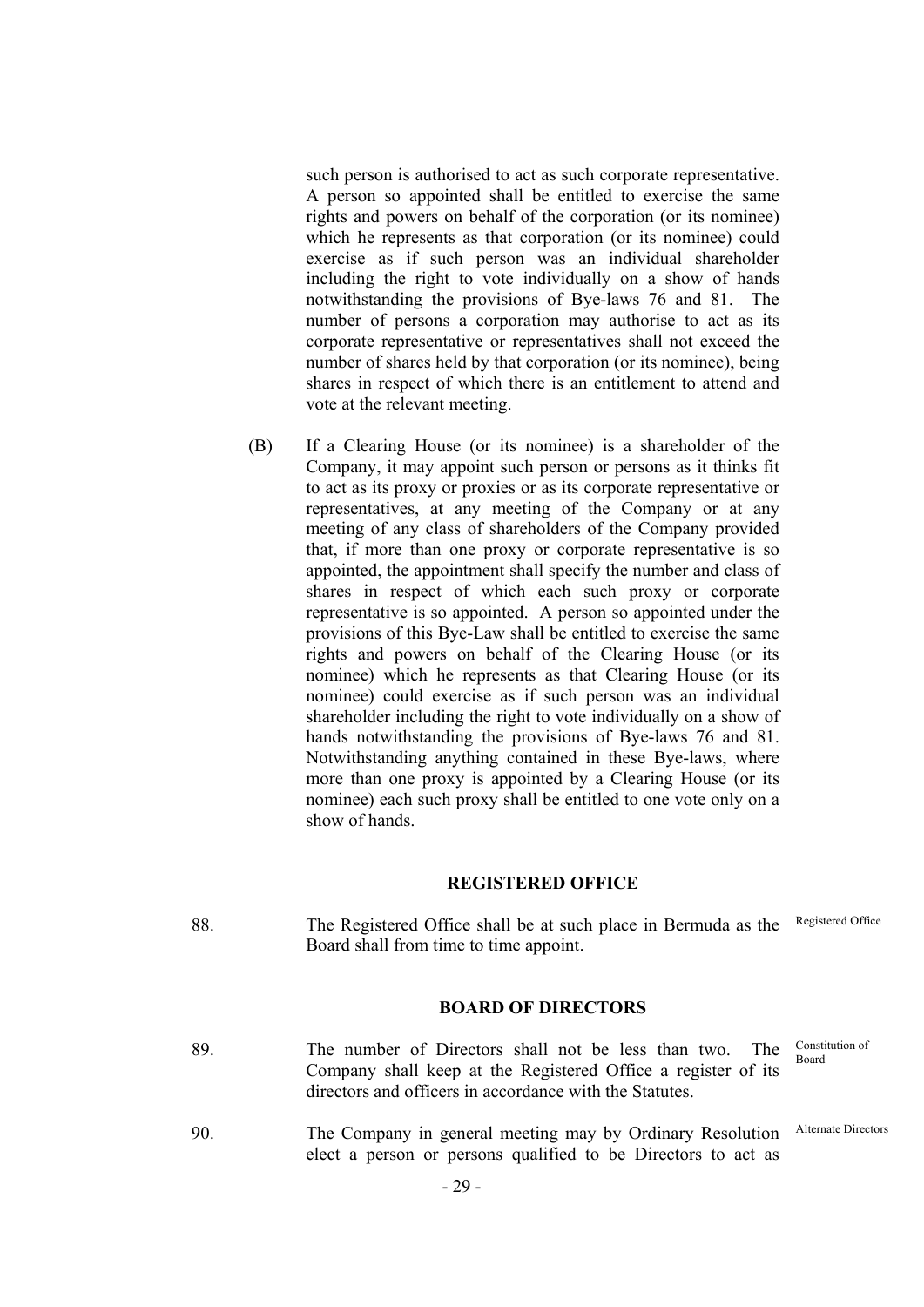such person is authorised to act as such corporate representative. A person so appointed shall be entitled to exercise the same rights and powers on behalf of the corporation (or its nominee) which he represents as that corporation (or its nominee) could exercise as if such person was an individual shareholder including the right to vote individually on a show of hands notwithstanding the provisions of Bye-laws 76 and 81. The number of persons a corporation may authorise to act as its corporate representative or representatives shall not exceed the number of shares held by that corporation (or its nominee), being shares in respect of which there is an entitlement to attend and vote at the relevant meeting.

(B) If a Clearing House (or its nominee) is a shareholder of the Company, it may appoint such person or persons as it thinks fit to act as its proxy or proxies or as its corporate representative or representatives, at any meeting of the Company or at any meeting of any class of shareholders of the Company provided that, if more than one proxy or corporate representative is so appointed, the appointment shall specify the number and class of shares in respect of which each such proxy or corporate representative is so appointed. A person so appointed under the provisions of this Bye-Law shall be entitled to exercise the same rights and powers on behalf of the Clearing House (or its nominee) which he represents as that Clearing House (or its nominee) could exercise as if such person was an individual shareholder including the right to vote individually on a show of hands notwithstanding the provisions of Bye-laws 76 and 81. Notwithstanding anything contained in these Bye-laws, where more than one proxy is appointed by a Clearing House (or its nominee) each such proxy shall be entitled to one vote only on a show of hands.

## REGISTERED OFFICE

88. The Registered Office shall be at such place in Bermuda as the Board shall from time to time appoint. *Registered Office*

## BOARD OF DIRECTORS

89. The number of Directors shall not be less than two. The Company shall keep at the Registered Office a register of its directors and officers in accordance with the Statutes. *Constitution of Board*

90. The Company in general meeting may by Ordinary Resolution elect a person or persons qualified to be Directors to act as *Alternate Directors*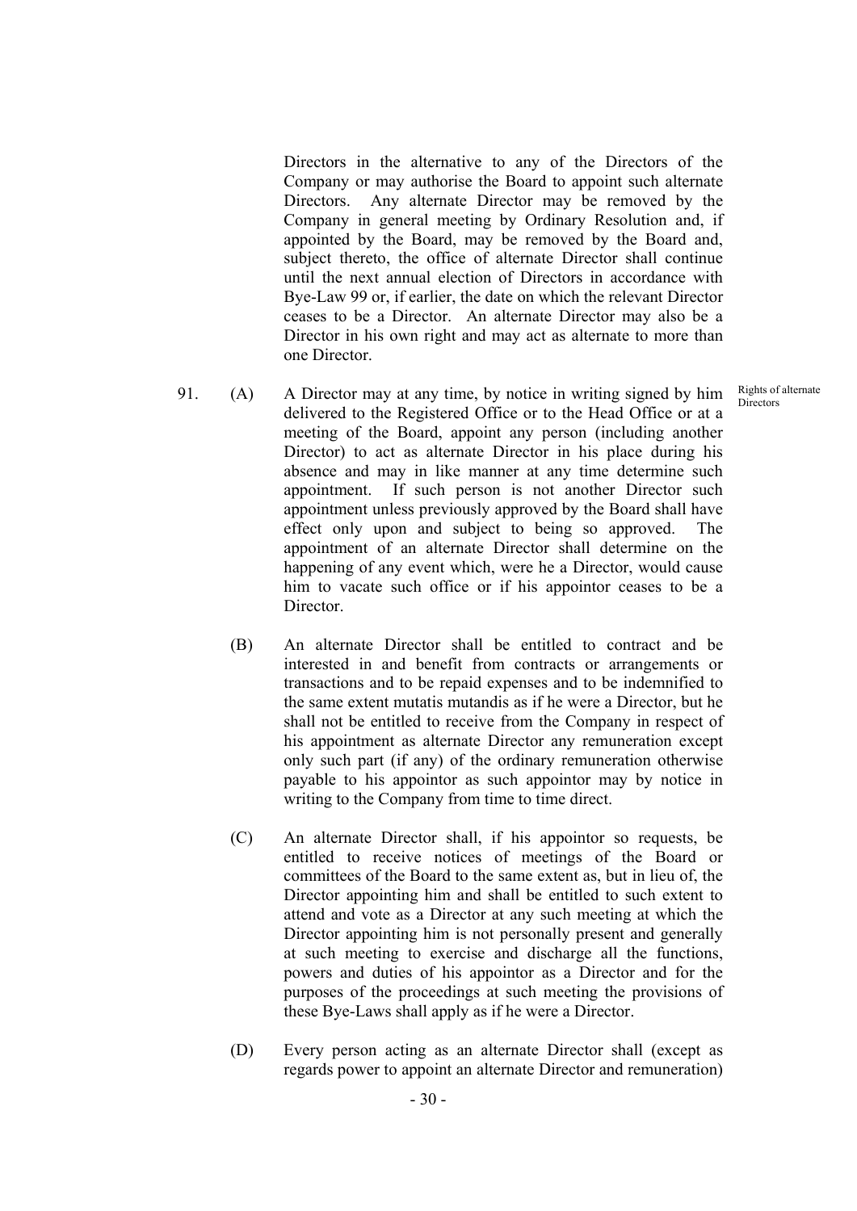Directors in the alternative to any of the Directors of the Company or may authorise the Board to appoint such alternate Directors. Any alternate Director may be removed by the Company in general meeting by Ordinary Resolution and, if appointed by the Board, may be removed by the Board and, subject thereto, the office of alternate Director shall continue until the next annual election of Directors in accordance with Bye-Law 99 or, if earlier, the date on which the relevant Director ceases to be a Director. An alternate Director may also be a Director in his own right and may act as alternate to more than one Director.

91. (A) A Director may at any time, by notice in writing signed by him delivered to the Registered Office or to the Head Office or at a meeting of the Board, appoint any person (including another Director) to act as alternate Director in his place during his absence and may in like manner at any time determine such appointment. If such person is not another Director such appointment unless previously approved by the Board shall have effect only upon and subject to being so approved. The appointment of an alternate Director shall determine on the happening of any event which, were he a Director, would cause him to vacate such office or if his appointor ceases to be a Director.

Rights of alternate Directors

(B) An alternate Director shall be entitled to contract and be interested in and benefit from contracts or arrangements or transactions and to be repaid expenses and to be indemnified to the same extent mutatis mutandis as if he were a Director, but he shall not be entitled to receive from the Company in respect of his appointment as alternate Director any remuneration except only such part (if any) of the ordinary remuneration otherwise payable to his appointor as such appointor may by notice in writing to the Company from time to time direct.

(C) An alternate Director shall, if his appointor so requests, be entitled to receive notices of meetings of the Board or committees of the Board to the same extent as, but in lieu of, the Director appointing him and shall be entitled to such extent to attend and vote as a Director at any such meeting at which the Director appointing him is not personally present and generally at such meeting to exercise and discharge all the functions, powers and duties of his appointor as a Director and for the purposes of the proceedings at such meeting the provisions of these Bye-Laws shall apply as if he were a Director.

(D) Every person acting as an alternate Director shall (except as regards power to appoint an alternate Director and remuneration)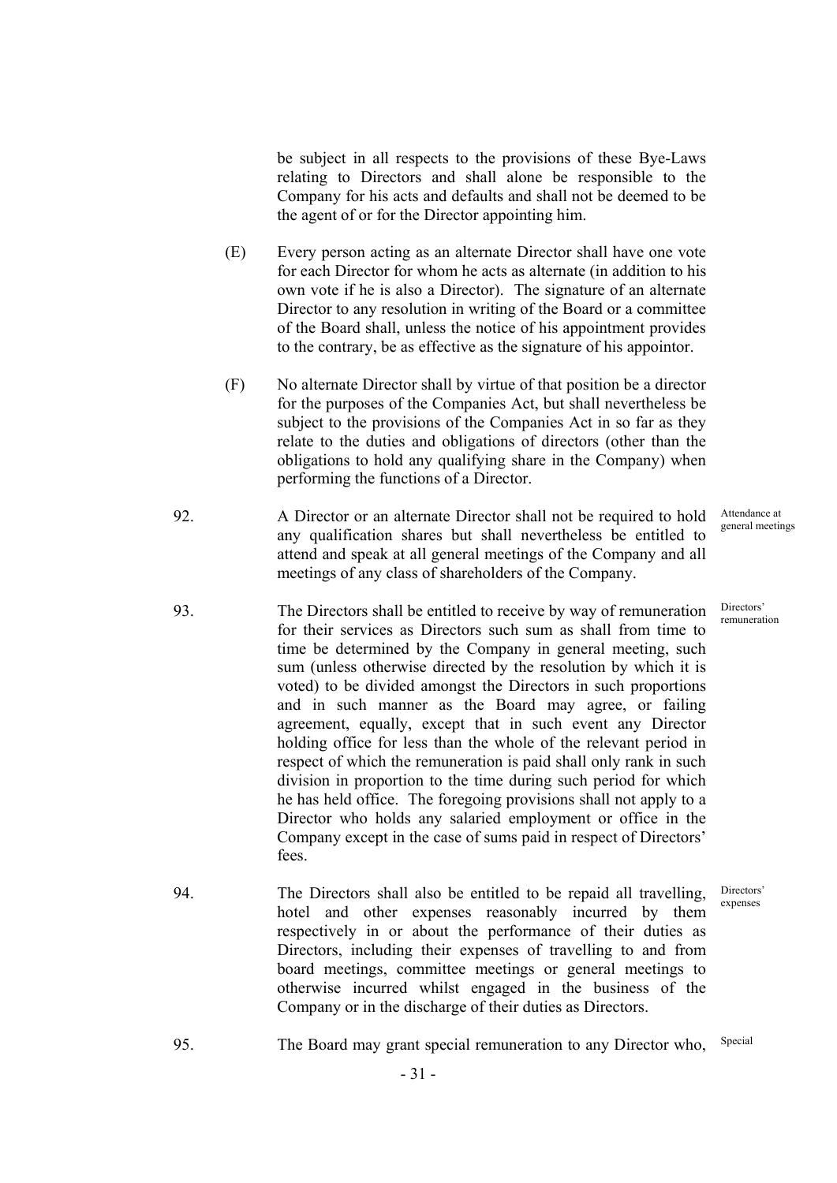be subject in all respects to the provisions of these Bye-Laws relating to Directors and shall alone be responsible to the Company for his acts and defaults and shall not be deemed to be the agent of or for the Director appointing him.

(E) Every person acting as an alternate Director shall have one vote for each Director for whom he acts as alternate (in addition to his own vote if he is also a Director). The signature of an alternate Director to any resolution in writing of the Board or a committee of the Board shall, unless the notice of his appointment provides to the contrary, be as effective as the signature of his appointor.

(F) No alternate Director shall by virtue of that position be a director for the purposes of the Companies Act, but shall nevertheless be subject to the provisions of the Companies Act in so far as they relate to the duties and obligations of directors (other than the obligations to hold any qualifying share in the Company) when performing the functions of a Director.

92. A Director or an alternate Director shall not be required to hold any qualification shares but shall nevertheless be entitled to attend and speak at all general meetings of the Company and all meetings of any class of shareholders of the Company.

*Attendance at general meetings*

93. The Directors shall be entitled to receive by way of remuneration for their services as Directors such sum as shall from time to time be determined by the Company in general meeting, such sum (unless otherwise directed by the resolution by which it is voted) to be divided amongst the Directors in such proportions and in such manner as the Board may agree, or failing agreement, equally, except that in such event any Director holding office for less than the whole of the relevant period in respect of which the remuneration is paid shall only rank in such division in proportion to the time during such period for which he has held office. The foregoing provisions shall not apply to a Director who holds any salaried employment or office in the Company except in the case of sums paid in respect of Directors' fees.

*Directors' remuneration*

94. The Directors shall also be entitled to be repaid all travelling, hotel and other expenses reasonably incurred by them respectively in or about the performance of their duties as Directors, including their expenses of travelling to and from board meetings, committee meetings or general meetings to otherwise incurred whilst engaged in the business of the Company or in the discharge of their duties as Directors.

*Directors' expenses*

95. The Board may grant special remuneration to any Director who,

*Special*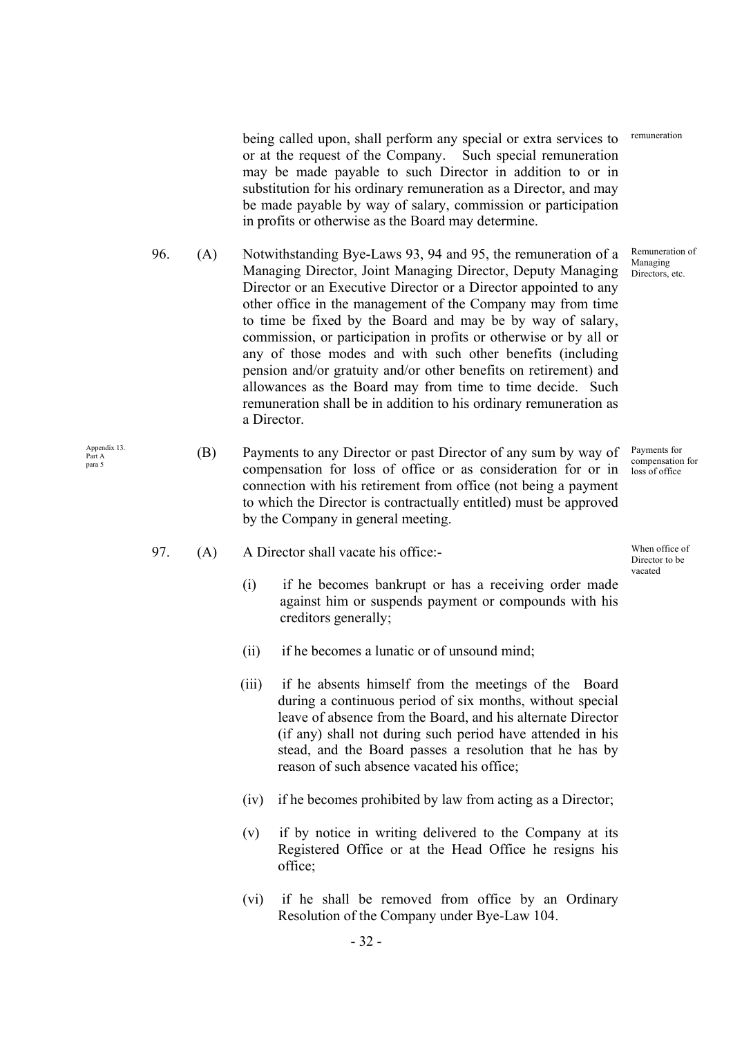being called upon, shall perform any special or extra services to or at the request of the Company. Such special remuneration may be made payable to such Director in addition to or in substitution for his ordinary remuneration as a Director, and may be made payable by way of salary, commission or participation in profits or otherwise as the Board may determine.

remuneration

96. (A) Notwithstanding Bye-Laws 93, 94 and 95, the remuneration of a Managing Director, Joint Managing Director, Deputy Managing Director or an Executive Director or a Director appointed to any other office in the management of the Company may from time to time be fixed by the Board and may be by way of salary, commission, or participation in profits or otherwise or by all or any of those modes and with such other benefits (including pension and/or gratuity and/or other benefits on retirement) and allowances as the Board may from time to time decide. Such remuneration shall be in addition to his ordinary remuneration as a Director.

Remuneration of Managing Directors, etc.

Appendix 13. Part A para 5

(B) Payments to any Director or past Director of any sum by way of compensation for loss of office or as consideration for or in connection with his retirement from office (not being a payment to which the Director is contractually entitled) must be approved by the Company in general meeting.

Payments for compensation for loss of office

97. (A) A Director shall vacate his office:-

When office of Director to be vacated

(i) if he becomes bankrupt or has a receiving order made against him or suspends payment or compounds with his creditors generally;

(ii) if he becomes a lunatic or of unsound mind;

(iii) if he absents himself from the meetings of the Board during a continuous period of six months, without special leave of absence from the Board, and his alternate Director (if any) shall not during such period have attended in his stead, and the Board passes a resolution that he has by reason of such absence vacated his office;

(iv) if he becomes prohibited by law from acting as a Director;

(v) if by notice in writing delivered to the Company at its Registered Office or at the Head Office he resigns his office;

(vi) if he shall be removed from office by an Ordinary Resolution of the Company under Bye-Law 104.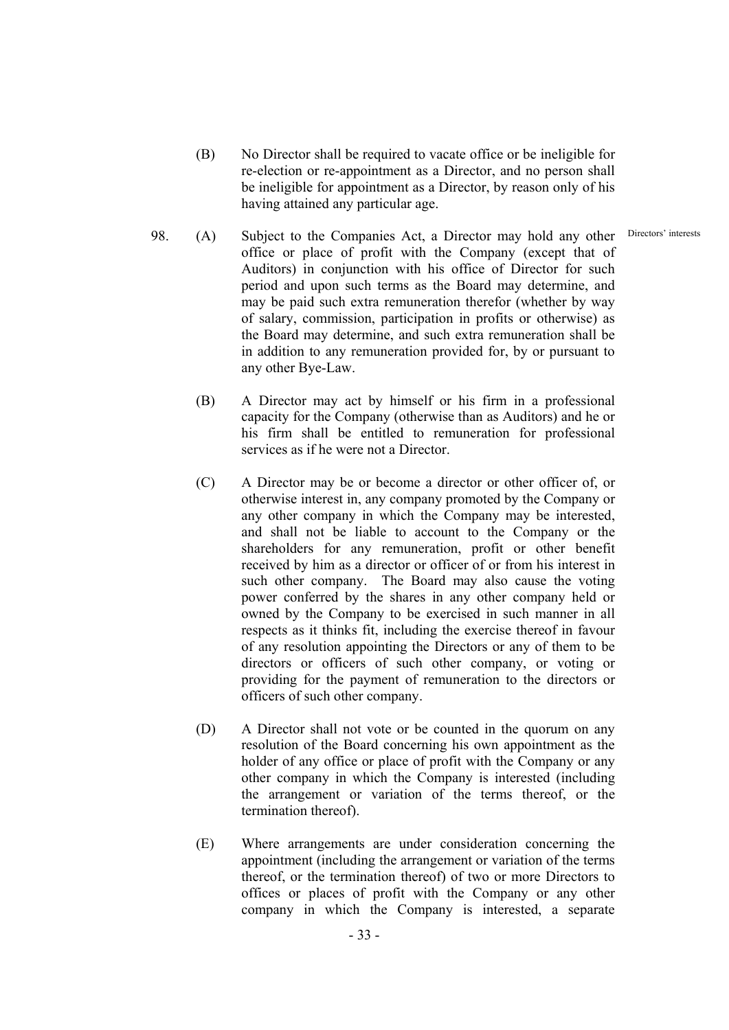(B) No Director shall be required to vacate office or be ineligible for re-election or re-appointment as a Director, and no person shall be ineligible for appointment as a Director, by reason only of his having attained any particular age.

Directors' interests

98. (A) Subject to the Companies Act, a Director may hold any other office or place of profit with the Company (except that of Auditors) in conjunction with his office of Director for such period and upon such terms as the Board may determine, and may be paid such extra remuneration therefor (whether by way of salary, commission, participation in profits or otherwise) as the Board may determine, and such extra remuneration shall be in addition to any remuneration provided for, by or pursuant to any other Bye-Law.

(B) A Director may act by himself or his firm in a professional capacity for the Company (otherwise than as Auditors) and he or his firm shall be entitled to remuneration for professional services as if he were not a Director.

(C) A Director may be or become a director or other officer of, or otherwise interest in, any company promoted by the Company or any other company in which the Company may be interested, and shall not be liable to account to the Company or the shareholders for any remuneration, profit or other benefit received by him as a director or officer of or from his interest in such other company. The Board may also cause the voting power conferred by the shares in any other company held or owned by the Company to be exercised in such manner in all respects as it thinks fit, including the exercise thereof in favour of any resolution appointing the Directors or any of them to be directors or officers of such other company, or voting or providing for the payment of remuneration to the directors or officers of such other company.

(D) A Director shall not vote or be counted in the quorum on any resolution of the Board concerning his own appointment as the holder of any office or place of profit with the Company or any other company in which the Company is interested (including the arrangement or variation of the terms thereof, or the termination thereof).

(E) Where arrangements are under consideration concerning the appointment (including the arrangement or variation of the terms thereof, or the termination thereof) of two or more Directors to offices or places of profit with the Company or any other company in which the Company is interested, a separate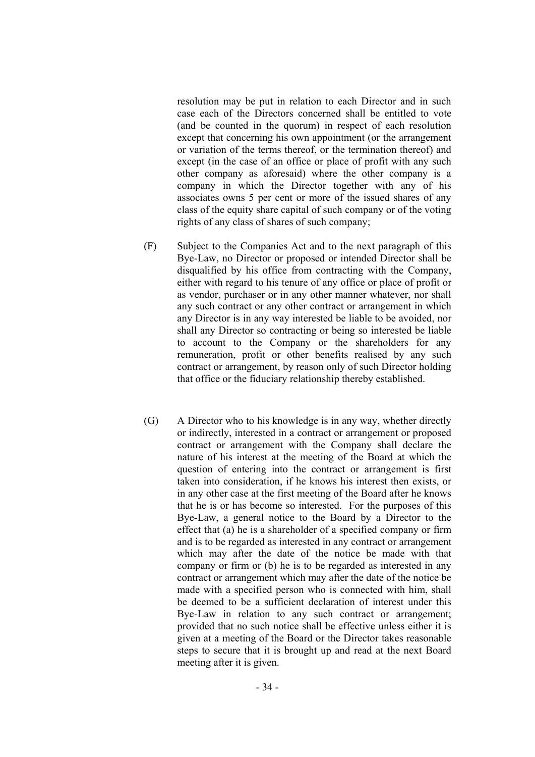resolution may be put in relation to each Director and in such case each of the Directors concerned shall be entitled to vote (and be counted in the quorum) in respect of each resolution except that concerning his own appointment (or the arrangement or variation of the terms thereof, or the termination thereof) and except (in the case of an office or place of profit with any such other company as aforesaid) where the other company is a company in which the Director together with any of his associates owns 5 per cent or more of the issued shares of any class of the equity share capital of such company or of the voting rights of any class of shares of such company;

(F) Subject to the Companies Act and to the next paragraph of this Bye-Law, no Director or proposed or intended Director shall be disqualified by his office from contracting with the Company, either with regard to his tenure of any office or place of profit or as vendor, purchaser or in any other manner whatever, nor shall any such contract or any other contract or arrangement in which any Director is in any way interested be liable to be avoided, nor shall any Director so contracting or being so interested be liable to account to the Company or the shareholders for any remuneration, profit or other benefits realised by any such contract or arrangement, by reason only of such Director holding that office or the fiduciary relationship thereby established.

(G) A Director who to his knowledge is in any way, whether directly or indirectly, interested in a contract or arrangement or proposed contract or arrangement with the Company shall declare the nature of his interest at the meeting of the Board at which the question of entering into the contract or arrangement is first taken into consideration, if he knows his interest then exists, or in any other case at the first meeting of the Board after he knows that he is or has become so interested. For the purposes of this Bye-Law, a general notice to the Board by a Director to the effect that (a) he is a shareholder of a specified company or firm and is to be regarded as interested in any contract or arrangement which may after the date of the notice be made with that company or firm or (b) he is to be regarded as interested in any contract or arrangement which may after the date of the notice be made with a specified person who is connected with him, shall be deemed to be a sufficient declaration of interest under this Bye-Law in relation to any such contract or arrangement; provided that no such notice shall be effective unless either it is given at a meeting of the Board or the Director takes reasonable steps to secure that it is brought up and read at the next Board meeting after it is given.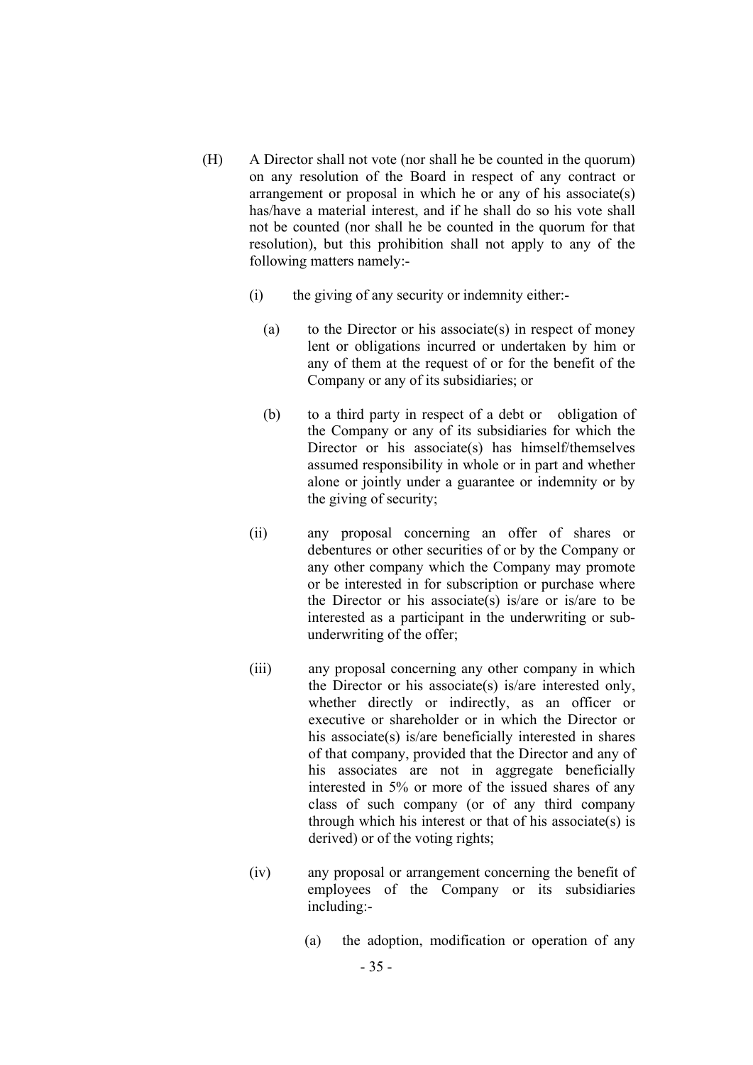(H) A Director shall not vote (nor shall he be counted in the quorum) on any resolution of the Board in respect of any contract or arrangement or proposal in which he or any of his associate(s) has/have a material interest, and if he shall do so his vote shall not be counted (nor shall he be counted in the quorum for that resolution), but this prohibition shall not apply to any of the following matters namely:-

(i) the giving of any security or indemnity either:-

(a) to the Director or his associate(s) in respect of money lent or obligations incurred or undertaken by him or any of them at the request of or for the benefit of the Company or any of its subsidiaries; or

(b) to a third party in respect of a debt or obligation of the Company or any of its subsidiaries for which the Director or his associate(s) has himself/themselves assumed responsibility in whole or in part and whether alone or jointly under a guarantee or indemnity or by the giving of security;

(ii) any proposal concerning an offer of shares or debentures or other securities of or by the Company or any other company which the Company may promote or be interested in for subscription or purchase where the Director or his associate(s) is/are or is/are to be interested as a participant in the underwriting or sub-underwriting of the offer;

(iii) any proposal concerning any other company in which the Director or his associate(s) is/are interested only, whether directly or indirectly, as an officer or executive or shareholder or in which the Director or his associate(s) is/are beneficially interested in shares of that company, provided that the Director and any of his associates are not in aggregate beneficially interested in 5% or more of the issued shares of any class of such company (or of any third company through which his interest or that of his associate(s) is derived) or of the voting rights;

(iv) any proposal or arrangement concerning the benefit of employees of the Company or its subsidiaries including:-

(a) the adoption, modification or operation of any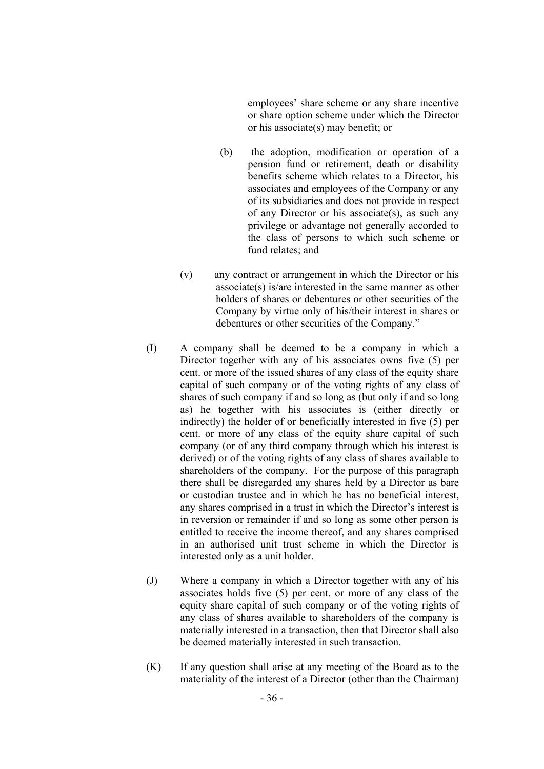employees' share scheme or any share incentive or share option scheme under which the Director or his associate(s) may benefit; or

(b) the adoption, modification or operation of a pension fund or retirement, death or disability benefits scheme which relates to a Director, his associates and employees of the Company or any of its subsidiaries and does not provide in respect of any Director or his associate(s), as such any privilege or advantage not generally accorded to the class of persons to which such scheme or fund relates; and

(v) any contract or arrangement in which the Director or his associate(s) is/are interested in the same manner as other holders of shares or debentures or other securities of the Company by virtue only of his/their interest in shares or debentures or other securities of the Company."

(I) A company shall be deemed to be a company in which a Director together with any of his associates owns five (5) per cent. or more of the issued shares of any class of the equity share capital of such company or of the voting rights of any class of shares of such company if and so long as (but only if and so long as) he together with his associates is (either directly or indirectly) the holder of or beneficially interested in five (5) per cent. or more of any class of the equity share capital of such company (or of any third company through which his interest is derived) or of the voting rights of any class of shares available to shareholders of the company. For the purpose of this paragraph there shall be disregarded any shares held by a Director as bare or custodian trustee and in which he has no beneficial interest, any shares comprised in a trust in which the Director's interest is in reversion or remainder if and so long as some other person is entitled to receive the income thereof, and any shares comprised in an authorised unit trust scheme in which the Director is interested only as a unit holder.

(J) Where a company in which a Director together with any of his associates holds five (5) per cent. or more of any class of the equity share capital of such company or of the voting rights of any class of shares available to shareholders of the company is materially interested in a transaction, then that Director shall also be deemed materially interested in such transaction.

(K) If any question shall arise at any meeting of the Board as to the materiality of the interest of a Director (other than the Chairman)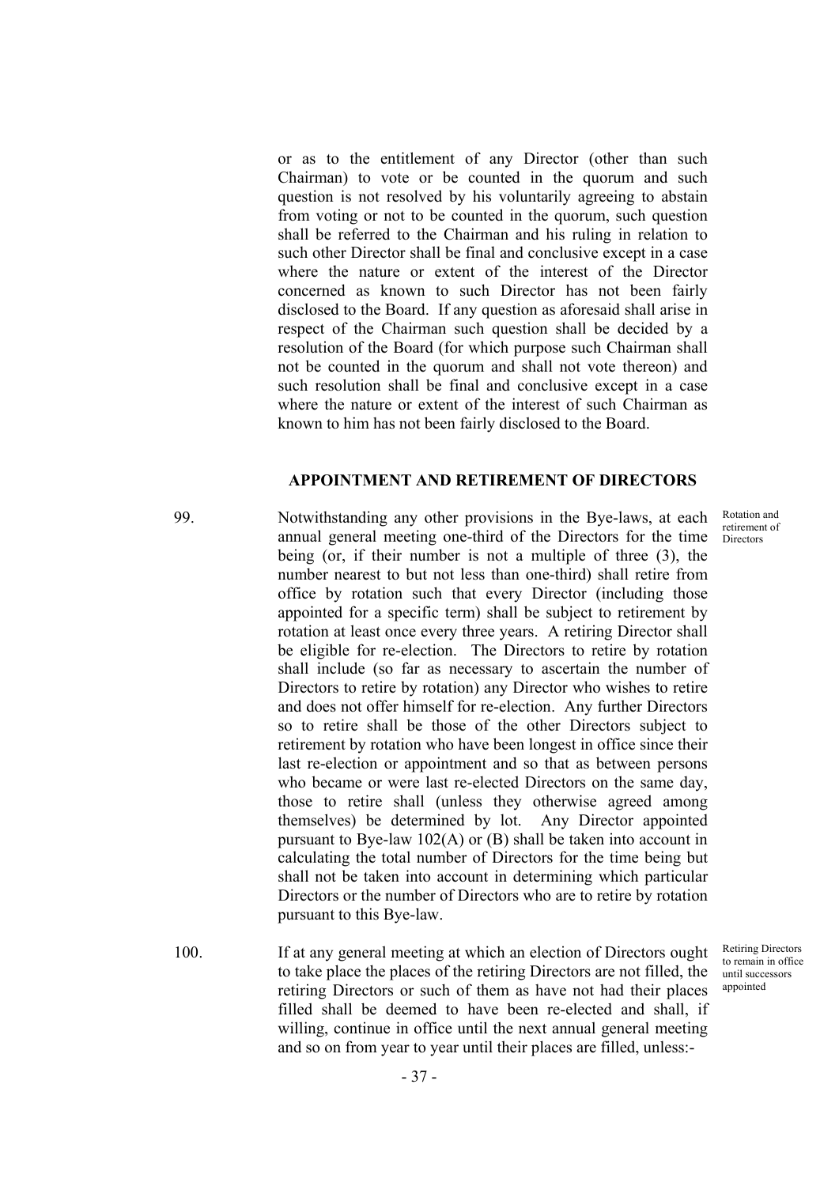or as to the entitlement of any Director (other than such Chairman) to vote or be counted in the quorum and such question is not resolved by his voluntarily agreeing to abstain from voting or not to be counted in the quorum, such question shall be referred to the Chairman and his ruling in relation to such other Director shall be final and conclusive except in a case where the nature or extent of the interest of the Director concerned as known to such Director has not been fairly disclosed to the Board. If any question as aforesaid shall arise in respect of the Chairman such question shall be decided by a resolution of the Board (for which purpose such Chairman shall not be counted in the quorum and shall not vote thereon) and such resolution shall be final and conclusive except in a case where the nature or extent of the interest of such Chairman as known to him has not been fairly disclosed to the Board.

## APPOINTMENT AND RETIREMENT OF DIRECTORS

99. Notwithstanding any other provisions in the Bye-laws, at each annual general meeting one-third of the Directors for the time being (or, if their number is not a multiple of three (3), the number nearest to but not less than one-third) shall retire from office by rotation such that every Director (including those appointed for a specific term) shall be subject to retirement by rotation at least once every three years. A retiring Director shall be eligible for re-election. The Directors to retire by rotation shall include (so far as necessary to ascertain the number of Directors to retire by rotation) any Director who wishes to retire and does not offer himself for re-election. Any further Directors so to retire shall be those of the other Directors subject to retirement by rotation who have been longest in office since their last re-election or appointment and so that as between persons who became or were last re-elected Directors on the same day, those to retire shall (unless they otherwise agreed among themselves) be determined by lot. Any Director appointed pursuant to Bye-law 102(A) or (B) shall be taken into account in calculating the total number of Directors for the time being but shall not be taken into account in determining which particular Directors or the number of Directors who are to retire by rotation pursuant to this Bye-law.

*Rotation and retirement of Directors*

100. If at any general meeting at which an election of Directors ought to take place the places of the retiring Directors are not filled, the retiring Directors or such of them as have not had their places filled shall be deemed to have been re-elected and shall, if willing, continue in office until the next annual general meeting and so on from year to year until their places are filled, unless:-

*Retiring Directors to remain in office until successors appointed*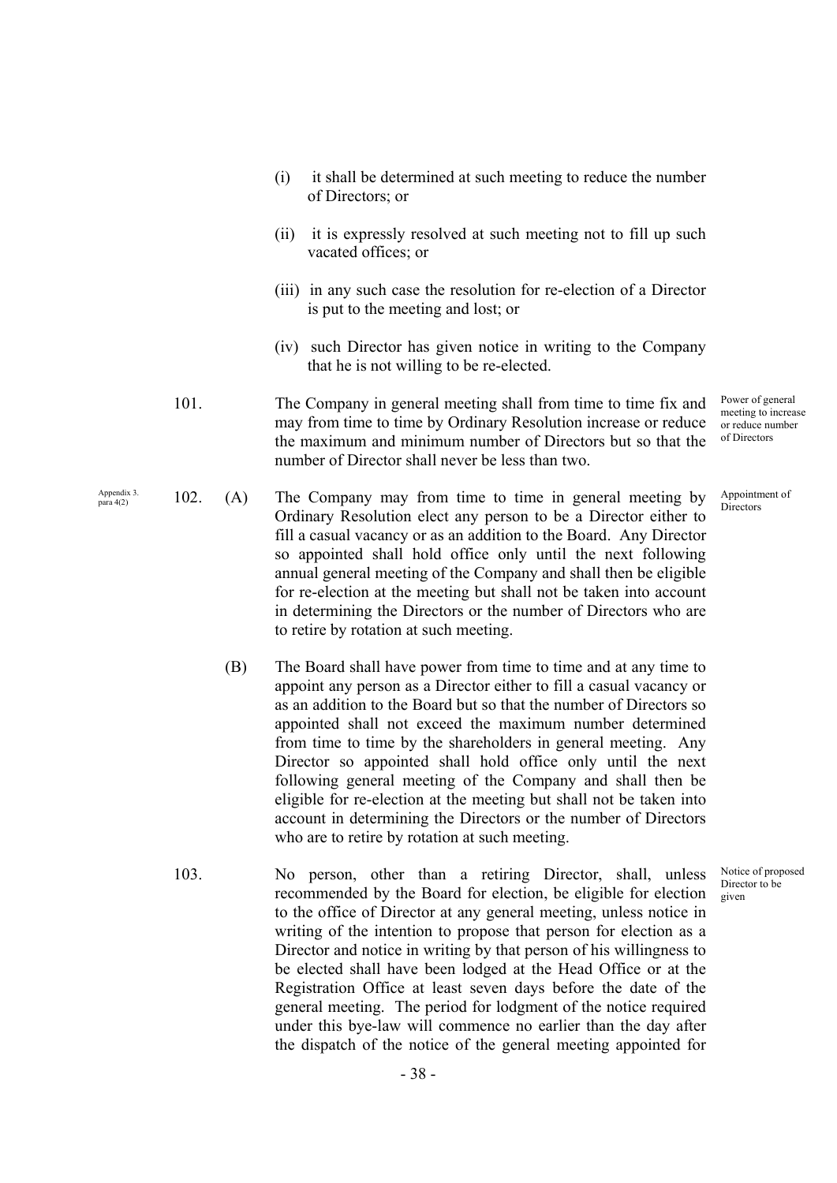(i) it shall be determined at such meeting to reduce the number of Directors; or

(ii) it is expressly resolved at such meeting not to fill up such vacated offices; or

(iii) in any such case the resolution for re-election of a Director is put to the meeting and lost; or

(iv) such Director has given notice in writing to the Company that he is not willing to be re-elected.

101. The Company in general meeting shall from time to time fix and may from time to time by Ordinary Resolution increase or reduce the maximum and minimum number of Directors but so that the number of Director shall never be less than two.

*Power of general meeting to increase or reduce number of Directors*

*Appendix 3. para 4(2)*

102. (A) The Company may from time to time in general meeting by Ordinary Resolution elect any person to be a Director either to fill a casual vacancy or as an addition to the Board. Any Director so appointed shall hold office only until the next following annual general meeting of the Company and shall then be eligible for re-election at the meeting but shall not be taken into account in determining the Directors or the number of Directors who are to retire by rotation at such meeting.

*Appointment of Directors*

(B) The Board shall have power from time to time and at any time to appoint any person as a Director either to fill a casual vacancy or as an addition to the Board but so that the number of Directors so appointed shall not exceed the maximum number determined from time to time by the shareholders in general meeting. Any Director so appointed shall hold office only until the next following general meeting of the Company and shall then be eligible for re-election at the meeting but shall not be taken into account in determining the Directors or the number of Directors who are to retire by rotation at such meeting.

103. No person, other than a retiring Director, shall, unless recommended by the Board for election, be eligible for election to the office of Director at any general meeting, unless notice in writing of the intention to propose that person for election as a Director and notice in writing by that person of his willingness to be elected shall have been lodged at the Head Office or at the Registration Office at least seven days before the date of the general meeting. The period for lodgment of the notice required under this bye-law will commence no earlier than the day after the dispatch of the notice of the general meeting appointed for

*Notice of proposed Director to be given*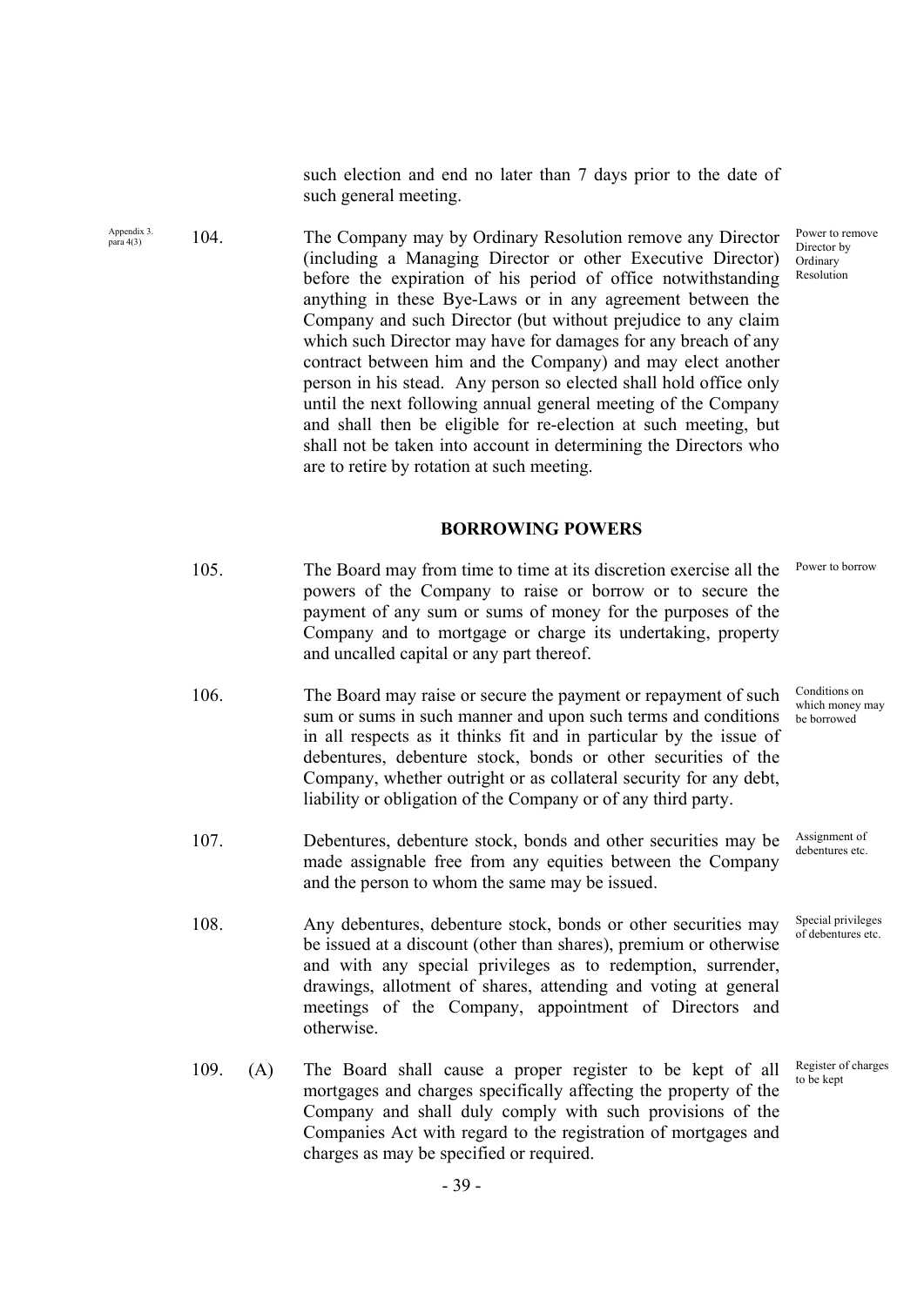such election and end no later than 7 days prior to the date of such general meeting.

Appendix 3. para 4(3)

104. Power to remove Director by Ordinary Resolution

The Company may by Ordinary Resolution remove any Director (including a Managing Director or other Executive Director) before the expiration of his period of office notwithstanding anything in these Bye-Laws or in any agreement between the Company and such Director (but without prejudice to any claim which such Director may have for damages for any breach of any contract between him and the Company) and may elect another person in his stead. Any person so elected shall hold office only until the next following annual general meeting of the Company and shall then be eligible for re-election at such meeting, but shall not be taken into account in determining the Directors who are to retire by rotation at such meeting.

## BORROWING POWERS

105. Power to borrow

The Board may from time to time at its discretion exercise all the powers of the Company to raise or borrow or to secure the payment of any sum or sums of money for the purposes of the Company and to mortgage or charge its undertaking, property and uncalled capital or any part thereof.

106. Conditions on which money may be borrowed

The Board may raise or secure the payment or repayment of such sum or sums in such manner and upon such terms and conditions in all respects as it thinks fit and in particular by the issue of debentures, debenture stock, bonds or other securities of the Company, whether outright or as collateral security for any debt, liability or obligation of the Company or of any third party.

107. Assignment of debentures etc.

Debentures, debenture stock, bonds and other securities may be made assignable free from any equities between the Company and the person to whom the same may be issued.

108. Special privileges of debentures etc.

Any debentures, debenture stock, bonds or other securities may be issued at a discount (other than shares), premium or otherwise and with any special privileges as to redemption, surrender, drawings, allotment of shares, attending and voting at general meetings of the Company, appointment of Directors and otherwise.

109. (A) Register of charges to be kept

The Board shall cause a proper register to be kept of all mortgages and charges specifically affecting the property of the Company and shall duly comply with such provisions of the Companies Act with regard to the registration of mortgages and charges as may be specified or required.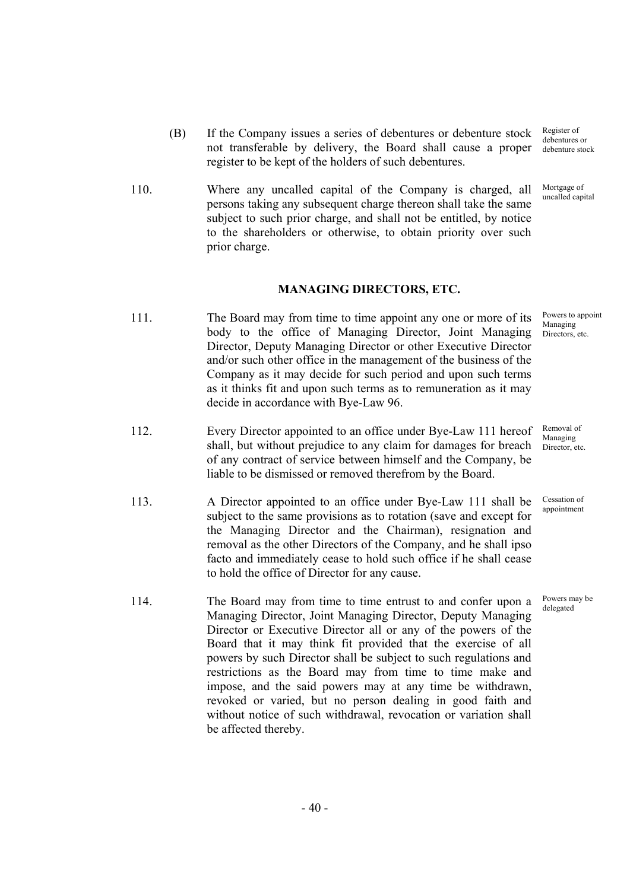(B) If the Company issues a series of debentures or debenture stock not transferable by delivery, the Board shall cause a proper register to be kept of the holders of such debentures. Register of debentures or debenture stock

110. Where any uncalled capital of the Company is charged, all persons taking any subsequent charge thereon shall take the same subject to such prior charge, and shall not be entitled, by notice to the shareholders or otherwise, to obtain priority over such prior charge. Mortgage of uncalled capital

## MANAGING DIRECTORS, ETC.

111. The Board may from time to time appoint any one or more of its body to the office of Managing Director, Joint Managing Director, Deputy Managing Director or other Executive Director and/or such other office in the management of the business of the Company as it may decide for such period and upon such terms as it thinks fit and upon such terms as to remuneration as it may decide in accordance with Bye-Law 96. Powers to appoint Managing Directors, etc.

112. Every Director appointed to an office under Bye-Law 111 hereof shall, but without prejudice to any claim for damages for breach of any contract of service between himself and the Company, be liable to be dismissed or removed therefrom by the Board. Removal of Managing Director, etc.

113. A Director appointed to an office under Bye-Law 111 shall be subject to the same provisions as to rotation (save and except for the Managing Director and the Chairman), resignation and removal as the other Directors of the Company, and he shall ipso facto and immediately cease to hold such office if he shall cease to hold the office of Director for any cause. Cessation of appointment

114. The Board may from time to time entrust to and confer upon a Managing Director, Joint Managing Director, Deputy Managing Director or Executive Director all or any of the powers of the Board that it may think fit provided that the exercise of all powers by such Director shall be subject to such regulations and restrictions as the Board may from time to time make and impose, and the said powers may at any time be withdrawn, revoked or varied, but no person dealing in good faith and without notice of such withdrawal, revocation or variation shall be affected thereby. Powers may be delegated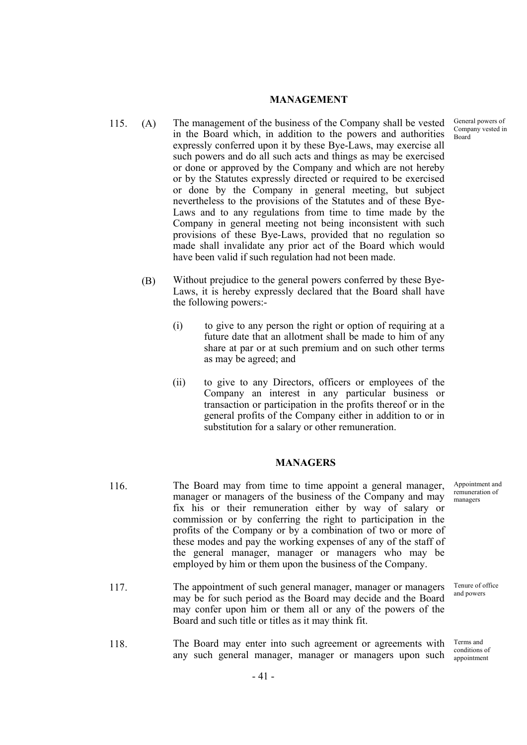## MANAGEMENT

115. (A) The management of the business of the Company shall be vested in the Board which, in addition to the powers and authorities expressly conferred upon it by these Bye-Laws, may exercise all such powers and do all such acts and things as may be exercised or done or approved by the Company and which are not hereby or by the Statutes expressly directed or required to be exercised or done by the Company in general meeting, but subject nevertheless to the provisions of the Statutes and of these Bye-Laws and to any regulations from time to time made by the Company in general meeting not being inconsistent with such provisions of these Bye-Laws, provided that no regulation so made shall invalidate any prior act of the Board which would have been valid if such regulation had not been made.

*General powers of Company vested in Board*

(B) Without prejudice to the general powers conferred by these Bye-Laws, it is hereby expressly declared that the Board shall have the following powers:-

(i) to give to any person the right or option of requiring at a future date that an allotment shall be made to him of any share at par or at such premium and on such other terms as may be agreed; and

(ii) to give to any Directors, officers or employees of the Company an interest in any particular business or transaction or participation in the profits thereof or in the general profits of the Company either in addition to or in substitution for a salary or other remuneration.

## MANAGERS

116. The Board may from time to time appoint a general manager, manager or managers of the business of the Company and may fix his or their remuneration either by way of salary or commission or by conferring the right to participation in the profits of the Company or by a combination of two or more of these modes and pay the working expenses of any of the staff of the general manager, manager or managers who may be employed by him or them upon the business of the Company.

*Appointment and remuneration of managers*

117. The appointment of such general manager, manager or managers may be for such period as the Board may decide and the Board may confer upon him or them all or any of the powers of the Board and such title or titles as it may think fit.

*Tenure of office and powers*

118. The Board may enter into such agreement or agreements with any such general manager, manager or managers upon such

*Terms and conditions of appointment*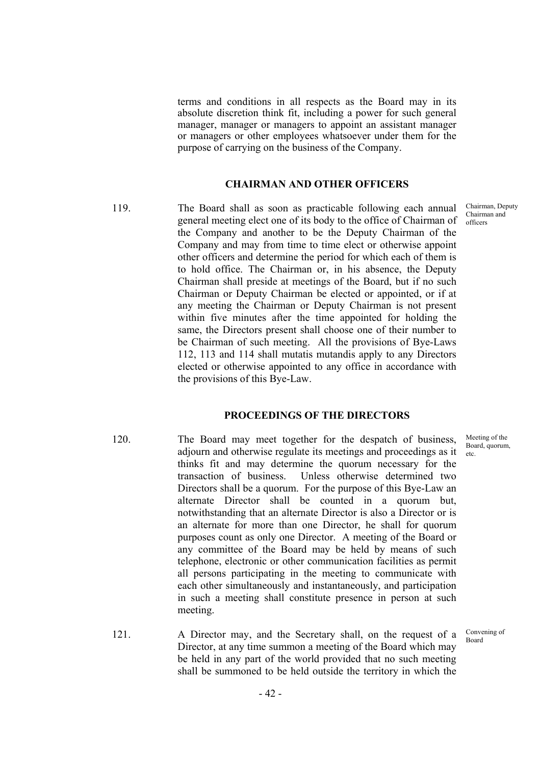terms and conditions in all respects as the Board may in its absolute discretion think fit, including a power for such general manager, manager or managers to appoint an assistant manager or managers or other employees whatsoever under them for the purpose of carrying on the business of the Company.

## CHAIRMAN AND OTHER OFFICERS

119. The Board shall as soon as practicable following each annual general meeting elect one of its body to the office of Chairman of the Company and another to be the Deputy Chairman of the Company and may from time to time elect or otherwise appoint other officers and determine the period for which each of them is to hold office. The Chairman or, in his absence, the Deputy Chairman shall preside at meetings of the Board, but if no such Chairman or Deputy Chairman be elected or appointed, or if at any meeting the Chairman or Deputy Chairman is not present within five minutes after the time appointed for holding the same, the Directors present shall choose one of their number to be Chairman of such meeting. All the provisions of Bye-Laws 112, 113 and 114 shall mutatis mutandis apply to any Directors elected or otherwise appointed to any office in accordance with the provisions of this Bye-Law.

*Chairman, Deputy Chairman and officers*

## PROCEEDINGS OF THE DIRECTORS

120. The Board may meet together for the despatch of business, adjourn and otherwise regulate its meetings and proceedings as it thinks fit and may determine the quorum necessary for the transaction of business. Unless otherwise determined two Directors shall be a quorum. For the purpose of this Bye-Law an alternate Director shall be counted in a quorum but, notwithstanding that an alternate Director is also a Director or is an alternate for more than one Director, he shall for quorum purposes count as only one Director. A meeting of the Board or any committee of the Board may be held by means of such telephone, electronic or other communication facilities as permit all persons participating in the meeting to communicate with each other simultaneously and instantaneously, and participation in such a meeting shall constitute presence in person at such meeting.

*Meeting of the Board, quorum, etc.*

121. A Director may, and the Secretary shall, on the request of a Director, at any time summon a meeting of the Board which may be held in any part of the world provided that no such meeting shall be summoned to be held outside the territory in which the

*Convening of Board*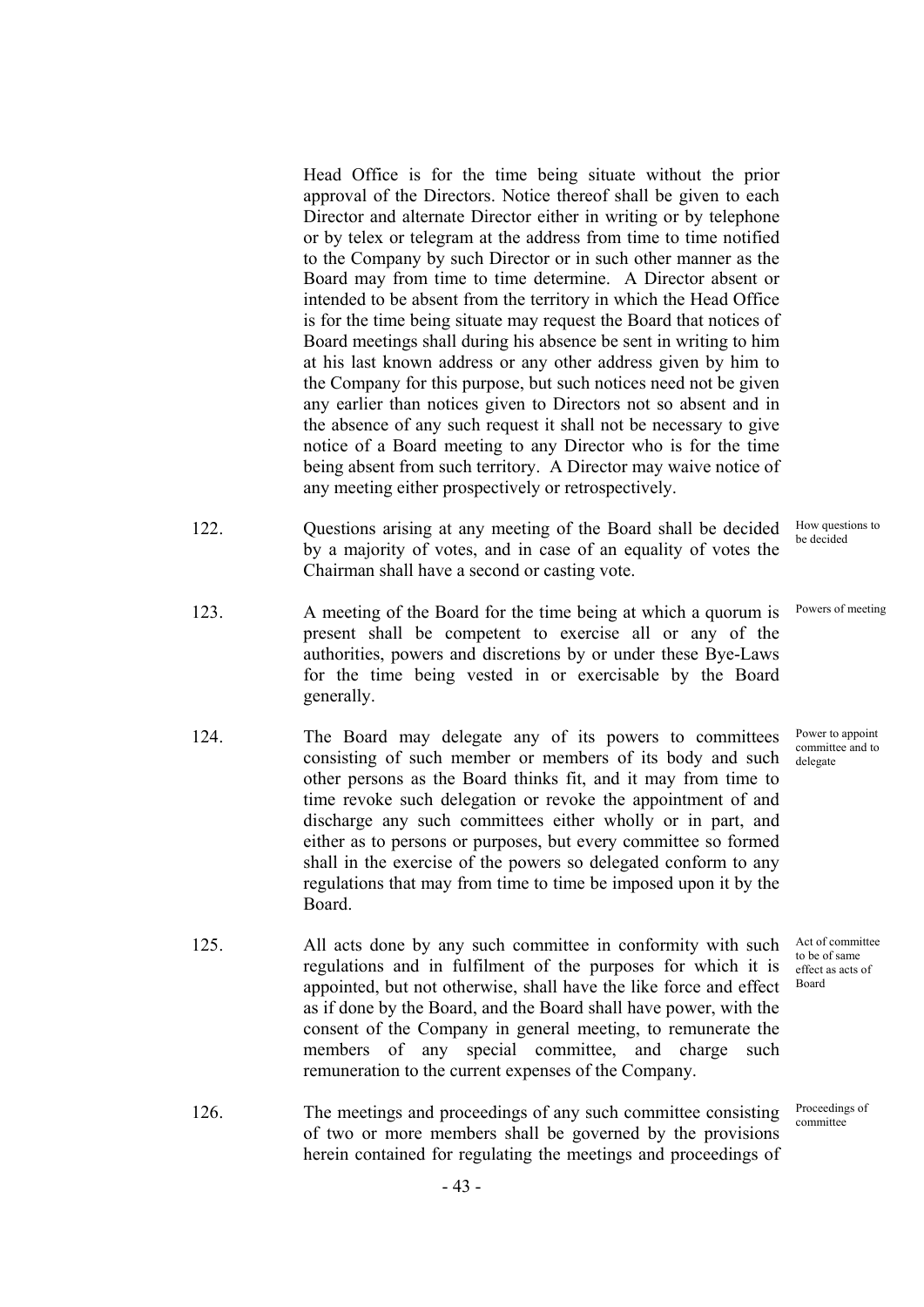Head Office is for the time being situate without the prior approval of the Directors. Notice thereof shall be given to each Director and alternate Director either in writing or by telephone or by telex or telegram at the address from time to time notified to the Company by such Director or in such other manner as the Board may from time to time determine. A Director absent or intended to be absent from the territory in which the Head Office is for the time being situate may request the Board that notices of Board meetings shall during his absence be sent in writing to him at his last known address or any other address given by him to the Company for this purpose, but such notices need not be given any earlier than notices given to Directors not so absent and in the absence of any such request it shall not be necessary to give notice of a Board meeting to any Director who is for the time being absent from such territory. A Director may waive notice of any meeting either prospectively or retrospectively.

122. *How questions to be decided* — Questions arising at any meeting of the Board shall be decided by a majority of votes, and in case of an equality of votes the Chairman shall have a second or casting vote.

123. *Powers of meeting* — A meeting of the Board for the time being at which a quorum is present shall be competent to exercise all or any of the authorities, powers and discretions by or under these Bye-Laws for the time being vested in or exercisable by the Board generally.

124. *Power to appoint committee and to delegate* — The Board may delegate any of its powers to committees consisting of such member or members of its body and such other persons as the Board thinks fit, and it may from time to time revoke such delegation or revoke the appointment of and discharge any such committees either wholly or in part, and either as to persons or purposes, but every committee so formed shall in the exercise of the powers so delegated conform to any regulations that may from time to time be imposed upon it by the Board.

125. *Act of committee to be of same effect as acts of Board* — All acts done by any such committee in conformity with such regulations and in fulfilment of the purposes for which it is appointed, but not otherwise, shall have the like force and effect as if done by the Board, and the Board shall have power, with the consent of the Company in general meeting, to remunerate the members of any special committee, and charge such remuneration to the current expenses of the Company.

126. *Proceedings of committee* — The meetings and proceedings of any such committee consisting of two or more members shall be governed by the provisions herein contained for regulating the meetings and proceedings of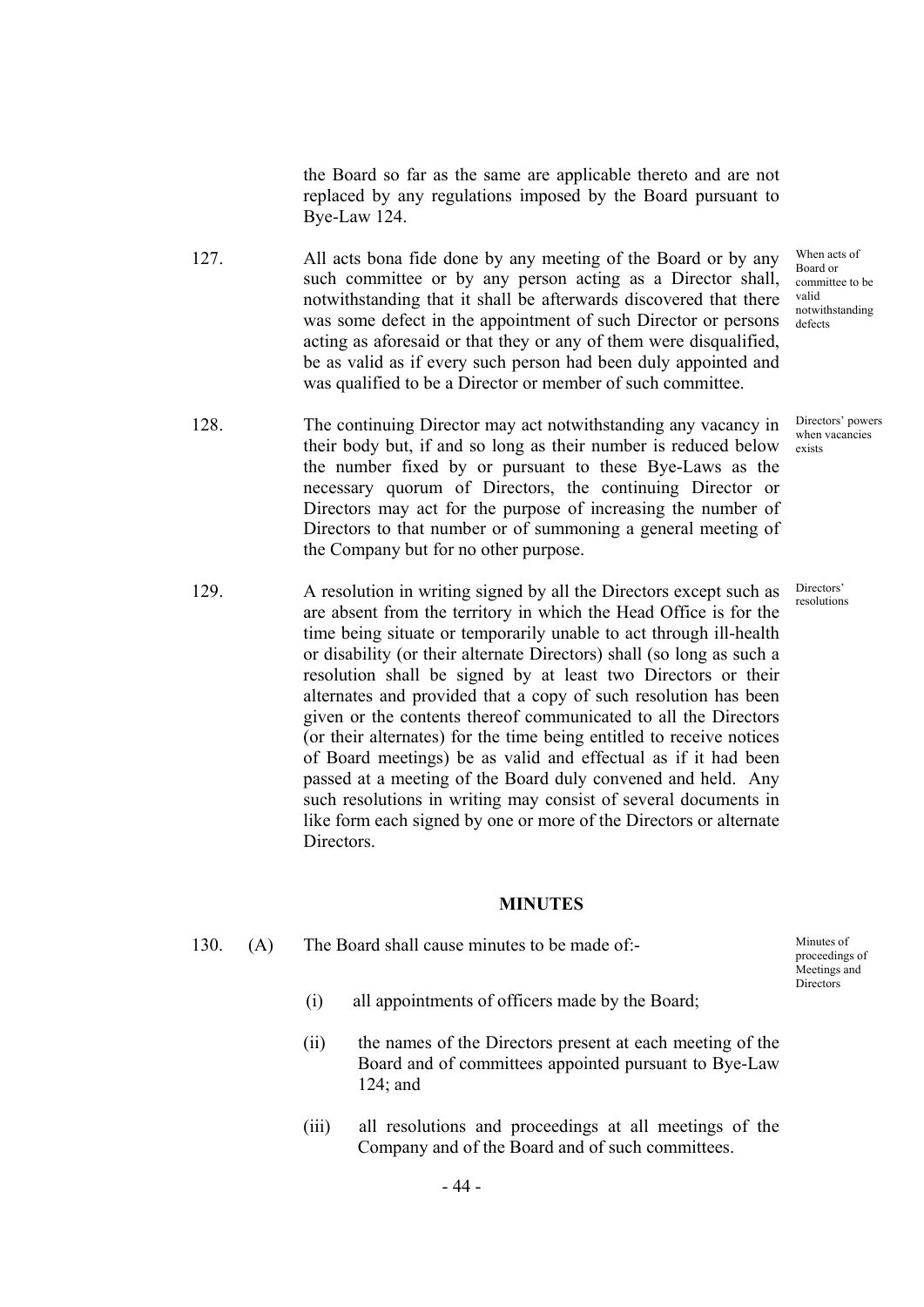the Board so far as the same are applicable thereto and are not replaced by any regulations imposed by the Board pursuant to Bye-Law 124.

127. All acts bona fide done by any meeting of the Board or by any such committee or by any person acting as a Director shall, notwithstanding that it shall be afterwards discovered that there was some defect in the appointment of such Director or persons acting as aforesaid or that they or any of them were disqualified, be as valid as if every such person had been duly appointed and was qualified to be a Director or member of such committee.

When acts of Board or committee to be valid notwithstanding defects

128. The continuing Director may act notwithstanding any vacancy in their body but, if and so long as their number is reduced below the number fixed by or pursuant to these Bye-Laws as the necessary quorum of Directors, the continuing Director or Directors may act for the purpose of increasing the number of Directors to that number or of summoning a general meeting of the Company but for no other purpose.

Directors' powers when vacancies exists

129. A resolution in writing signed by all the Directors except such as are absent from the territory in which the Head Office is for the time being situate or temporarily unable to act through ill-health or disability (or their alternate Directors) shall (so long as such a resolution shall be signed by at least two Directors or their alternates and provided that a copy of such resolution has been given or the contents thereof communicated to all the Directors (or their alternates) for the time being entitled to receive notices of Board meetings) be as valid and effectual as if it had been passed at a meeting of the Board duly convened and held. Any such resolutions in writing may consist of several documents in like form each signed by one or more of the Directors or alternate Directors.

Directors' resolutions

## MINUTES

130. (A) The Board shall cause minutes to be made of:-

Minutes of proceedings of Meetings and Directors

(i) all appointments of officers made by the Board;

(ii) the names of the Directors present at each meeting of the Board and of committees appointed pursuant to Bye-Law 124; and

(iii) all resolutions and proceedings at all meetings of the Company and of the Board and of such committees.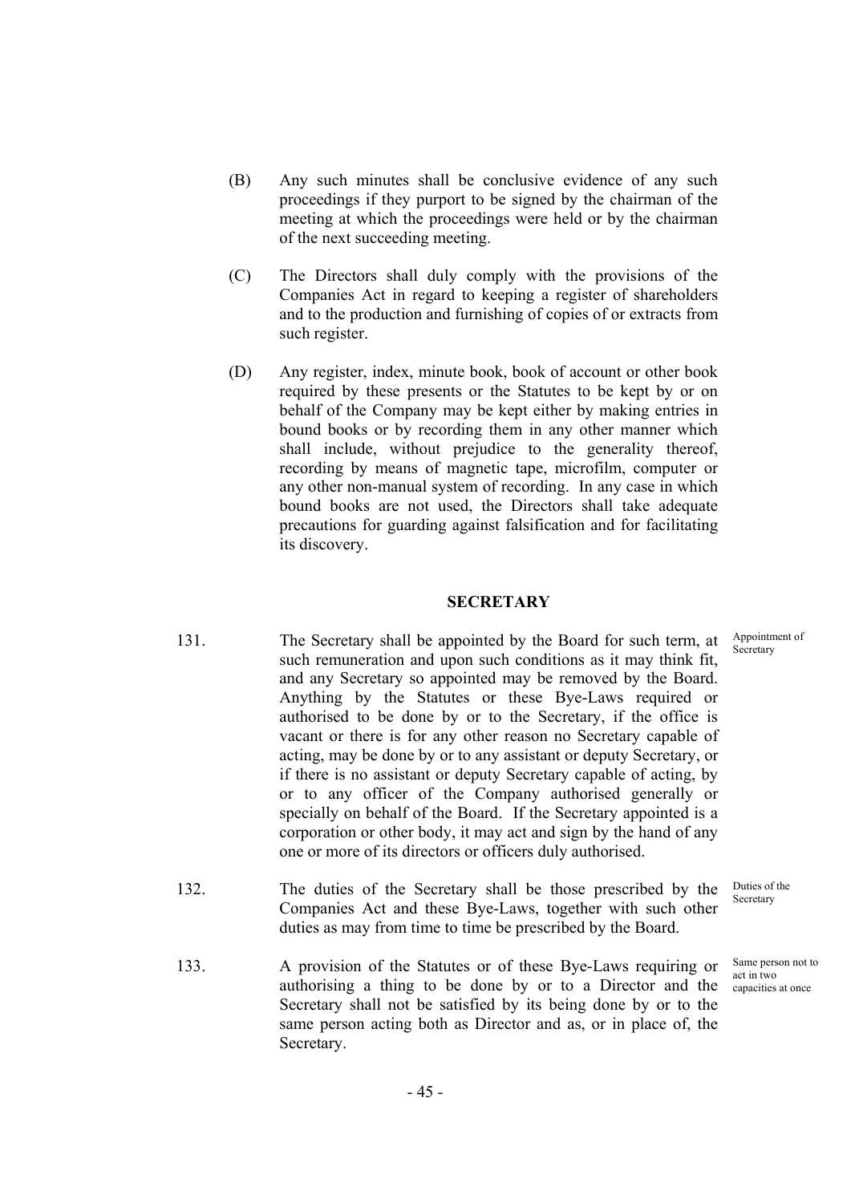(B) Any such minutes shall be conclusive evidence of any such proceedings if they purport to be signed by the chairman of the meeting at which the proceedings were held or by the chairman of the next succeeding meeting.

(C) The Directors shall duly comply with the provisions of the Companies Act in regard to keeping a register of shareholders and to the production and furnishing of copies of or extracts from such register.

(D) Any register, index, minute book, book of account or other book required by these presents or the Statutes to be kept by or on behalf of the Company may be kept either by making entries in bound books or by recording them in any other manner which shall include, without prejudice to the generality thereof, recording by means of magnetic tape, microfilm, computer or any other non-manual system of recording. In any case in which bound books are not used, the Directors shall take adequate precautions for guarding against falsification and for facilitating its discovery.

## SECRETARY

131. *Appointment of Secretary* — The Secretary shall be appointed by the Board for such term, at such remuneration and upon such conditions as it may think fit, and any Secretary so appointed may be removed by the Board. Anything by the Statutes or these Bye-Laws required or authorised to be done by or to the Secretary, if the office is vacant or there is for any other reason no Secretary capable of acting, may be done by or to any assistant or deputy Secretary, or if there is no assistant or deputy Secretary capable of acting, by or to any officer of the Company authorised generally or specially on behalf of the Board. If the Secretary appointed is a corporation or other body, it may act and sign by the hand of any one or more of its directors or officers duly authorised.

132. *Duties of the Secretary* — The duties of the Secretary shall be those prescribed by the Companies Act and these Bye-Laws, together with such other duties as may from time to time be prescribed by the Board.

133. *Same person not to act in two capacities at once* — A provision of the Statutes or of these Bye-Laws requiring or authorising a thing to be done by or to a Director and the Secretary shall not be satisfied by its being done by or to the same person acting both as Director and as, or in place of, the Secretary.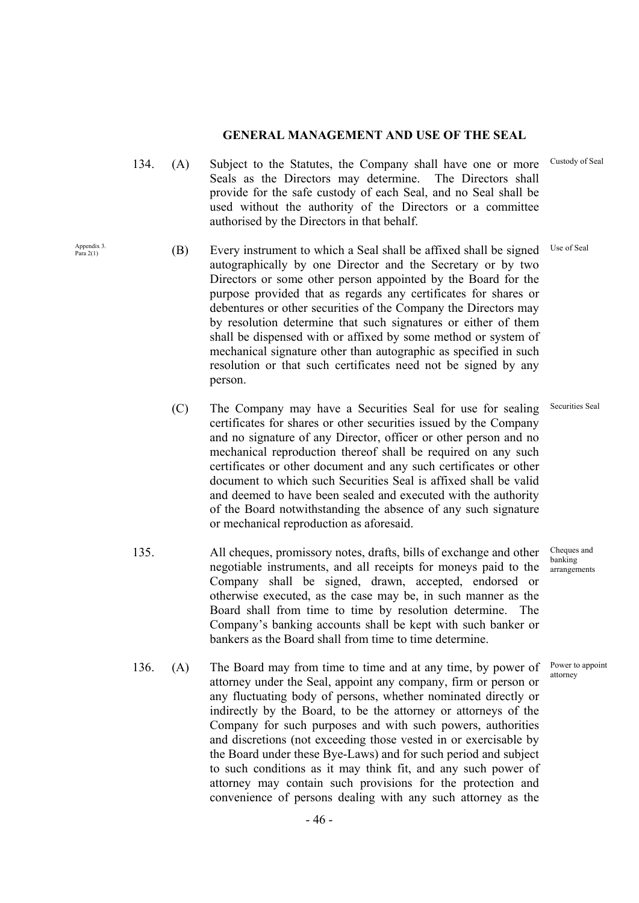## GENERAL MANAGEMENT AND USE OF THE SEAL

134. (A) Subject to the Statutes, the Company shall have one or more Seals as the Directors may determine. The Directors shall provide for the safe custody of each Seal, and no Seal shall be used without the authority of the Directors or a committee authorised by the Directors in that behalf. Custody of Seal

Appendix 3. Para 2(1)

(B) Every instrument to which a Seal shall be affixed shall be signed autographically by one Director and the Secretary or by two Directors or some other person appointed by the Board for the purpose provided that as regards any certificates for shares or debentures or other securities of the Company the Directors may by resolution determine that such signatures or either of them shall be dispensed with or affixed by some method or system of mechanical signature other than autographic as specified in such resolution or that such certificates need not be signed by any person. Use of Seal

(C) The Company may have a Securities Seal for use for sealing certificates for shares or other securities issued by the Company and no signature of any Director, officer or other person and no mechanical reproduction thereof shall be required on any such certificates or other document and any such certificates or other document to which such Securities Seal is affixed shall be valid and deemed to have been sealed and executed with the authority of the Board notwithstanding the absence of any such signature or mechanical reproduction as aforesaid. Securities Seal

135. All cheques, promissory notes, drafts, bills of exchange and other negotiable instruments, and all receipts for moneys paid to the Company shall be signed, drawn, accepted, endorsed or otherwise executed, as the case may be, in such manner as the Board shall from time to time by resolution determine. The Company's banking accounts shall be kept with such banker or bankers as the Board shall from time to time determine. Cheques and banking arrangements

136. (A) The Board may from time to time and at any time, by power of attorney under the Seal, appoint any company, firm or person or any fluctuating body of persons, whether nominated directly or indirectly by the Board, to be the attorney or attorneys of the Company for such purposes and with such powers, authorities and discretions (not exceeding those vested in or exercisable by the Board under these Bye-Laws) and for such period and subject to such conditions as it may think fit, and any such power of attorney may contain such provisions for the protection and convenience of persons dealing with any such attorney as the Power to appoint attorney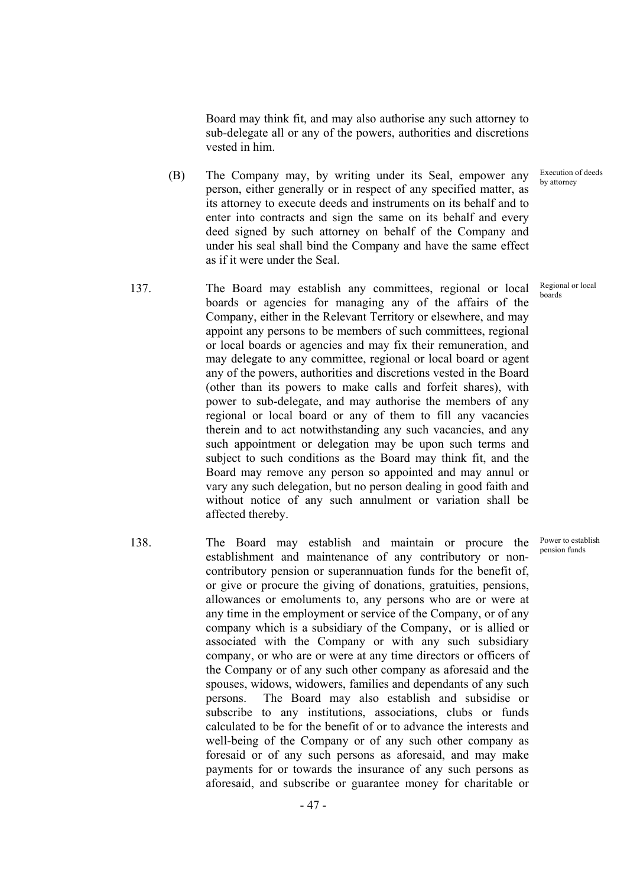Board may think fit, and may also authorise any such attorney to sub-delegate all or any of the powers, authorities and discretions vested in him.

(B) The Company may, by writing under its Seal, empower any person, either generally or in respect of any specified matter, as its attorney to execute deeds and instruments on its behalf and to enter into contracts and sign the same on its behalf and every deed signed by such attorney on behalf of the Company and under his seal shall bind the Company and have the same effect as if it were under the Seal.

Execution of deeds by attorney

137. The Board may establish any committees, regional or local boards or agencies for managing any of the affairs of the Company, either in the Relevant Territory or elsewhere, and may appoint any persons to be members of such committees, regional or local boards or agencies and may fix their remuneration, and may delegate to any committee, regional or local board or agent any of the powers, authorities and discretions vested in the Board (other than its powers to make calls and forfeit shares), with power to sub-delegate, and may authorise the members of any regional or local board or any of them to fill any vacancies therein and to act notwithstanding any such vacancies, and any such appointment or delegation may be upon such terms and subject to such conditions as the Board may think fit, and the Board may remove any person so appointed and may annul or vary any such delegation, but no person dealing in good faith and without notice of any such annulment or variation shall be affected thereby.

Regional or local boards

138. The Board may establish and maintain or procure the establishment and maintenance of any contributory or non-contributory pension or superannuation funds for the benefit of, or give or procure the giving of donations, gratuities, pensions, allowances or emoluments to, any persons who are or were at any time in the employment or service of the Company, or of any company which is a subsidiary of the Company, or is allied or associated with the Company or with any such subsidiary company, or who are or were at any time directors or officers of the Company or of any such other company as aforesaid and the spouses, widows, widowers, families and dependants of any such persons. The Board may also establish and subsidise or subscribe to any institutions, associations, clubs or funds calculated to be for the benefit of or to advance the interests and well-being of the Company or of any such other company as foresaid or of any such persons as aforesaid, and may make payments for or towards the insurance of any such persons as aforesaid, and subscribe or guarantee money for charitable or

Power to establish pension funds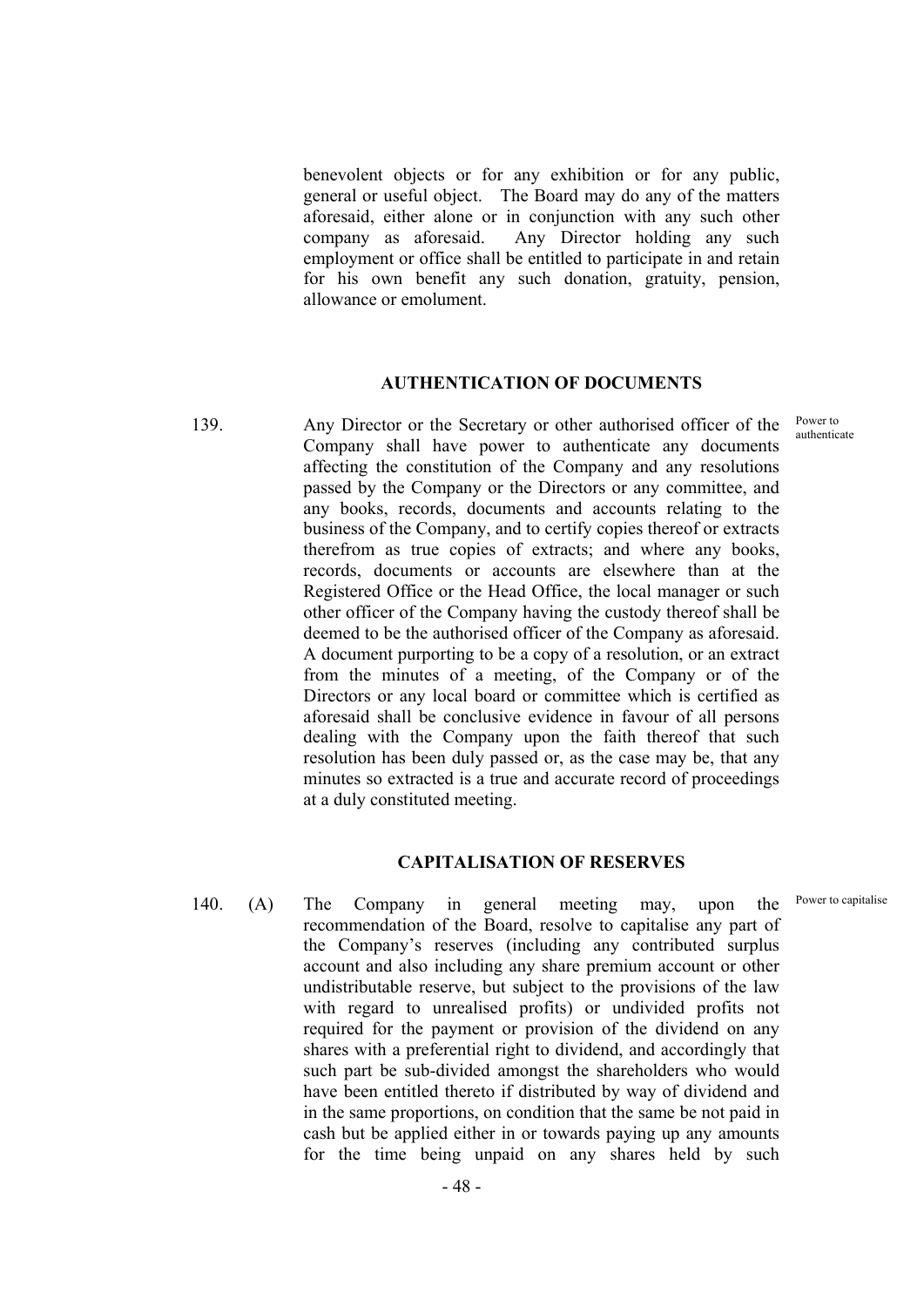benevolent objects or for any exhibition or for any public, general or useful object. The Board may do any of the matters aforesaid, either alone or in conjunction with any such other company as aforesaid. Any Director holding any such employment or office shall be entitled to participate in and retain for his own benefit any such donation, gratuity, pension, allowance or emolument.

## AUTHENTICATION OF DOCUMENTS

139. Any Director or the Secretary or other authorised officer of the Company shall have power to authenticate any documents affecting the constitution of the Company and any resolutions passed by the Company or the Directors or any committee, and any books, records, documents and accounts relating to the business of the Company, and to certify copies thereof or extracts therefrom as true copies of extracts; and where any books, records, documents or accounts are elsewhere than at the Registered Office or the Head Office, the local manager or such other officer of the Company having the custody thereof shall be deemed to be the authorised officer of the Company as aforesaid. A document purporting to be a copy of a resolution, or an extract from the minutes of a meeting, of the Company or of the Directors or any local board or committee which is certified as aforesaid shall be conclusive evidence in favour of all persons dealing with the Company upon the faith thereof that such resolution has been duly passed or, as the case may be, that any minutes so extracted is a true and accurate record of proceedings at a duly constituted meeting.

*Power to authenticate*

## CAPITALISATION OF RESERVES

140. (A) The Company in general meeting may, upon the recommendation of the Board, resolve to capitalise any part of the Company's reserves (including any contributed surplus account and also including any share premium account or other undistributable reserve, but subject to the provisions of the law with regard to unrealised profits) or undivided profits not required for the payment or provision of the dividend on any shares with a preferential right to dividend, and accordingly that such part be sub-divided amongst the shareholders who would have been entitled thereto if distributed by way of dividend and in the same proportions, on condition that the same be not paid in cash but be applied either in or towards paying up any amounts for the time being unpaid on any shares held by such

*Power to capitalise*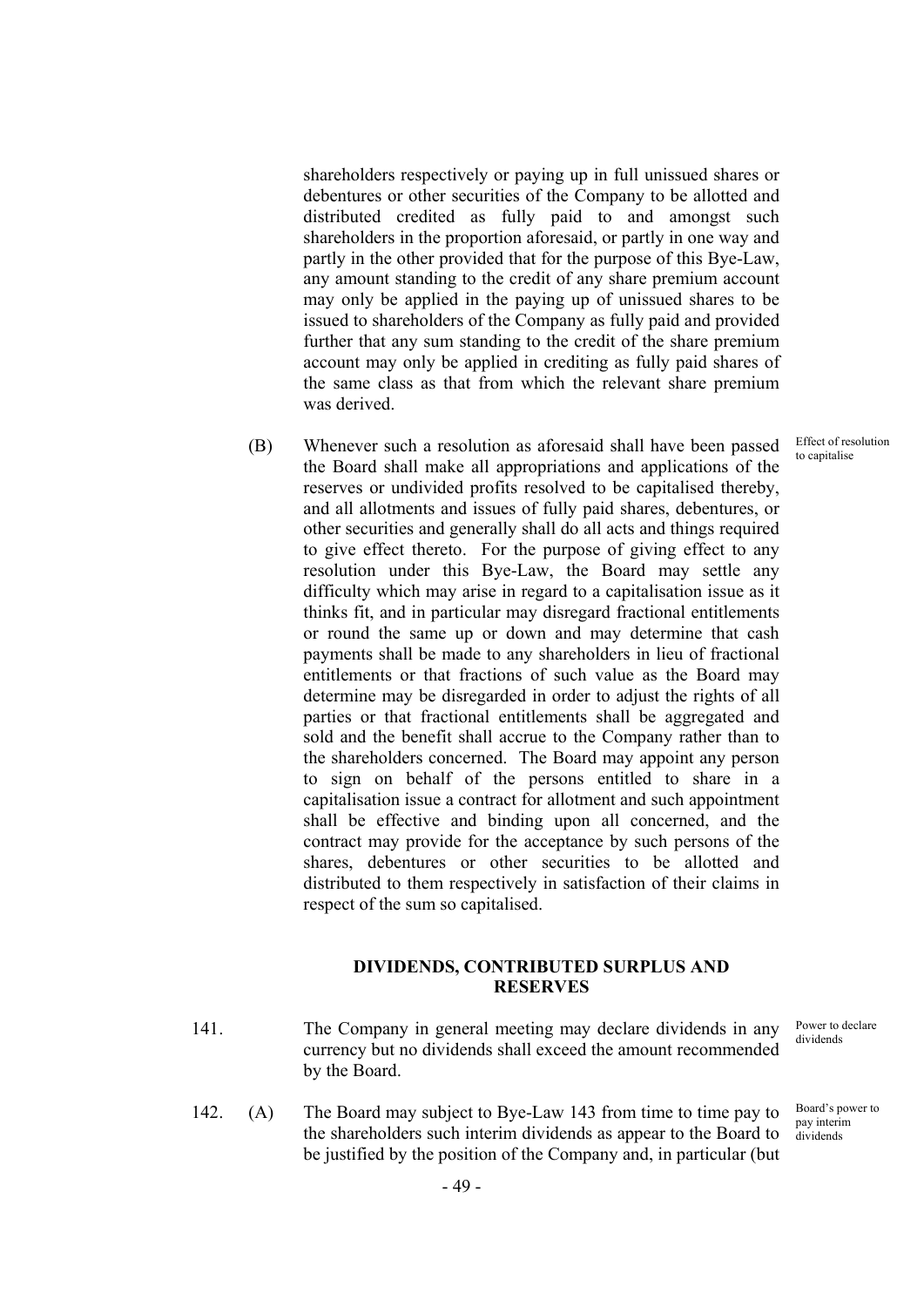shareholders respectively or paying up in full unissued shares or debentures or other securities of the Company to be allotted and distributed credited as fully paid to and amongst such shareholders in the proportion aforesaid, or partly in one way and partly in the other provided that for the purpose of this Bye-Law, any amount standing to the credit of any share premium account may only be applied in the paying up of unissued shares to be issued to shareholders of the Company as fully paid and provided further that any sum standing to the credit of the share premium account may only be applied in crediting as fully paid shares of the same class as that from which the relevant share premium was derived.

(B) Whenever such a resolution as aforesaid shall have been passed the Board shall make all appropriations and applications of the reserves or undivided profits resolved to be capitalised thereby, and all allotments and issues of fully paid shares, debentures, or other securities and generally shall do all acts and things required to give effect thereto. For the purpose of giving effect to any resolution under this Bye-Law, the Board may settle any difficulty which may arise in regard to a capitalisation issue as it thinks fit, and in particular may disregard fractional entitlements or round the same up or down and may determine that cash payments shall be made to any shareholders in lieu of fractional entitlements or that fractions of such value as the Board may determine may be disregarded in order to adjust the rights of all parties or that fractional entitlements shall be aggregated and sold and the benefit shall accrue to the Company rather than to the shareholders concerned. The Board may appoint any person to sign on behalf of the persons entitled to share in a capitalisation issue a contract for allotment and such appointment shall be effective and binding upon all concerned, and the contract may provide for the acceptance by such persons of the shares, debentures or other securities to be allotted and distributed to them respectively in satisfaction of their claims in respect of the sum so capitalised. *(Effect of resolution to capitalise)*

## DIVIDENDS, CONTRIBUTED SURPLUS AND RESERVES

141. The Company in general meeting may declare dividends in any currency but no dividends shall exceed the amount recommended by the Board. *(Power to declare dividends)*

142. (A) The Board may subject to Bye-Law 143 from time to time pay to the shareholders such interim dividends as appear to the Board to be justified by the position of the Company and, in particular (but *(Board's power to pay interim dividends)*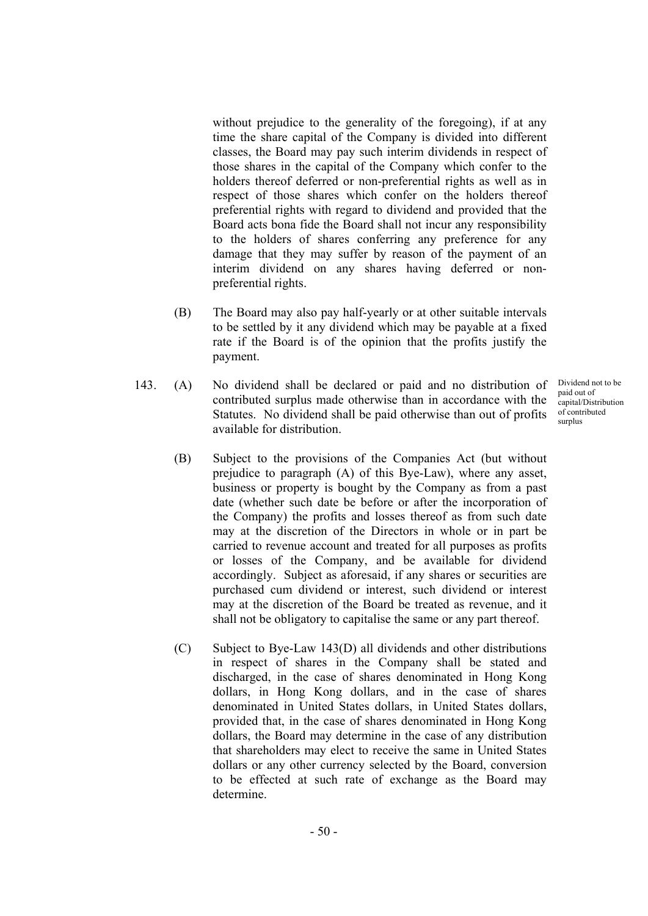without prejudice to the generality of the foregoing), if at any time the share capital of the Company is divided into different classes, the Board may pay such interim dividends in respect of those shares in the capital of the Company which confer to the holders thereof deferred or non-preferential rights as well as in respect of those shares which confer on the holders thereof preferential rights with regard to dividend and provided that the Board acts bona fide the Board shall not incur any responsibility to the holders of shares conferring any preference for any damage that they may suffer by reason of the payment of an interim dividend on any shares having deferred or non-preferential rights.

(B) The Board may also pay half-yearly or at other suitable intervals to be settled by it any dividend which may be payable at a fixed rate if the Board is of the opinion that the profits justify the payment.

Dividend not to be paid out of capital/Distribution of contributed surplus

143. (A) No dividend shall be declared or paid and no distribution of contributed surplus made otherwise than in accordance with the Statutes. No dividend shall be paid otherwise than out of profits available for distribution.

(B) Subject to the provisions of the Companies Act (but without prejudice to paragraph (A) of this Bye-Law), where any asset, business or property is bought by the Company as from a past date (whether such date be before or after the incorporation of the Company) the profits and losses thereof as from such date may at the discretion of the Directors in whole or in part be carried to revenue account and treated for all purposes as profits or losses of the Company, and be available for dividend accordingly. Subject as aforesaid, if any shares or securities are purchased cum dividend or interest, such dividend or interest may at the discretion of the Board be treated as revenue, and it shall not be obligatory to capitalise the same or any part thereof.

(C) Subject to Bye-Law 143(D) all dividends and other distributions in respect of shares in the Company shall be stated and discharged, in the case of shares denominated in Hong Kong dollars, in Hong Kong dollars, and in the case of shares denominated in United States dollars, in United States dollars, provided that, in the case of shares denominated in Hong Kong dollars, the Board may determine in the case of any distribution that shareholders may elect to receive the same in United States dollars or any other currency selected by the Board, conversion to be effected at such rate of exchange as the Board may determine.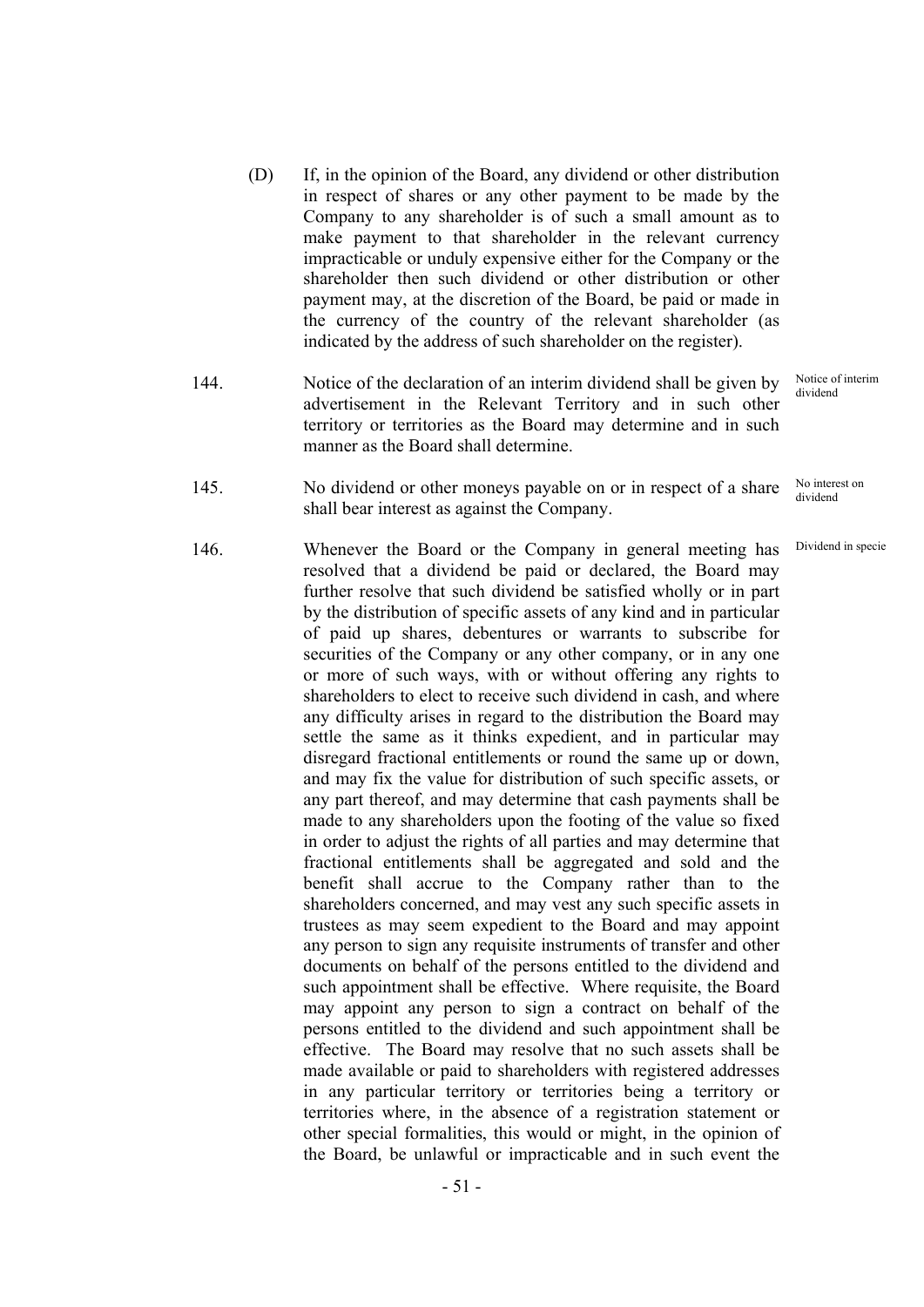(D) If, in the opinion of the Board, any dividend or other distribution in respect of shares or any other payment to be made by the Company to any shareholder is of such a small amount as to make payment to that shareholder in the relevant currency impracticable or unduly expensive either for the Company or the shareholder then such dividend or other distribution or other payment may, at the discretion of the Board, be paid or made in the currency of the country of the relevant shareholder (as indicated by the address of such shareholder on the register).

144. Notice of the declaration of an interim dividend shall be given by advertisement in the Relevant Territory and in such other territory or territories as the Board may determine and in such manner as the Board shall determine.

*Notice of interim dividend*

145. No dividend or other moneys payable on or in respect of a share shall bear interest as against the Company.

*No interest on dividend*

146. Whenever the Board or the Company in general meeting has resolved that a dividend be paid or declared, the Board may further resolve that such dividend be satisfied wholly or in part by the distribution of specific assets of any kind and in particular of paid up shares, debentures or warrants to subscribe for securities of the Company or any other company, or in any one or more of such ways, with or without offering any rights to shareholders to elect to receive such dividend in cash, and where any difficulty arises in regard to the distribution the Board may settle the same as it thinks expedient, and in particular may disregard fractional entitlements or round the same up or down, and may fix the value for distribution of such specific assets, or any part thereof, and may determine that cash payments shall be made to any shareholders upon the footing of the value so fixed in order to adjust the rights of all parties and may determine that fractional entitlements shall be aggregated and sold and the benefit shall accrue to the Company rather than to the shareholders concerned, and may vest any such specific assets in trustees as may seem expedient to the Board and may appoint any person to sign any requisite instruments of transfer and other documents on behalf of the persons entitled to the dividend and such appointment shall be effective. Where requisite, the Board may appoint any person to sign a contract on behalf of the persons entitled to the dividend and such appointment shall be effective. The Board may resolve that no such assets shall be made available or paid to shareholders with registered addresses in any particular territory or territories being a territory or territories where, in the absence of a registration statement or other special formalities, this would or might, in the opinion of the Board, be unlawful or impracticable and in such event the

*Dividend in specie*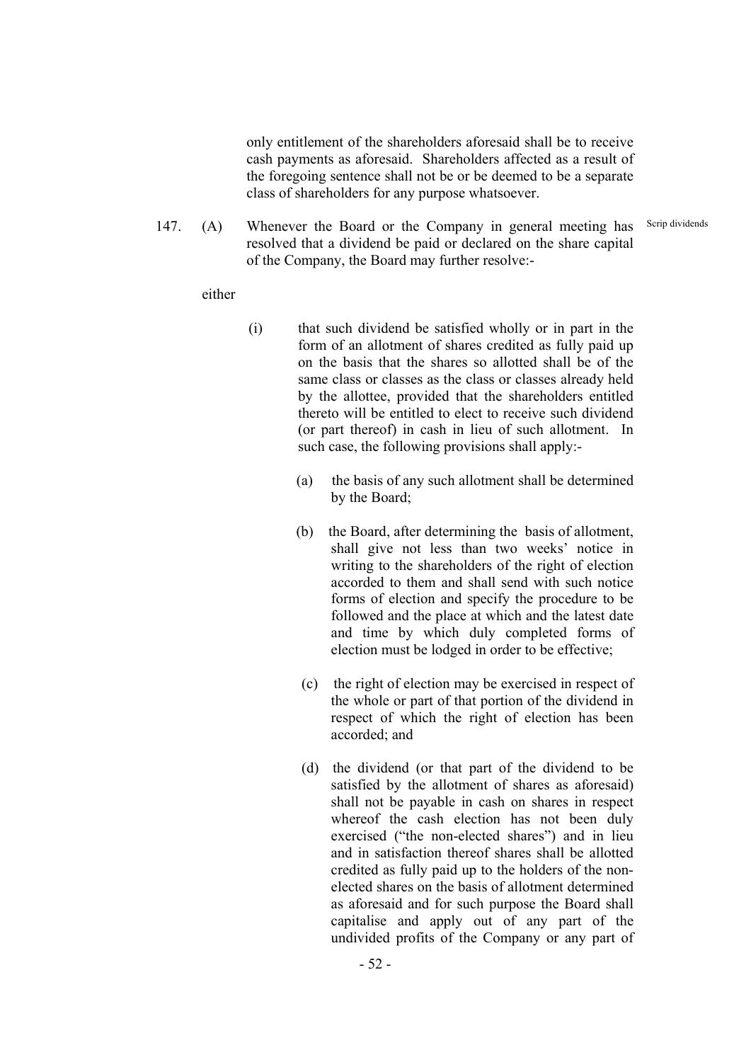only entitlement of the shareholders aforesaid shall be to receive cash payments as aforesaid. Shareholders affected as a result of the foregoing sentence shall not be or be deemed to be a separate class of shareholders for any purpose whatsoever.

147. (A) Whenever the Board or the Company in general meeting has resolved that a dividend be paid or declared on the share capital of the Company, the Board may further resolve:-

Scrip dividends

either

(i) that such dividend be satisfied wholly or in part in the form of an allotment of shares credited as fully paid up on the basis that the shares so allotted shall be of the same class or classes as the class or classes already held by the allottee, provided that the shareholders entitled thereto will be entitled to elect to receive such dividend (or part thereof) in cash in lieu of such allotment. In such case, the following provisions shall apply:-

(a) the basis of any such allotment shall be determined by the Board;

(b) the Board, after determining the basis of allotment, shall give not less than two weeks' notice in writing to the shareholders of the right of election accorded to them and shall send with such notice forms of election and specify the procedure to be followed and the place at which and the latest date and time by which duly completed forms of election must be lodged in order to be effective;

(c) the right of election may be exercised in respect of the whole or part of that portion of the dividend in respect of which the right of election has been accorded; and

(d) the dividend (or that part of the dividend to be satisfied by the allotment of shares as aforesaid) shall not be payable in cash on shares in respect whereof the cash election has not been duly exercised ("the non-elected shares") and in lieu and in satisfaction thereof shares shall be allotted credited as fully paid up to the holders of the non-elected shares on the basis of allotment determined as aforesaid and for such purpose the Board shall capitalise and apply out of any part of the undivided profits of the Company or any part of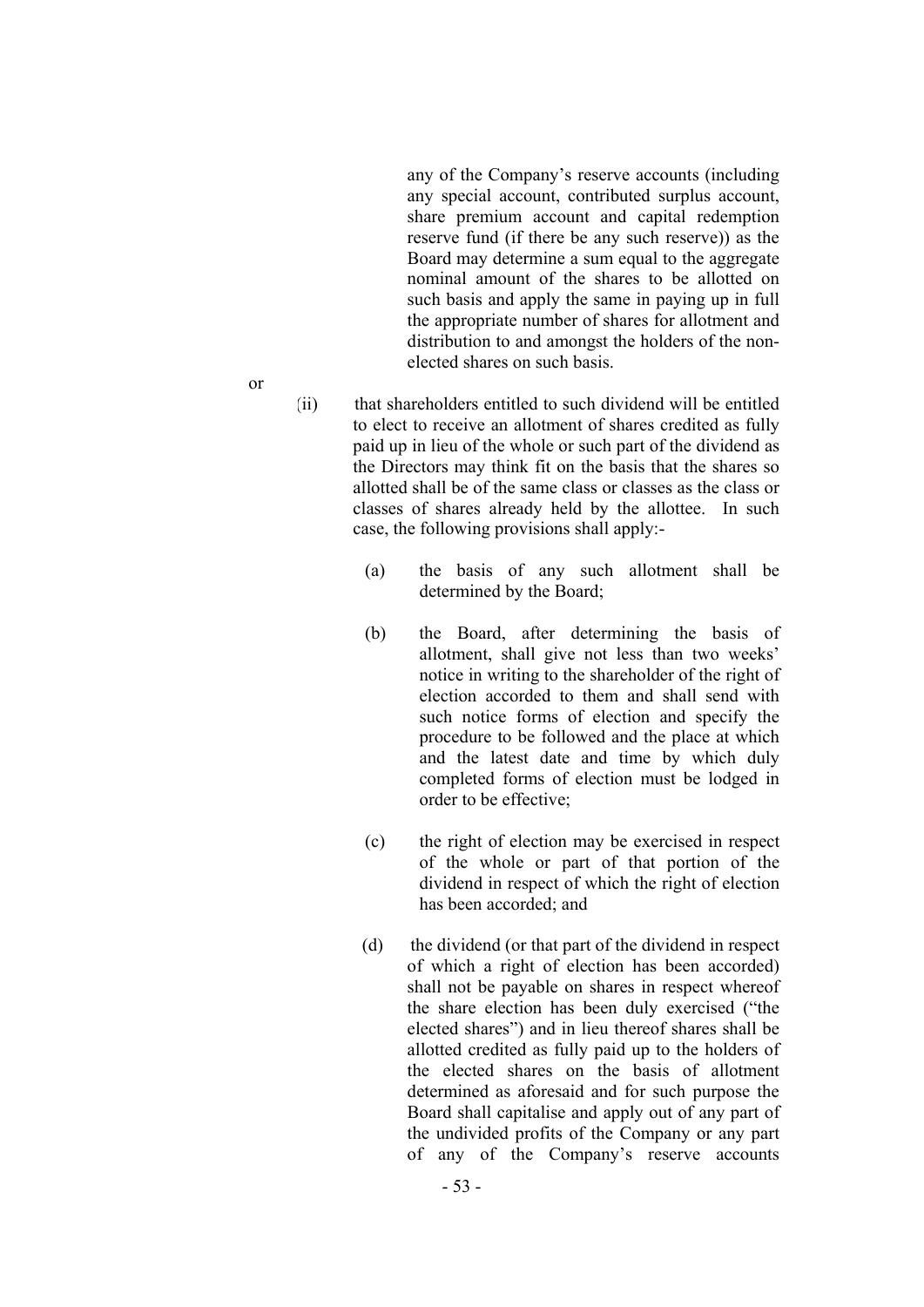any of the Company's reserve accounts (including any special account, contributed surplus account, share premium account and capital redemption reserve fund (if there be any such reserve)) as the Board may determine a sum equal to the aggregate nominal amount of the shares to be allotted on such basis and apply the same in paying up in full the appropriate number of shares for allotment and distribution to and amongst the holders of the non-elected shares on such basis.

or

(ii) that shareholders entitled to such dividend will be entitled to elect to receive an allotment of shares credited as fully paid up in lieu of the whole or such part of the dividend as the Directors may think fit on the basis that the shares so allotted shall be of the same class or classes as the class or classes of shares already held by the allottee. In such case, the following provisions shall apply:-

(a) the basis of any such allotment shall be determined by the Board;

(b) the Board, after determining the basis of allotment, shall give not less than two weeks' notice in writing to the shareholder of the right of election accorded to them and shall send with such notice forms of election and specify the procedure to be followed and the place at which and the latest date and time by which duly completed forms of election must be lodged in order to be effective;

(c) the right of election may be exercised in respect of the whole or part of that portion of the dividend in respect of which the right of election has been accorded; and

(d) the dividend (or that part of the dividend in respect of which a right of election has been accorded) shall not be payable on shares in respect whereof the share election has been duly exercised ("the elected shares") and in lieu thereof shares shall be allotted credited as fully paid up to the holders of the elected shares on the basis of allotment determined as aforesaid and for such purpose the Board shall capitalise and apply out of any part of the undivided profits of the Company or any part of any of the Company's reserve accounts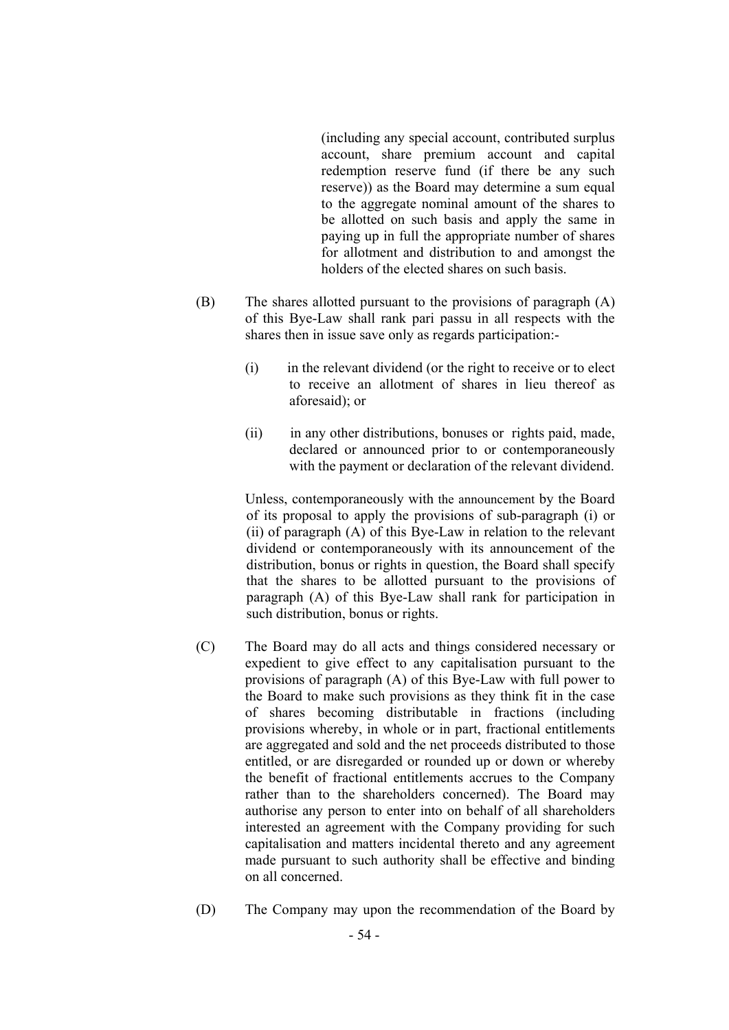(including any special account, contributed surplus account, share premium account and capital redemption reserve fund (if there be any such reserve)) as the Board may determine a sum equal to the aggregate nominal amount of the shares to be allotted on such basis and apply the same in paying up in full the appropriate number of shares for allotment and distribution to and amongst the holders of the elected shares on such basis.

(B) The shares allotted pursuant to the provisions of paragraph (A) of this Bye-Law shall rank pari passu in all respects with the shares then in issue save only as regards participation:-

(i) in the relevant dividend (or the right to receive or to elect to receive an allotment of shares in lieu thereof as aforesaid); or

(ii) in any other distributions, bonuses or rights paid, made, declared or announced prior to or contemporaneously with the payment or declaration of the relevant dividend.

Unless, contemporaneously with the announcement by the Board of its proposal to apply the provisions of sub-paragraph (i) or (ii) of paragraph (A) of this Bye-Law in relation to the relevant dividend or contemporaneously with its announcement of the distribution, bonus or rights in question, the Board shall specify that the shares to be allotted pursuant to the provisions of paragraph (A) of this Bye-Law shall rank for participation in such distribution, bonus or rights.

(C) The Board may do all acts and things considered necessary or expedient to give effect to any capitalisation pursuant to the provisions of paragraph (A) of this Bye-Law with full power to the Board to make such provisions as they think fit in the case of shares becoming distributable in fractions (including provisions whereby, in whole or in part, fractional entitlements are aggregated and sold and the net proceeds distributed to those entitled, or are disregarded or rounded up or down or whereby the benefit of fractional entitlements accrues to the Company rather than to the shareholders concerned). The Board may authorise any person to enter into on behalf of all shareholders interested an agreement with the Company providing for such capitalisation and matters incidental thereto and any agreement made pursuant to such authority shall be effective and binding on all concerned.

(D) The Company may upon the recommendation of the Board by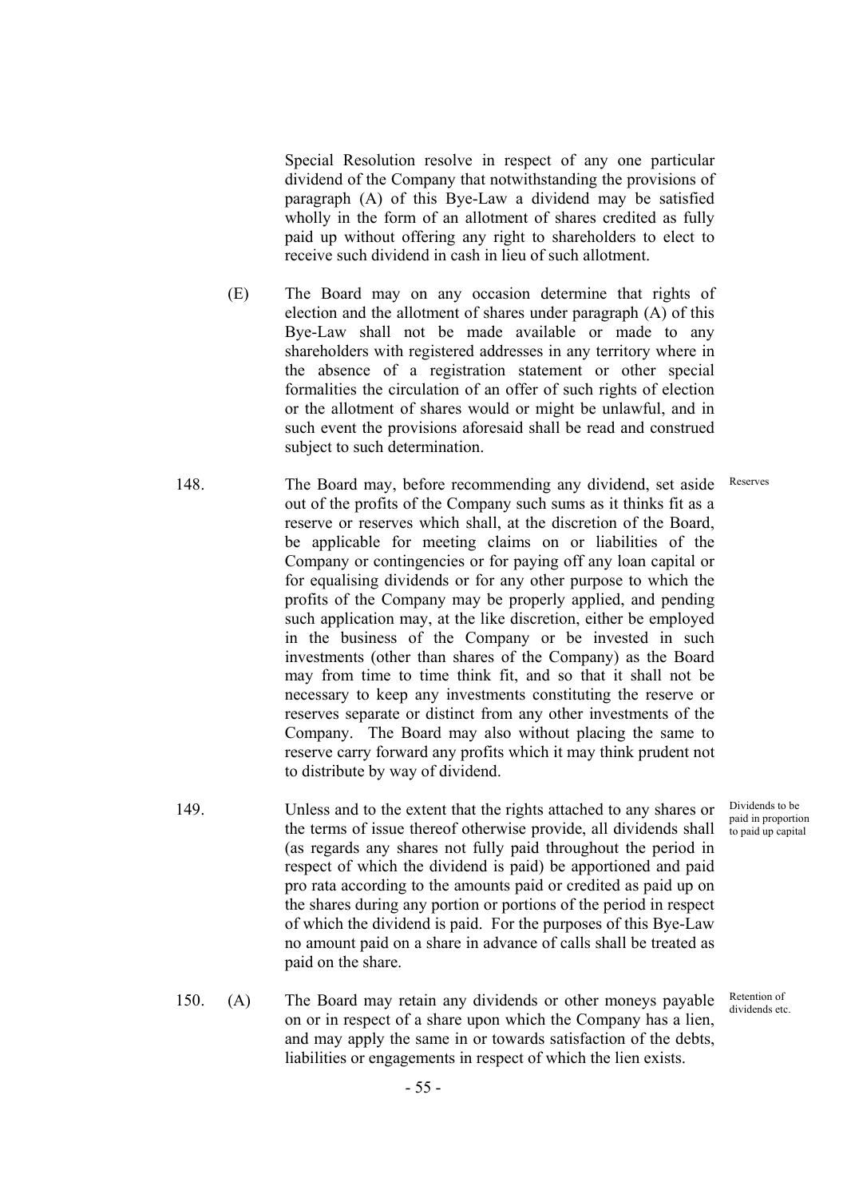Special Resolution resolve in respect of any one particular dividend of the Company that notwithstanding the provisions of paragraph (A) of this Bye-Law a dividend may be satisfied wholly in the form of an allotment of shares credited as fully paid up without offering any right to shareholders to elect to receive such dividend in cash in lieu of such allotment.

(E) The Board may on any occasion determine that rights of election and the allotment of shares under paragraph (A) of this Bye-Law shall not be made available or made to any shareholders with registered addresses in any territory where in the absence of a registration statement or other special formalities the circulation of an offer of such rights of election or the allotment of shares would or might be unlawful, and in such event the provisions aforesaid shall be read and construed subject to such determination.

Reserves

148. The Board may, before recommending any dividend, set aside out of the profits of the Company such sums as it thinks fit as a reserve or reserves which shall, at the discretion of the Board, be applicable for meeting claims on or liabilities of the Company or contingencies or for paying off any loan capital or for equalising dividends or for any other purpose to which the profits of the Company may be properly applied, and pending such application may, at the like discretion, either be employed in the business of the Company or be invested in such investments (other than shares of the Company) as the Board may from time to time think fit, and so that it shall not be necessary to keep any investments constituting the reserve or reserves separate or distinct from any other investments of the Company. The Board may also without placing the same to reserve carry forward any profits which it may think prudent not to distribute by way of dividend.

Dividends to be paid in proportion to paid up capital

149. Unless and to the extent that the rights attached to any shares or the terms of issue thereof otherwise provide, all dividends shall (as regards any shares not fully paid throughout the period in respect of which the dividend is paid) be apportioned and paid pro rata according to the amounts paid or credited as paid up on the shares during any portion or portions of the period in respect of which the dividend is paid. For the purposes of this Bye-Law no amount paid on a share in advance of calls shall be treated as paid on the share.

Retention of dividends etc.

150. (A) The Board may retain any dividends or other moneys payable on or in respect of a share upon which the Company has a lien, and may apply the same in or towards satisfaction of the debts, liabilities or engagements in respect of which the lien exists.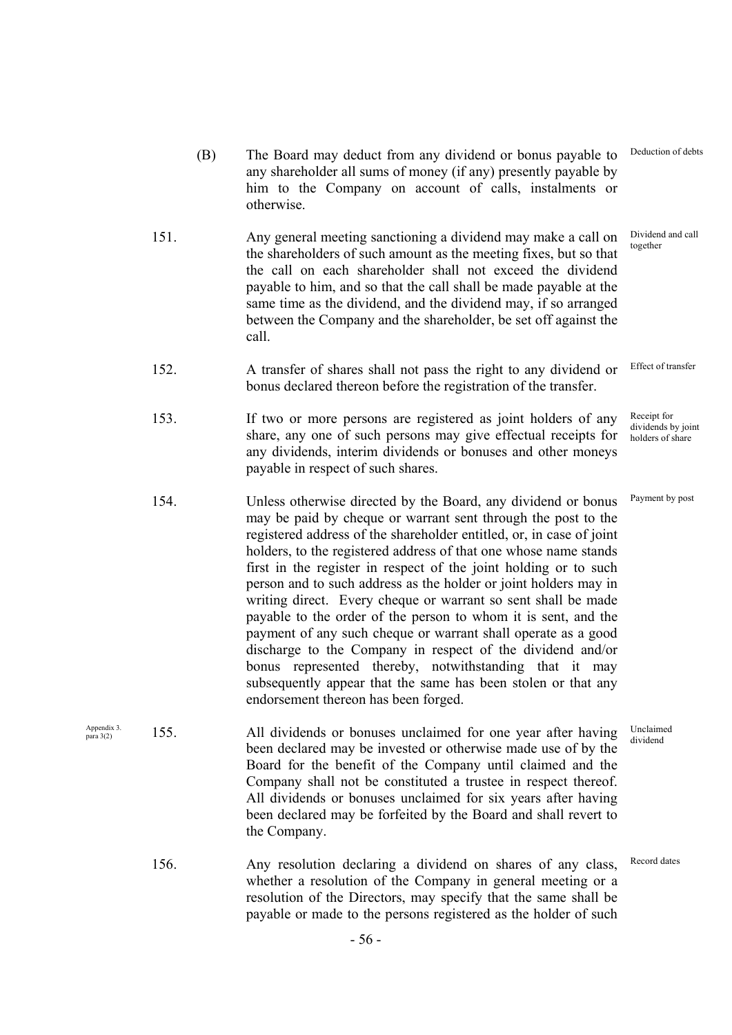(B) The Board may deduct from any dividend or bonus payable to any shareholder all sums of money (if any) presently payable by him to the Company on account of calls, instalments or otherwise. Deduction of debts

151. Any general meeting sanctioning a dividend may make a call on the shareholders of such amount as the meeting fixes, but so that the call on each shareholder shall not exceed the dividend payable to him, and so that the call shall be made payable at the same time as the dividend, and the dividend may, if so arranged between the Company and the shareholder, be set off against the call. Dividend and call together

152. A transfer of shares shall not pass the right to any dividend or bonus declared thereon before the registration of the transfer. Effect of transfer

153. If two or more persons are registered as joint holders of any share, any one of such persons may give effectual receipts for any dividends, interim dividends or bonuses and other moneys payable in respect of such shares. Receipt for dividends by joint holders of share

154. Unless otherwise directed by the Board, any dividend or bonus may be paid by cheque or warrant sent through the post to the registered address of the shareholder entitled, or, in case of joint holders, to the registered address of that one whose name stands first in the register in respect of the joint holding or to such person and to such address as the holder or joint holders may in writing direct. Every cheque or warrant so sent shall be made payable to the order of the person to whom it is sent, and the payment of any such cheque or warrant shall operate as a good discharge to the Company in respect of the dividend and/or bonus represented thereby, notwithstanding that it may subsequently appear that the same has been stolen or that any endorsement thereon has been forged. Payment by post

Appendix 3. para 3(2)

155. All dividends or bonuses unclaimed for one year after having been declared may be invested or otherwise made use of by the Board for the benefit of the Company until claimed and the Company shall not be constituted a trustee in respect thereof. All dividends or bonuses unclaimed for six years after having been declared may be forfeited by the Board and shall revert to the Company. Unclaimed dividend

156. Any resolution declaring a dividend on shares of any class, whether a resolution of the Company in general meeting or a resolution of the Directors, may specify that the same shall be payable or made to the persons registered as the holder of such Record dates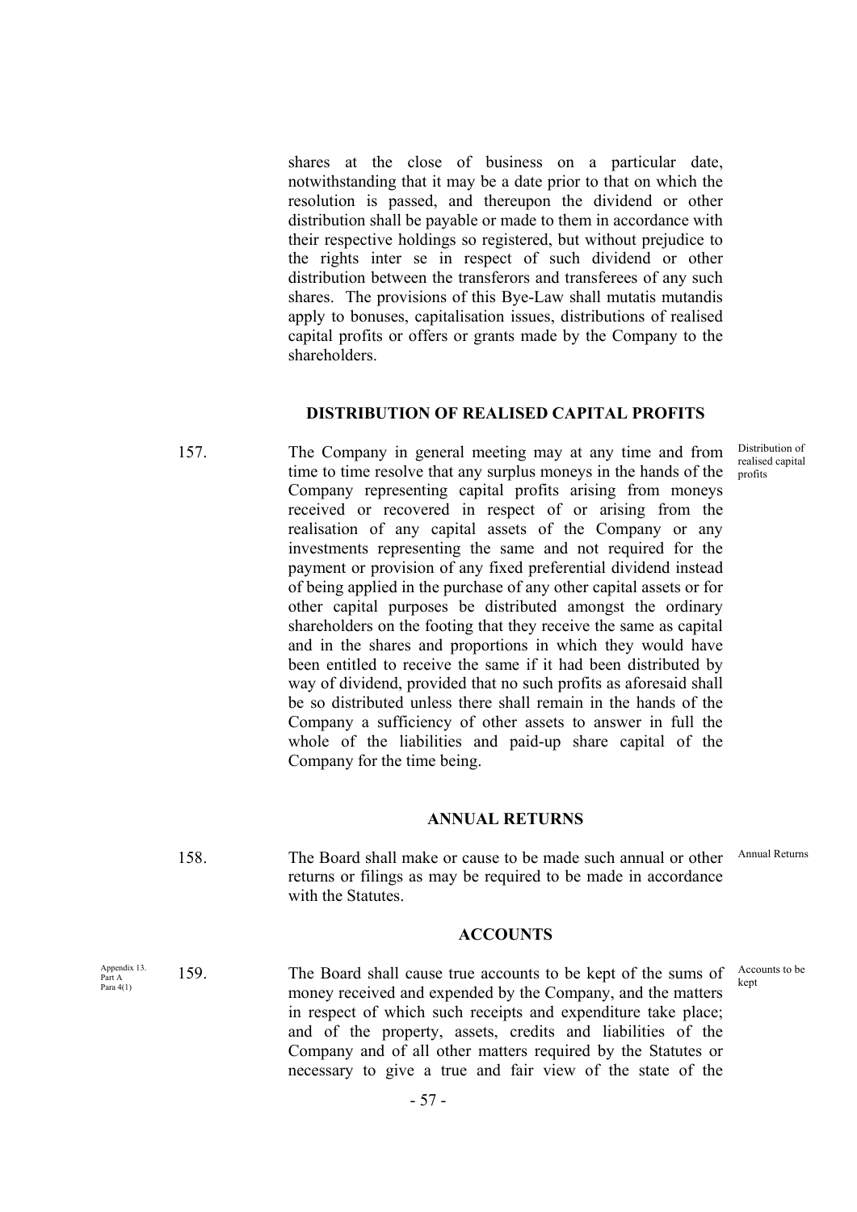shares at the close of business on a particular date, notwithstanding that it may be a date prior to that on which the resolution is passed, and thereupon the dividend or other distribution shall be payable or made to them in accordance with their respective holdings so registered, but without prejudice to the rights inter se in respect of such dividend or other distribution between the transferors and transferees of any such shares. The provisions of this Bye-Law shall mutatis mutandis apply to bonuses, capitalisation issues, distributions of realised capital profits or offers or grants made by the Company to the shareholders.

## DISTRIBUTION OF REALISED CAPITAL PROFITS

157. *Distribution of realised capital profits*

The Company in general meeting may at any time and from time to time resolve that any surplus moneys in the hands of the Company representing capital profits arising from moneys received or recovered in respect of or arising from the realisation of any capital assets of the Company or any investments representing the same and not required for the payment or provision of any fixed preferential dividend instead of being applied in the purchase of any other capital assets or for other capital purposes be distributed amongst the ordinary shareholders on the footing that they receive the same as capital and in the shares and proportions in which they would have been entitled to receive the same if it had been distributed by way of dividend, provided that no such profits as aforesaid shall be so distributed unless there shall remain in the hands of the Company a sufficiency of other assets to answer in full the whole of the liabilities and paid-up share capital of the Company for the time being.

## ANNUAL RETURNS

158. *Annual Returns*

The Board shall make or cause to be made such annual or other returns or filings as may be required to be made in accordance with the Statutes.

## ACCOUNTS

Appendix 13. Part A Para 4(1)

159. *Accounts to be kept*

The Board shall cause true accounts to be kept of the sums of money received and expended by the Company, and the matters in respect of which such receipts and expenditure take place; and of the property, assets, credits and liabilities of the Company and of all other matters required by the Statutes or necessary to give a true and fair view of the state of the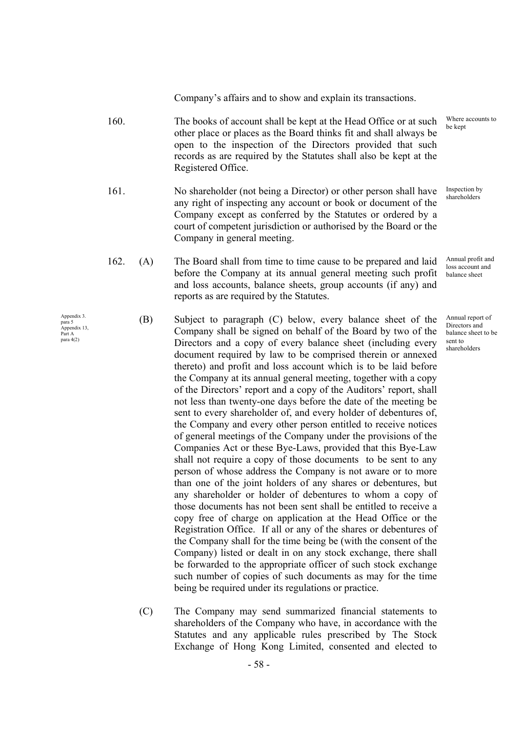Company's affairs and to show and explain its transactions.

160. The books of account shall be kept at the Head Office or at such other place or places as the Board thinks fit and shall always be open to the inspection of the Directors provided that such records as are required by the Statutes shall also be kept at the Registered Office.

Where accounts to be kept

161. No shareholder (not being a Director) or other person shall have any right of inspecting any account or book or document of the Company except as conferred by the Statutes or ordered by a court of competent jurisdiction or authorised by the Board or the Company in general meeting.

Inspection by shareholders

162. (A) The Board shall from time to time cause to be prepared and laid before the Company at its annual general meeting such profit and loss accounts, balance sheets, group accounts (if any) and reports as are required by the Statutes.

Annual profit and loss account and balance sheet

Appendix 3. para 5 Appendix 13, Part A para 4(2)

(B) Subject to paragraph (C) below, every balance sheet of the Company shall be signed on behalf of the Board by two of the Directors and a copy of every balance sheet (including every document required by law to be comprised therein or annexed thereto) and profit and loss account which is to be laid before the Company at its annual general meeting, together with a copy of the Directors' report and a copy of the Auditors' report, shall not less than twenty-one days before the date of the meeting be sent to every shareholder of, and every holder of debentures of, the Company and every other person entitled to receive notices of general meetings of the Company under the provisions of the Companies Act or these Bye-Laws, provided that this Bye-Law shall not require a copy of those documents to be sent to any person of whose address the Company is not aware or to more than one of the joint holders of any shares or debentures, but any shareholder or holder of debentures to whom a copy of those documents has not been sent shall be entitled to receive a copy free of charge on application at the Head Office or the Registration Office. If all or any of the shares or debentures of the Company shall for the time being be (with the consent of the Company) listed or dealt in on any stock exchange, there shall be forwarded to the appropriate officer of such stock exchange such number of copies of such documents as may for the time being be required under its regulations or practice.

Annual report of Directors and balance sheet to be sent to shareholders

(C) The Company may send summarized financial statements to shareholders of the Company who have, in accordance with the Statutes and any applicable rules prescribed by The Stock Exchange of Hong Kong Limited, consented and elected to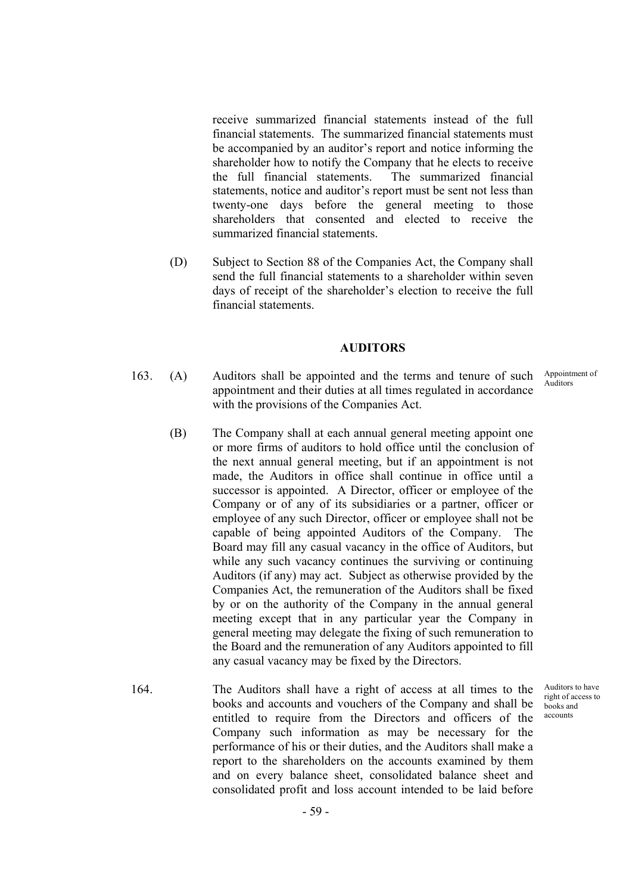receive summarized financial statements instead of the full financial statements. The summarized financial statements must be accompanied by an auditor's report and notice informing the shareholder how to notify the Company that he elects to receive the full financial statements. The summarized financial statements, notice and auditor's report must be sent not less than twenty-one days before the general meeting to those shareholders that consented and elected to receive the summarized financial statements.

(D) Subject to Section 88 of the Companies Act, the Company shall send the full financial statements to a shareholder within seven days of receipt of the shareholder's election to receive the full financial statements.

## AUDITORS

163. (A) Auditors shall be appointed and the terms and tenure of such appointment and their duties at all times regulated in accordance with the provisions of the Companies Act. *Appointment of Auditors*

(B) The Company shall at each annual general meeting appoint one or more firms of auditors to hold office until the conclusion of the next annual general meeting, but if an appointment is not made, the Auditors in office shall continue in office until a successor is appointed. A Director, officer or employee of the Company or of any of its subsidiaries or a partner, officer or employee of any such Director, officer or employee shall not be capable of being appointed Auditors of the Company. The Board may fill any casual vacancy in the office of Auditors, but while any such vacancy continues the surviving or continuing Auditors (if any) may act. Subject as otherwise provided by the Companies Act, the remuneration of the Auditors shall be fixed by or on the authority of the Company in the annual general meeting except that in any particular year the Company in general meeting may delegate the fixing of such remuneration to the Board and the remuneration of any Auditors appointed to fill any casual vacancy may be fixed by the Directors.

164. The Auditors shall have a right of access at all times to the books and accounts and vouchers of the Company and shall be entitled to require from the Directors and officers of the Company such information as may be necessary for the performance of his or their duties, and the Auditors shall make a report to the shareholders on the accounts examined by them and on every balance sheet, consolidated balance sheet and consolidated profit and loss account intended to be laid before *Auditors to have right of access to books and accounts*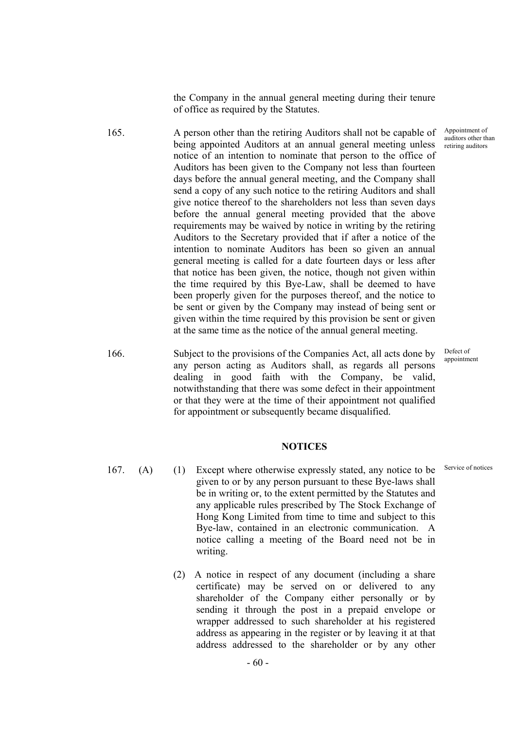the Company in the annual general meeting during their tenure of office as required by the Statutes.

165. A person other than the retiring Auditors shall not be capable of being appointed Auditors at an annual general meeting unless notice of an intention to nominate that person to the office of Auditors has been given to the Company not less than fourteen days before the annual general meeting, and the Company shall send a copy of any such notice to the retiring Auditors and shall give notice thereof to the shareholders not less than seven days before the annual general meeting provided that the above requirements may be waived by notice in writing by the retiring Auditors to the Secretary provided that if after a notice of the intention to nominate Auditors has been so given an annual general meeting is called for a date fourteen days or less after that notice has been given, the notice, though not given within the time required by this Bye-Law, shall be deemed to have been properly given for the purposes thereof, and the notice to be sent or given by the Company may instead of being sent or given within the time required by this provision be sent or given at the same time as the notice of the annual general meeting.

Appointment of auditors other than retiring auditors

166. Subject to the provisions of the Companies Act, all acts done by any person acting as Auditors shall, as regards all persons dealing in good faith with the Company, be valid, notwithstanding that there was some defect in their appointment or that they were at the time of their appointment not qualified for appointment or subsequently became disqualified.

Defect of appointment

## NOTICES

167. (A) (1) Except where otherwise expressly stated, any notice to be given to or by any person pursuant to these Bye-laws shall be in writing or, to the extent permitted by the Statutes and any applicable rules prescribed by The Stock Exchange of Hong Kong Limited from time to time and subject to this Bye-law, contained in an electronic communication. A notice calling a meeting of the Board need not be in writing.

Service of notices

(2) A notice in respect of any document (including a share certificate) may be served on or delivered to any shareholder of the Company either personally or by sending it through the post in a prepaid envelope or wrapper addressed to such shareholder at his registered address as appearing in the register or by leaving it at that address addressed to the shareholder or by any other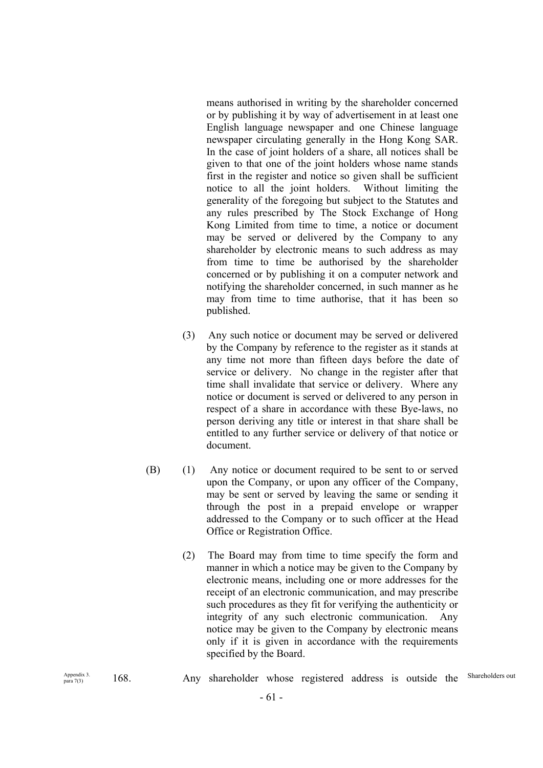means authorised in writing by the shareholder concerned or by publishing it by way of advertisement in at least one English language newspaper and one Chinese language newspaper circulating generally in the Hong Kong SAR. In the case of joint holders of a share, all notices shall be given to that one of the joint holders whose name stands first in the register and notice so given shall be sufficient notice to all the joint holders. Without limiting the generality of the foregoing but subject to the Statutes and any rules prescribed by The Stock Exchange of Hong Kong Limited from time to time, a notice or document may be served or delivered by the Company to any shareholder by electronic means to such address as may from time to time be authorised by the shareholder concerned or by publishing it on a computer network and notifying the shareholder concerned, in such manner as he may from time to time authorise, that it has been so published.

(3) Any such notice or document may be served or delivered by the Company by reference to the register as it stands at any time not more than fifteen days before the date of service or delivery. No change in the register after that time shall invalidate that service or delivery. Where any notice or document is served or delivered to any person in respect of a share in accordance with these Bye-laws, no person deriving any title or interest in that share shall be entitled to any further service or delivery of that notice or document.

(B) (1) Any notice or document required to be sent to or served upon the Company, or upon any officer of the Company, may be sent or served by leaving the same or sending it through the post in a prepaid envelope or wrapper addressed to the Company or to such officer at the Head Office or Registration Office.

(2) The Board may from time to time specify the form and manner in which a notice may be given to the Company by electronic means, including one or more addresses for the receipt of an electronic communication, and may prescribe such procedures as they fit for verifying the authenticity or integrity of any such electronic communication. Any notice may be given to the Company by electronic means only if it is given in accordance with the requirements specified by the Board.

Appendix 3. para 7(3)

168. Any shareholder whose registered address is outside the

Shareholders out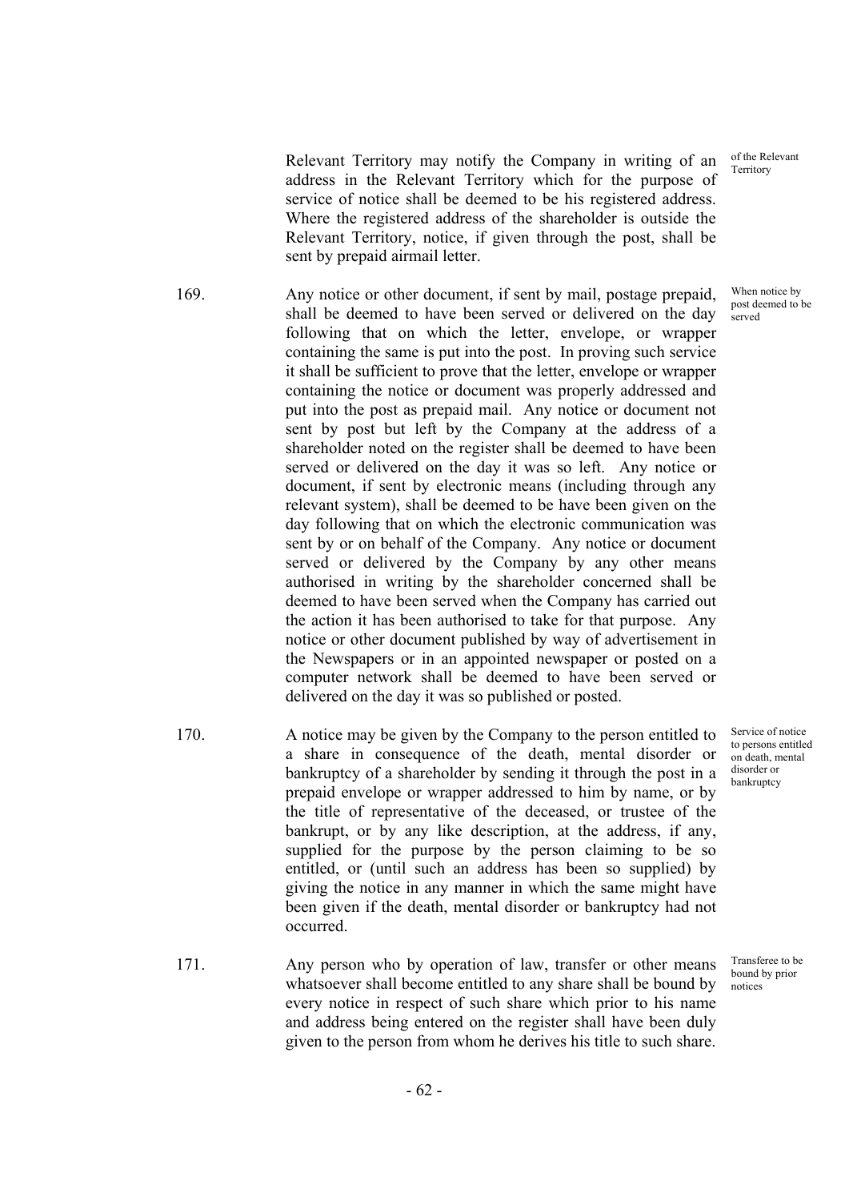Relevant Territory may notify the Company in writing of an address in the Relevant Territory which for the purpose of service of notice shall be deemed to be his registered address. Where the registered address of the shareholder is outside the Relevant Territory, notice, if given through the post, shall be sent by prepaid airmail letter.

*of the Relevant Territory*

169. *When notice by post deemed to be served*

Any notice or other document, if sent by mail, postage prepaid, shall be deemed to have been served or delivered on the day following that on which the letter, envelope, or wrapper containing the same is put into the post. In proving such service it shall be sufficient to prove that the letter, envelope or wrapper containing the notice or document was properly addressed and put into the post as prepaid mail. Any notice or document not sent by post but left by the Company at the address of a shareholder noted on the register shall be deemed to have been served or delivered on the day it was so left. Any notice or document, if sent by electronic means (including through any relevant system), shall be deemed to be have been given on the day following that on which the electronic communication was sent by or on behalf of the Company. Any notice or document served or delivered by the Company by any other means authorised in writing by the shareholder concerned shall be deemed to have been served when the Company has carried out the action it has been authorised to take for that purpose. Any notice or other document published by way of advertisement in the Newspapers or in an appointed newspaper or posted on a computer network shall be deemed to have been served or delivered on the day it was so published or posted.

170. *Service of notice to persons entitled on death, mental disorder or bankruptcy*

A notice may be given by the Company to the person entitled to a share in consequence of the death, mental disorder or bankruptcy of a shareholder by sending it through the post in a prepaid envelope or wrapper addressed to him by name, or by the title of representative of the deceased, or trustee of the bankrupt, or by any like description, at the address, if any, supplied for the purpose by the person claiming to be so entitled, or (until such an address has been so supplied) by giving the notice in any manner in which the same might have been given if the death, mental disorder or bankruptcy had not occurred.

171. *Transferee to be bound by prior notices*

Any person who by operation of law, transfer or other means whatsoever shall become entitled to any share shall be bound by every notice in respect of such share which prior to his name and address being entered on the register shall have been duly given to the person from whom he derives his title to such share.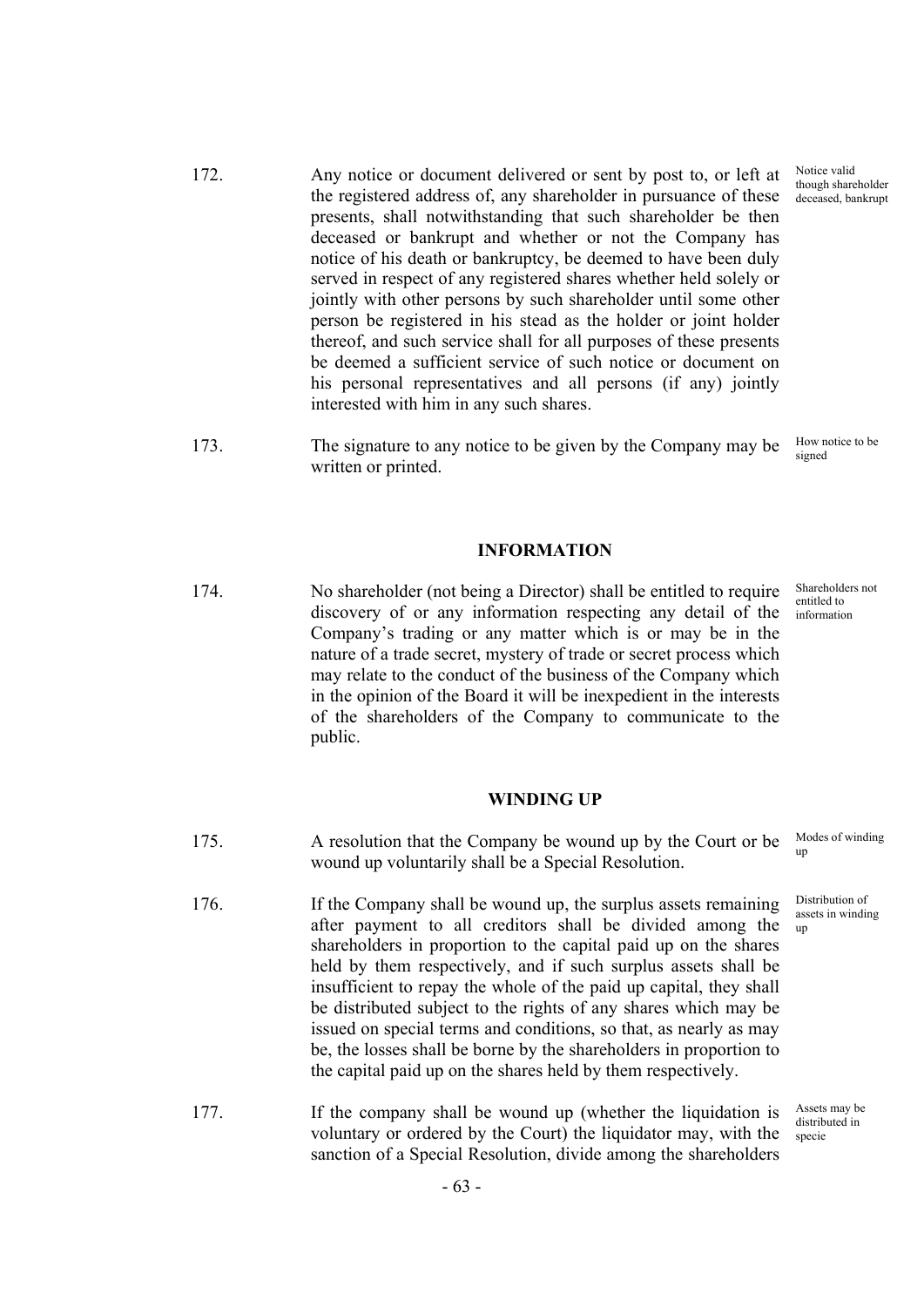172. Any notice or document delivered or sent by post to, or left at the registered address of, any shareholder in pursuance of these presents, shall notwithstanding that such shareholder be then deceased or bankrupt and whether or not the Company has notice of his death or bankruptcy, be deemed to have been duly served in respect of any registered shares whether held solely or jointly with other persons by such shareholder until some other person be registered in his stead as the holder or joint holder thereof, and such service shall for all purposes of these presents be deemed a sufficient service of such notice or document on his personal representatives and all persons (if any) jointly interested with him in any such shares.

*Notice valid though shareholder deceased, bankrupt*

173. The signature to any notice to be given by the Company may be written or printed.

*How notice to be signed*

## INFORMATION

174. No shareholder (not being a Director) shall be entitled to require discovery of or any information respecting any detail of the Company's trading or any matter which is or may be in the nature of a trade secret, mystery of trade or secret process which may relate to the conduct of the business of the Company which in the opinion of the Board it will be inexpedient in the interests of the shareholders of the Company to communicate to the public.

*Shareholders not entitled to information*

## WINDING UP

175. A resolution that the Company be wound up by the Court or be wound up voluntarily shall be a Special Resolution.

*Modes of winding up*

176. If the Company shall be wound up, the surplus assets remaining after payment to all creditors shall be divided among the shareholders in proportion to the capital paid up on the shares held by them respectively, and if such surplus assets shall be insufficient to repay the whole of the paid up capital, they shall be distributed subject to the rights of any shares which may be issued on special terms and conditions, so that, as nearly as may be, the losses shall be borne by the shareholders in proportion to the capital paid up on the shares held by them respectively.

*Distribution of assets in winding up*

177. If the company shall be wound up (whether the liquidation is voluntary or ordered by the Court) the liquidator may, with the sanction of a Special Resolution, divide among the shareholders

*Assets may be distributed in specie*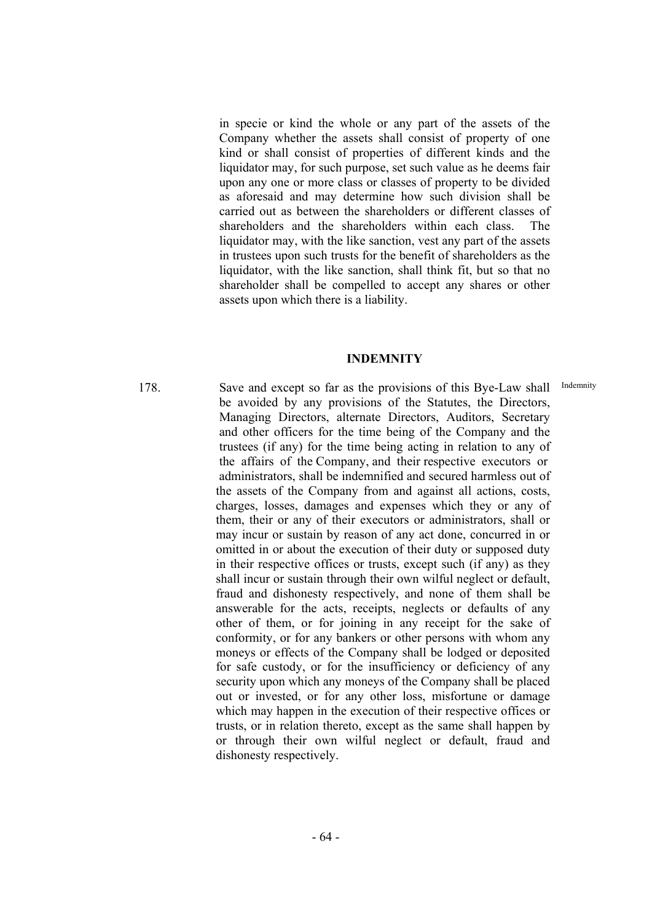in specie or kind the whole or any part of the assets of the Company whether the assets shall consist of property of one kind or shall consist of properties of different kinds and the liquidator may, for such purpose, set such value as he deems fair upon any one or more class or classes of property to be divided as aforesaid and may determine how such division shall be carried out as between the shareholders or different classes of shareholders and the shareholders within each class. The liquidator may, with the like sanction, vest any part of the assets in trustees upon such trusts for the benefit of shareholders as the liquidator, with the like sanction, shall think fit, but so that no shareholder shall be compelled to accept any shares or other assets upon which there is a liability.

## INDEMNITY

178. Save and except so far as the provisions of this Bye-Law shall be avoided by any provisions of the Statutes, the Directors, Managing Directors, alternate Directors, Auditors, Secretary and other officers for the time being of the Company and the trustees (if any) for the time being acting in relation to any of the affairs of the Company, and their respective executors or administrators, shall be indemnified and secured harmless out of the assets of the Company from and against all actions, costs, charges, losses, damages and expenses which they or any of them, their or any of their executors or administrators, shall or may incur or sustain by reason of any act done, concurred in or omitted in or about the execution of their duty or supposed duty in their respective offices or trusts, except such (if any) as they shall incur or sustain through their own wilful neglect or default, fraud and dishonesty respectively, and none of them shall be answerable for the acts, receipts, neglects or defaults of any other of them, or for joining in any receipt for the sake of conformity, or for any bankers or other persons with whom any moneys or effects of the Company shall be lodged or deposited for safe custody, or for the insufficiency or deficiency of any security upon which any moneys of the Company shall be placed out or invested, or for any other loss, misfortune or damage which may happen in the execution of their respective offices or trusts, or in relation thereto, except as the same shall happen by or through their own wilful neglect or default, fraud and dishonesty respectively.

Indemnity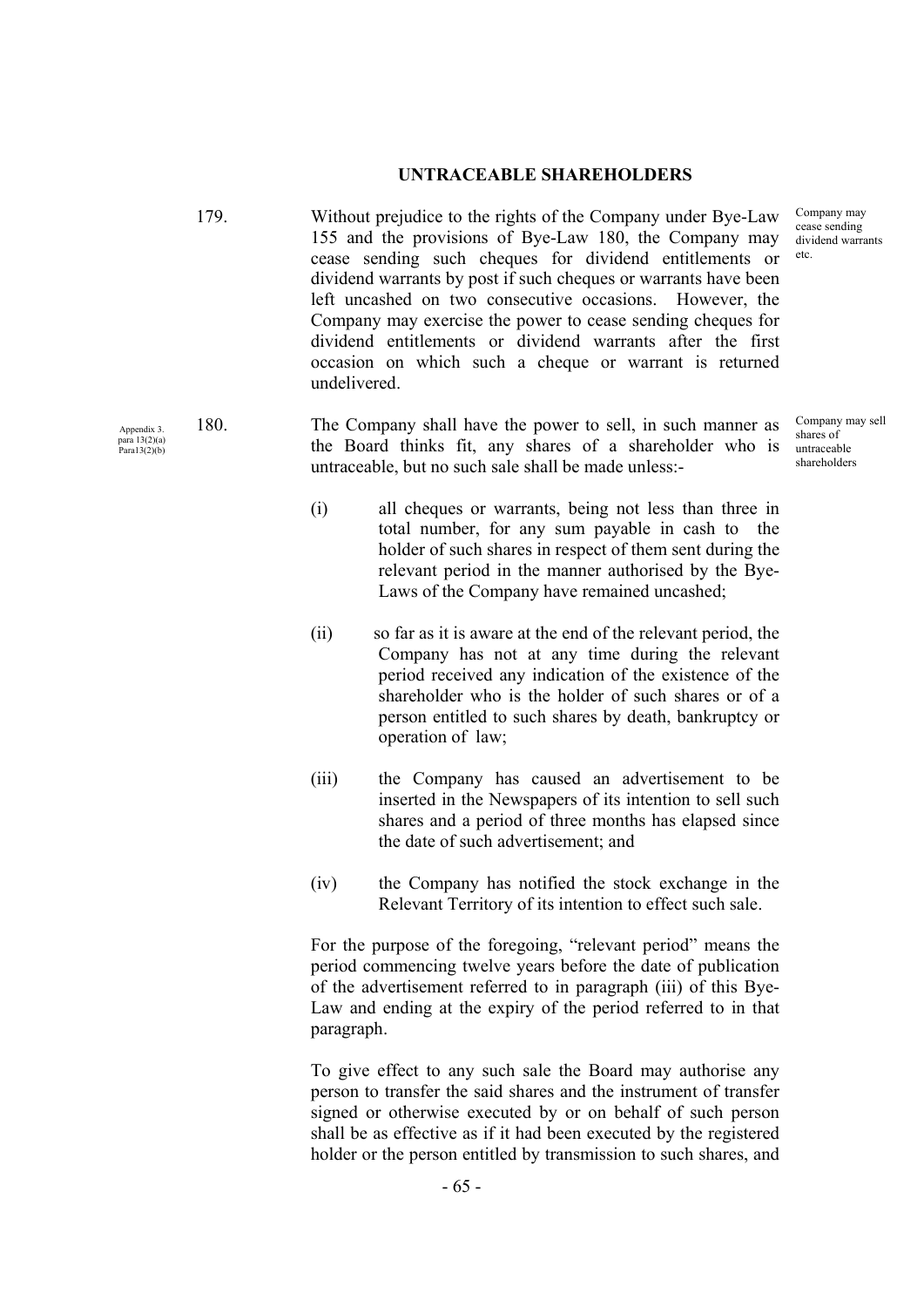## UNTRACEABLE SHAREHOLDERS

179. Without prejudice to the rights of the Company under Bye-Law 155 and the provisions of Bye-Law 180, the Company may cease sending such cheques for dividend entitlements or dividend warrants by post if such cheques or warrants have been left uncashed on two consecutive occasions. However, the Company may exercise the power to cease sending cheques for dividend entitlements or dividend warrants after the first occasion on which such a cheque or warrant is returned undelivered.

Company may cease sending dividend warrants etc.

Appendix 3. para 13(2)(a) Para13(2)(b)

180. The Company shall have the power to sell, in such manner as the Board thinks fit, any shares of a shareholder who is untraceable, but no such sale shall be made unless:-

Company may sell shares of untraceable shareholders

(i) all cheques or warrants, being not less than three in total number, for any sum payable in cash to the holder of such shares in respect of them sent during the relevant period in the manner authorised by the Bye-Laws of the Company have remained uncashed;

(ii) so far as it is aware at the end of the relevant period, the Company has not at any time during the relevant period received any indication of the existence of the shareholder who is the holder of such shares or of a person entitled to such shares by death, bankruptcy or operation of law;

(iii) the Company has caused an advertisement to be inserted in the Newspapers of its intention to sell such shares and a period of three months has elapsed since the date of such advertisement; and

(iv) the Company has notified the stock exchange in the Relevant Territory of its intention to effect such sale.

For the purpose of the foregoing, "relevant period" means the period commencing twelve years before the date of publication of the advertisement referred to in paragraph (iii) of this Bye-Law and ending at the expiry of the period referred to in that paragraph.

To give effect to any such sale the Board may authorise any person to transfer the said shares and the instrument of transfer signed or otherwise executed by or on behalf of such person shall be as effective as if it had been executed by the registered holder or the person entitled by transmission to such shares, and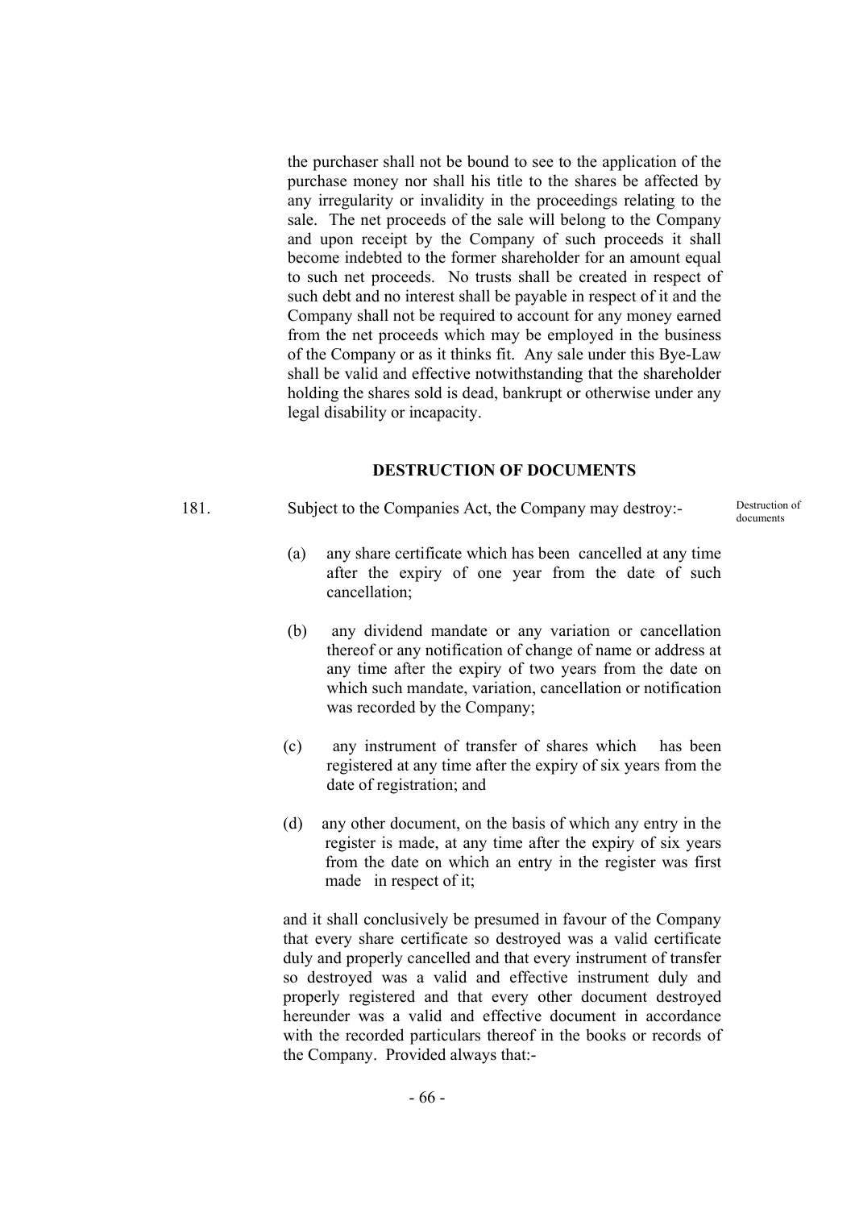the purchaser shall not be bound to see to the application of the purchase money nor shall his title to the shares be affected by any irregularity or invalidity in the proceedings relating to the sale. The net proceeds of the sale will belong to the Company and upon receipt by the Company of such proceeds it shall become indebted to the former shareholder for an amount equal to such net proceeds. No trusts shall be created in respect of such debt and no interest shall be payable in respect of it and the Company shall not be required to account for any money earned from the net proceeds which may be employed in the business of the Company or as it thinks fit. Any sale under this Bye-Law shall be valid and effective notwithstanding that the shareholder holding the shares sold is dead, bankrupt or otherwise under any legal disability or incapacity.

## DESTRUCTION OF DOCUMENTS

181. Subject to the Companies Act, the Company may destroy:- *Destruction of documents*

(a) any share certificate which has been cancelled at any time after the expiry of one year from the date of such cancellation;

(b) any dividend mandate or any variation or cancellation thereof or any notification of change of name or address at any time after the expiry of two years from the date on which such mandate, variation, cancellation or notification was recorded by the Company;

(c) any instrument of transfer of shares which has been registered at any time after the expiry of six years from the date of registration; and

(d) any other document, on the basis of which any entry in the register is made, at any time after the expiry of six years from the date on which an entry in the register was first made in respect of it;

and it shall conclusively be presumed in favour of the Company that every share certificate so destroyed was a valid certificate duly and properly cancelled and that every instrument of transfer so destroyed was a valid and effective instrument duly and properly registered and that every other document destroyed hereunder was a valid and effective document in accordance with the recorded particulars thereof in the books or records of the Company. Provided always that:-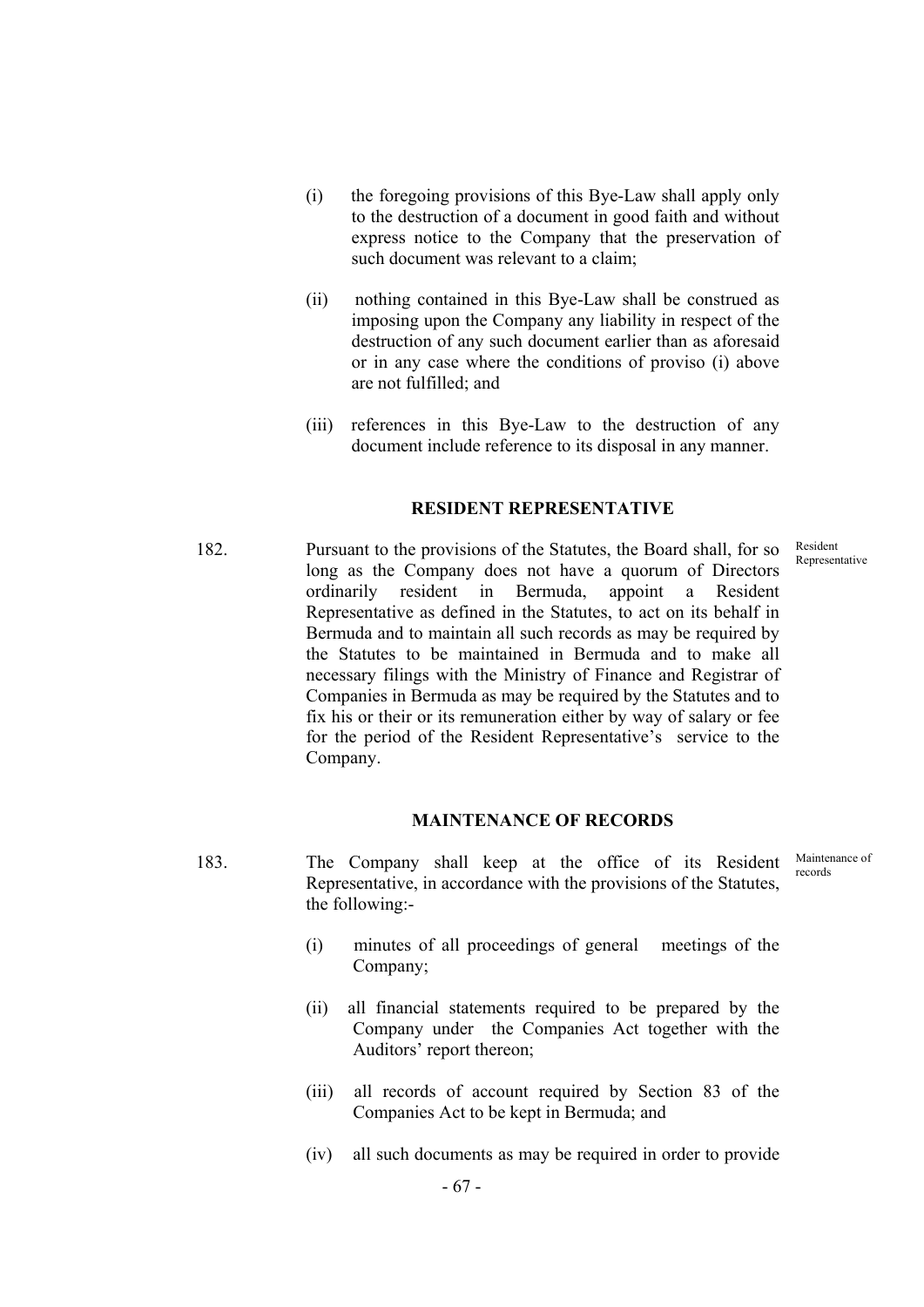(i) the foregoing provisions of this Bye-Law shall apply only to the destruction of a document in good faith and without express notice to the Company that the preservation of such document was relevant to a claim;

(ii) nothing contained in this Bye-Law shall be construed as imposing upon the Company any liability in respect of the destruction of any such document earlier than as aforesaid or in any case where the conditions of proviso (i) above are not fulfilled; and

(iii) references in this Bye-Law to the destruction of any document include reference to its disposal in any manner.

## RESIDENT REPRESENTATIVE

182. Pursuant to the provisions of the Statutes, the Board shall, for so long as the Company does not have a quorum of Directors ordinarily resident in Bermuda, appoint a Resident Representative as defined in the Statutes, to act on its behalf in Bermuda and to maintain all such records as may be required by the Statutes to be maintained in Bermuda and to make all necessary filings with the Ministry of Finance and Registrar of Companies in Bermuda as may be required by the Statutes and to fix his or their or its remuneration either by way of salary or fee for the period of the Resident Representative's service to the Company.

Resident Representative

## MAINTENANCE OF RECORDS

183. The Company shall keep at the office of its Resident Representative, in accordance with the provisions of the Statutes, the following:-

Maintenance of records

(i) minutes of all proceedings of general meetings of the Company;

(ii) all financial statements required to be prepared by the Company under the Companies Act together with the Auditors' report thereon;

(iii) all records of account required by Section 83 of the Companies Act to be kept in Bermuda; and

(iv) all such documents as may be required in order to provide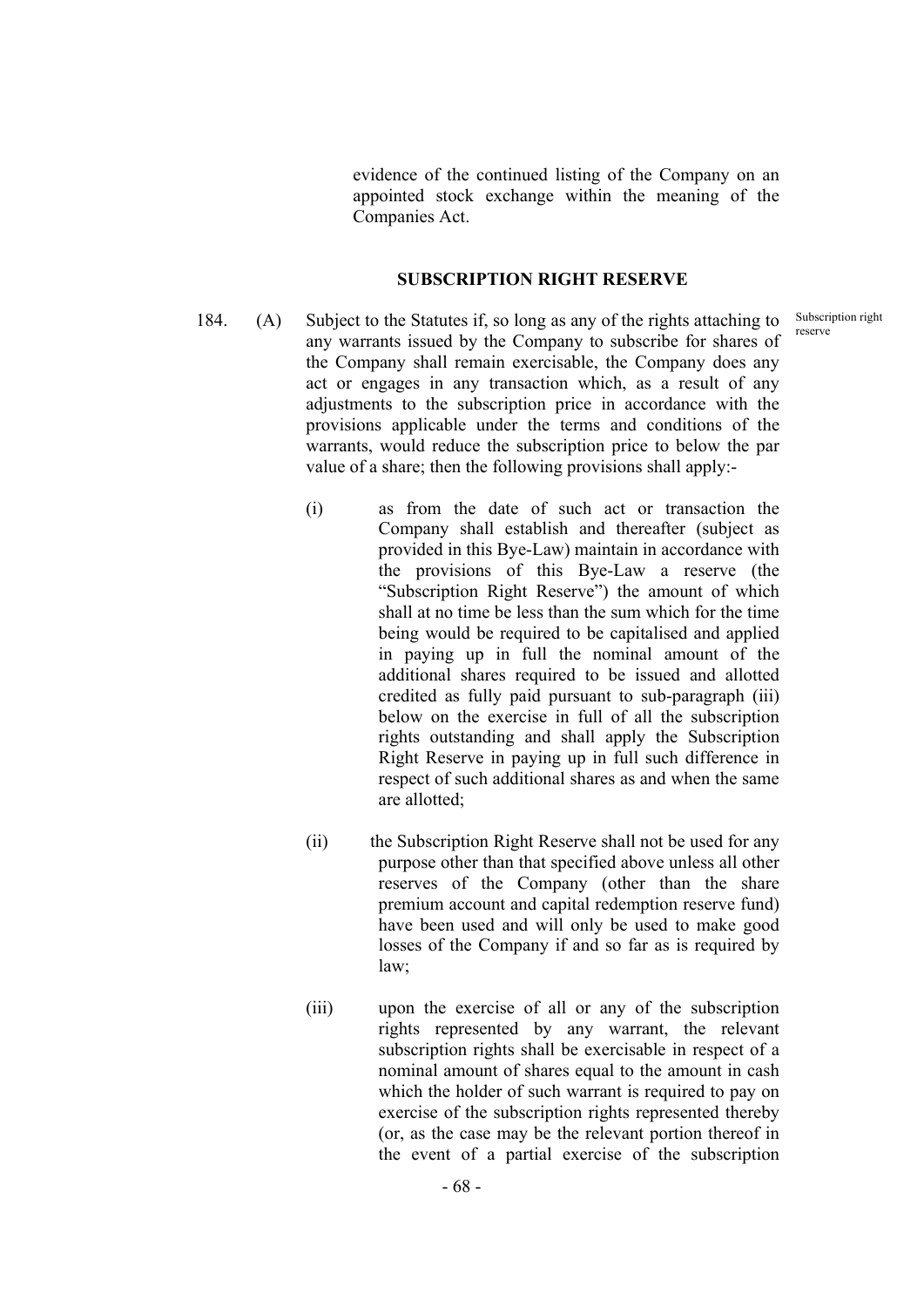evidence of the continued listing of the Company on an appointed stock exchange within the meaning of the Companies Act.

## SUBSCRIPTION RIGHT RESERVE

184. (A) Subject to the Statutes if, so long as any of the rights attaching to any warrants issued by the Company to subscribe for shares of the Company shall remain exercisable, the Company does any act or engages in any transaction which, as a result of any adjustments to the subscription price in accordance with the provisions applicable under the terms and conditions of the warrants, would reduce the subscription price to below the par value of a share; then the following provisions shall apply:-

Subscription right reserve

(i) as from the date of such act or transaction the Company shall establish and thereafter (subject as provided in this Bye-Law) maintain in accordance with the provisions of this Bye-Law a reserve (the "Subscription Right Reserve") the amount of which shall at no time be less than the sum which for the time being would be required to be capitalised and applied in paying up in full the nominal amount of the additional shares required to be issued and allotted credited as fully paid pursuant to sub-paragraph (iii) below on the exercise in full of all the subscription rights outstanding and shall apply the Subscription Right Reserve in paying up in full such difference in respect of such additional shares as and when the same are allotted;

(ii) the Subscription Right Reserve shall not be used for any purpose other than that specified above unless all other reserves of the Company (other than the share premium account and capital redemption reserve fund) have been used and will only be used to make good losses of the Company if and so far as is required by law;

(iii) upon the exercise of all or any of the subscription rights represented by any warrant, the relevant subscription rights shall be exercisable in respect of a nominal amount of shares equal to the amount in cash which the holder of such warrant is required to pay on exercise of the subscription rights represented thereby (or, as the case may be the relevant portion thereof in the event of a partial exercise of the subscription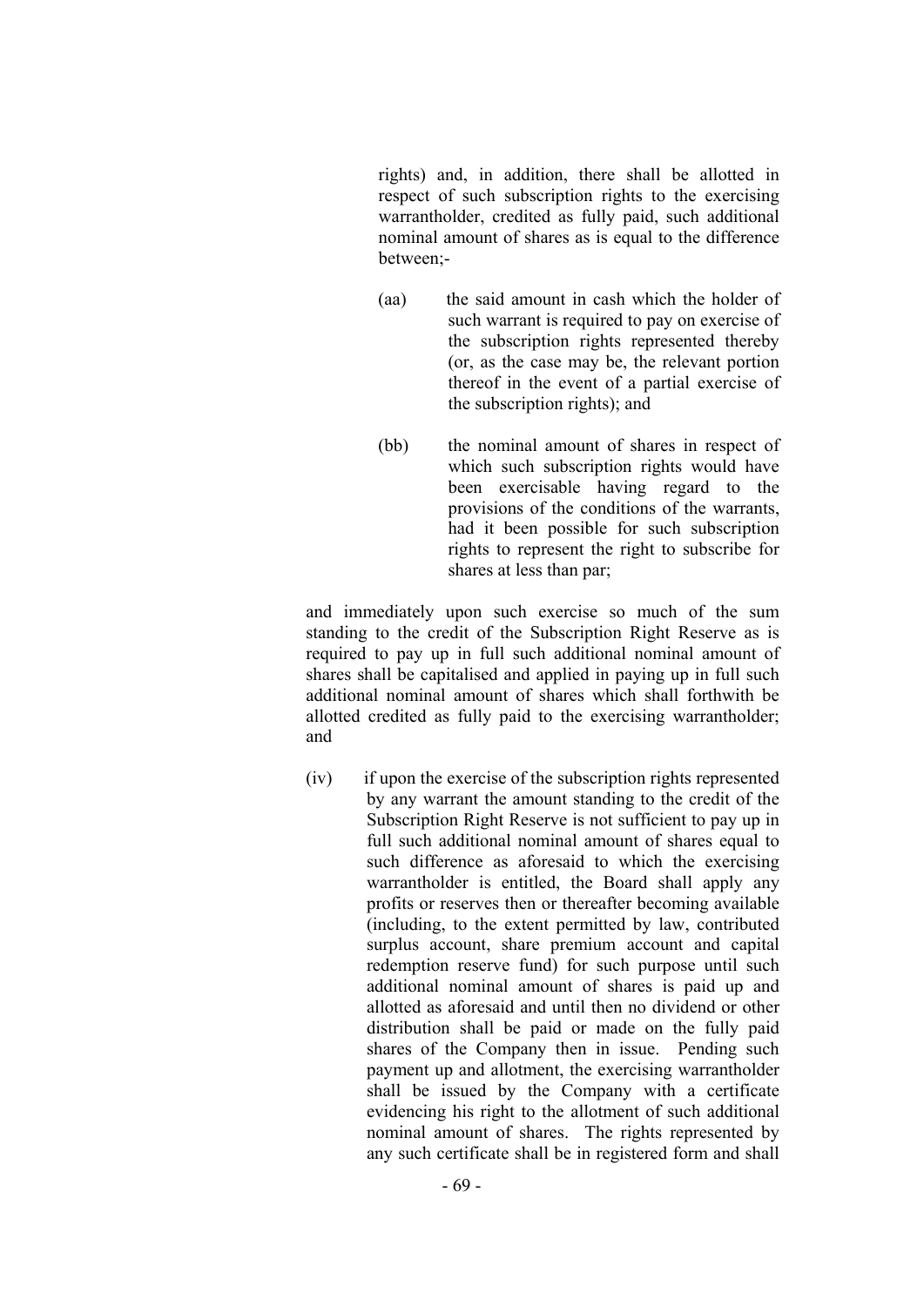rights) and, in addition, there shall be allotted in respect of such subscription rights to the exercising warrantholder, credited as fully paid, such additional nominal amount of shares as is equal to the difference between;-

(aa) the said amount in cash which the holder of such warrant is required to pay on exercise of the subscription rights represented thereby (or, as the case may be, the relevant portion thereof in the event of a partial exercise of the subscription rights); and

(bb) the nominal amount of shares in respect of which such subscription rights would have been exercisable having regard to the provisions of the conditions of the warrants, had it been possible for such subscription rights to represent the right to subscribe for shares at less than par;

and immediately upon such exercise so much of the sum standing to the credit of the Subscription Right Reserve as is required to pay up in full such additional nominal amount of shares shall be capitalised and applied in paying up in full such additional nominal amount of shares which shall forthwith be allotted credited as fully paid to the exercising warrantholder; and

(iv) if upon the exercise of the subscription rights represented by any warrant the amount standing to the credit of the Subscription Right Reserve is not sufficient to pay up in full such additional nominal amount of shares equal to such difference as aforesaid to which the exercising warrantholder is entitled, the Board shall apply any profits or reserves then or thereafter becoming available (including, to the extent permitted by law, contributed surplus account, share premium account and capital redemption reserve fund) for such purpose until such additional nominal amount of shares is paid up and allotted as aforesaid and until then no dividend or other distribution shall be paid or made on the fully paid shares of the Company then in issue. Pending such payment up and allotment, the exercising warrantholder shall be issued by the Company with a certificate evidencing his right to the allotment of such additional nominal amount of shares. The rights represented by any such certificate shall be in registered form and shall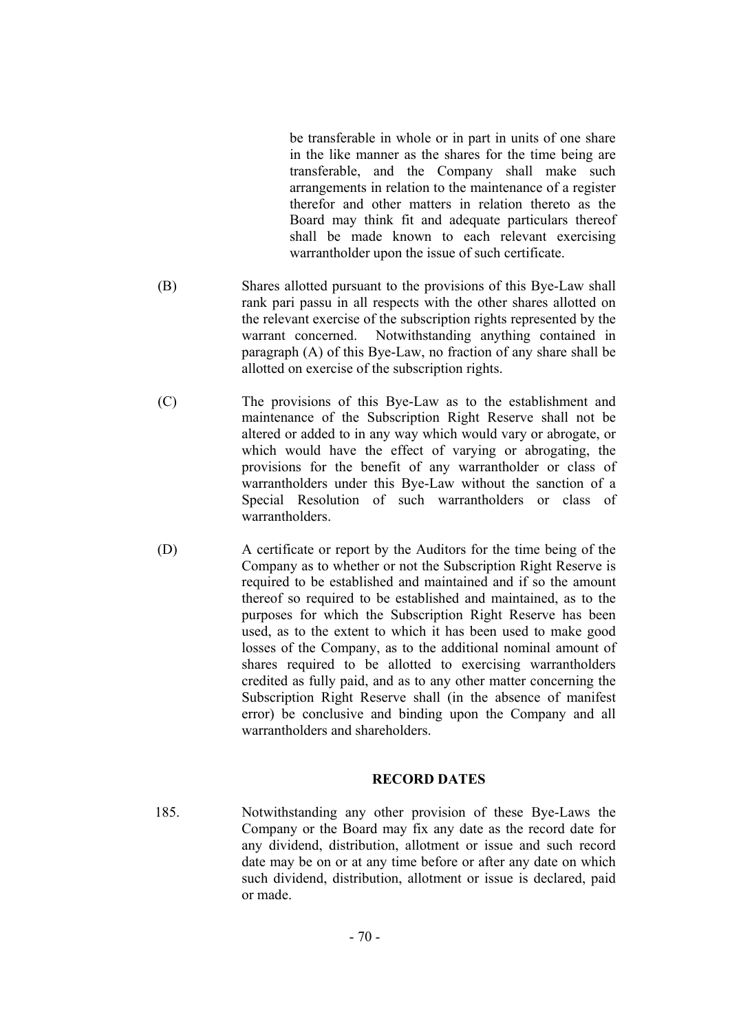be transferable in whole or in part in units of one share in the like manner as the shares for the time being are transferable, and the Company shall make such arrangements in relation to the maintenance of a register therefor and other matters in relation thereto as the Board may think fit and adequate particulars thereof shall be made known to each relevant exercising warrantholder upon the issue of such certificate.

(B) Shares allotted pursuant to the provisions of this Bye-Law shall rank pari passu in all respects with the other shares allotted on the relevant exercise of the subscription rights represented by the warrant concerned. Notwithstanding anything contained in paragraph (A) of this Bye-Law, no fraction of any share shall be allotted on exercise of the subscription rights.

(C) The provisions of this Bye-Law as to the establishment and maintenance of the Subscription Right Reserve shall not be altered or added to in any way which would vary or abrogate, or which would have the effect of varying or abrogating, the provisions for the benefit of any warrantholder or class of warrantholders under this Bye-Law without the sanction of a Special Resolution of such warrantholders or class of warrantholders.

(D) A certificate or report by the Auditors for the time being of the Company as to whether or not the Subscription Right Reserve is required to be established and maintained and if so the amount thereof so required to be established and maintained, as to the purposes for which the Subscription Right Reserve has been used, as to the extent to which it has been used to make good losses of the Company, as to the additional nominal amount of shares required to be allotted to exercising warrantholders credited as fully paid, and as to any other matter concerning the Subscription Right Reserve shall (in the absence of manifest error) be conclusive and binding upon the Company and all warrantholders and shareholders.

## RECORD DATES

185. Notwithstanding any other provision of these Bye-Laws the Company or the Board may fix any date as the record date for any dividend, distribution, allotment or issue and such record date may be on or at any time before or after any date on which such dividend, distribution, allotment or issue is declared, paid or made.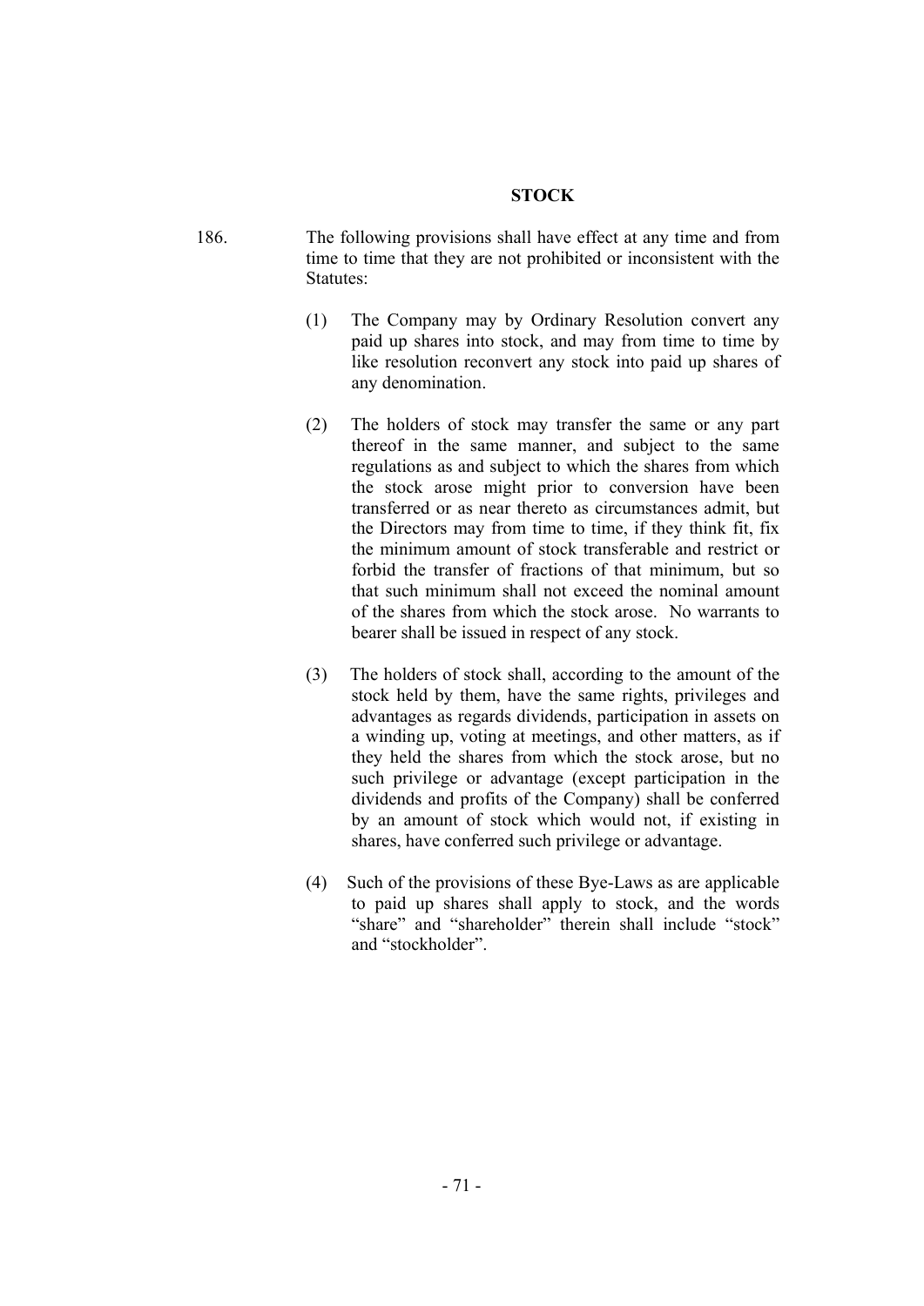## STOCK

186. The following provisions shall have effect at any time and from time to time that they are not prohibited or inconsistent with the Statutes:

   (1) The Company may by Ordinary Resolution convert any paid up shares into stock, and may from time to time by like resolution reconvert any stock into paid up shares of any denomination.

   (2) The holders of stock may transfer the same or any part thereof in the same manner, and subject to the same regulations as and subject to which the shares from which the stock arose might prior to conversion have been transferred or as near thereto as circumstances admit, but the Directors may from time to time, if they think fit, fix the minimum amount of stock transferable and restrict or forbid the transfer of fractions of that minimum, but so that such minimum shall not exceed the nominal amount of the shares from which the stock arose. No warrants to bearer shall be issued in respect of any stock.

   (3) The holders of stock shall, according to the amount of the stock held by them, have the same rights, privileges and advantages as regards dividends, participation in assets on a winding up, voting at meetings, and other matters, as if they held the shares from which the stock arose, but no such privilege or advantage (except participation in the dividends and profits of the Company) shall be conferred by an amount of stock which would not, if existing in shares, have conferred such privilege or advantage.

   (4) Such of the provisions of these Bye-Laws as are applicable to paid up shares shall apply to stock, and the words "share" and "shareholder" therein shall include "stock" and "stockholder".